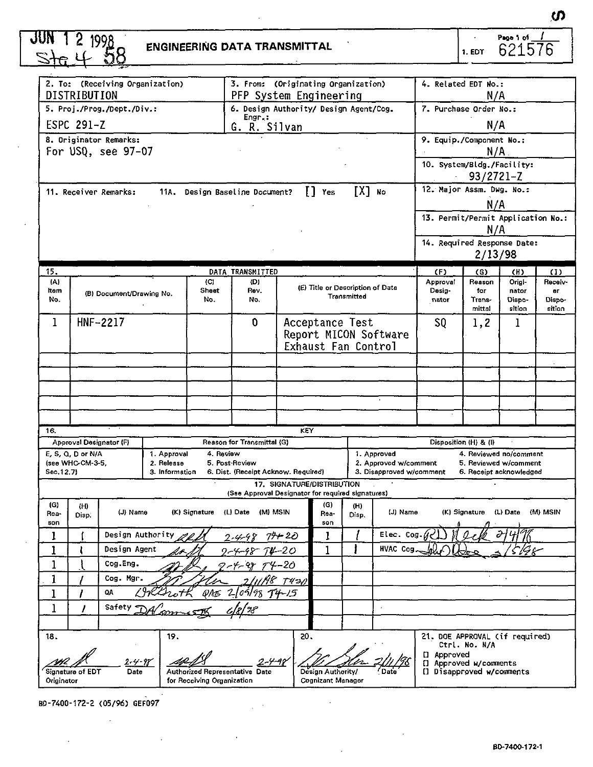JUN 1 2 1998
Sta 4 58

# ENGINEERING DATA TRANSMITTAL

Page 1 of 1

1. EDT 621576

| | | |
|---|---|---|
| 2. To: (Receiving Organization) DISTRIBUTION | 3. From: (Originating Organization) PFP System Engineering | 4. Related EDT No.: N/A |
| 5. Proj./Prog./Dept./Div.: ESPC 291-Z | 6. Design Authority/ Design Agent/Cog. Engr.: G. R. Silvan | 7. Purchase Order No.: N/A |
| 8. Originator Remarks: For USQ, see 97-07 | | 9. Equip./Component No.: N/A |
| | | 10. System/Bldg./Facility: 93/2721-Z |
| 11. Receiver Remarks: 11A. Design Baseline Document? [] Yes [X] No | | 12. Major Assm. Dwg. No.: N/A |
| | | 13. Permit/Permit Application No.: N/A |
| | | 14. Required Response Date: 2/13/98 |

15. DATA TRANSMITTED

| (A) Item No. | (B) Document/Drawing No. | (C) Sheet No. | (D) Rev. No. | (E) Title or Description of Data Transmitted | (F) Approval Designator | (G) Reason for Transmittal | (H) Originator Disposition | (I) Receiver Disposition |
|---|---|---|---|---|---|---|---|---|
| 1 | HNF-2217 | | 0 | Acceptance Test Report MICON Software Exhaust Fan Control | SQ | 1,2 | 1 | |

16. KEY

| Approval Designator (F) | Reason for Transmittal (G) | | Disposition (H) & (I) | |
|---|---|---|---|---|
| E, S, Q, D or N/A (see WHC-CM-3-5, Sec.12.7) | 1. Approval<br>2. Release<br>3. Information | 4. Review<br>5. Post-Review<br>6. Dist. (Receipt Acknow. Required) | 1. Approved<br>2. Approved w/comment<br>3. Disapproved w/comment | 4. Reviewed no/comment<br>5. Reviewed w/comment<br>6. Receipt acknowledged |

17. SIGNATURE/DISTRIBUTION
(See Approval Designator for required signatures)

| (G) Reason | (H) Disp. | (J) Name | (K) Signature | (L) Date | (M) MSIN | (G) Reason | (H) Disp. | (J) Name | (K) Signature | (L) Date | (M) MSIN |
|---|---|---|---|---|---|---|---|---|---|---|---|
| 1 | 1 | Design Authority | [signature] | 2-4-98 | T4-20 | 1 | 1 | Elec. Cog. | [signature] | 2/4/98 | |
| 1 | 1 | Design Agent | [signature] | 2-4-98 | T4-20 | 1 | 1 | HVAC Cog. | [signature] | 2/5/98 | |
| 1 | 1 | Cog.Eng. | [signature] | 2-4-98 | T4-20 | | | | | | |
| 1 | 1 | Cog. Mgr. | [signature] | 2/11/98 | T4-20 | | | | | | |
| 1 | 1 | QA | DRBroth QAE | 2/04/98 | T4-15 | | | | | | |
| 1 | 1 | Safety | [signature] | 6/8/98 | | | | | | | |

| 18. | 19. | 20. | 21. DOE APPROVAL (if required) |
|---|---|---|---|
| [signature] 2-4-98<br>Signature of EDT Originator / Date | [signature] 2-4-98<br>Authorized Representative for Receiving Organization / Date | [signature] 2/11/98<br>Design Authority/ Cognizant Manager / Date | Ctrl. No. N/A<br>[] Approved<br>[] Approved w/comments<br>[] Disapproved w/comments |

BD-7400-172-2 (05/96) GEF097

BD-7400-172-1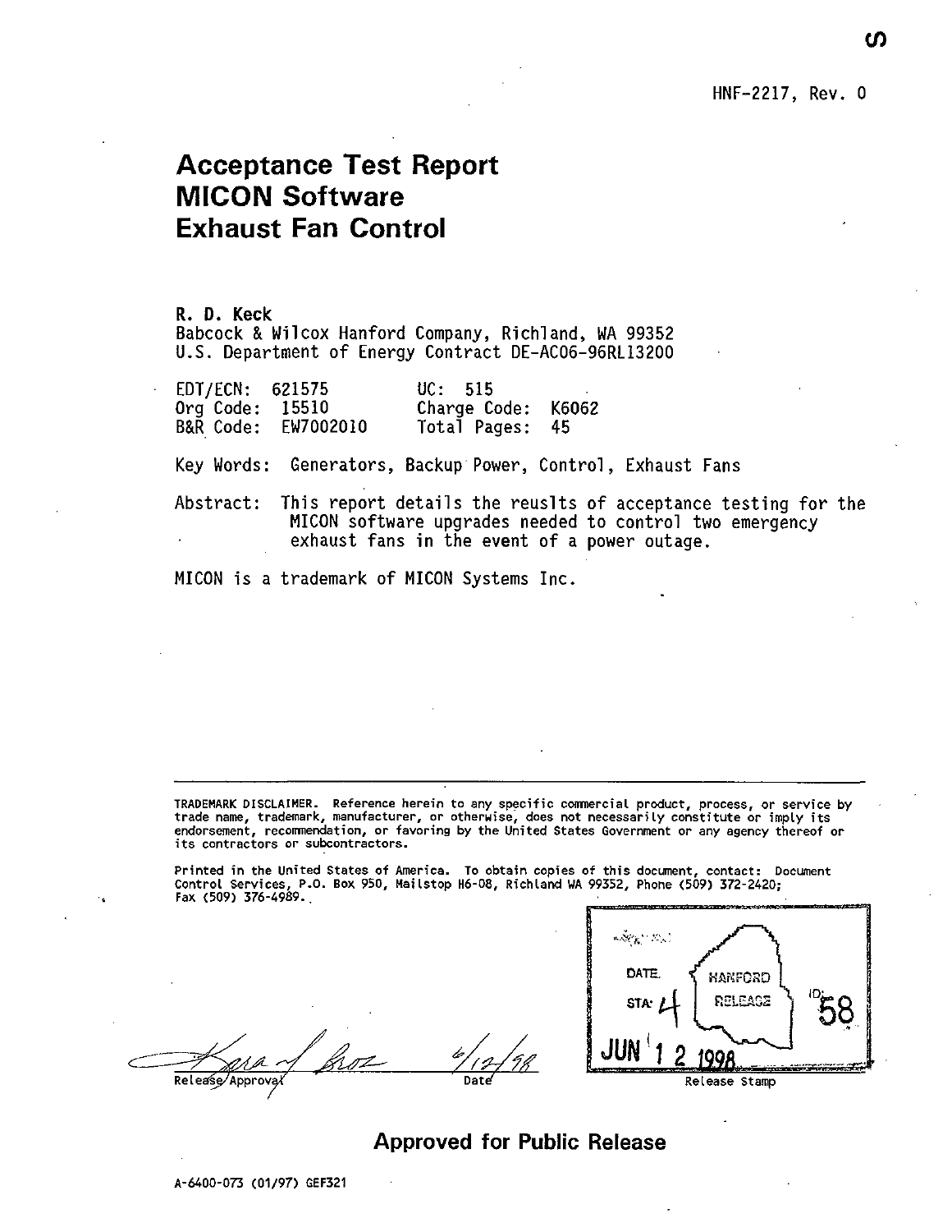HNF-2217, Rev. 0

# Acceptance Test Report MICON Software Exhaust Fan Control

**R. D. Keck**
Babcock & Wilcox Hanford Company, Richland, WA 99352
U.S. Department of Energy Contract DE-AC06-96RL13200

| | | | |
|---|---|---|---|
| EDT/ECN: | 621575 | UC: | 515 |
| Org Code: | 15510 | Charge Code: | K6062 |
| B&R Code: | EW7002010 | Total Pages: | 45 |

Key Words: Generators, Backup Power, Control, Exhaust Fans

Abstract: This report details the reuslts of acceptance testing for the MICON software upgrades needed to control two emergency exhaust fans in the event of a power outage.

MICON is a trademark of MICON Systems Inc.

---

TRADEMARK DISCLAIMER. Reference herein to any specific commercial product, process, or service by trade name, trademark, manufacturer, or otherwise, does not necessarily constitute or imply its endorsement, recommendation, or favoring by the United States Government or any agency thereof or its contractors or subcontractors.

Printed in the United States of America. To obtain copies of this document, contact: Document Control Services, P.O. Box 950, Mailstop H6-08, Richland WA 99352, Phone (509) 372-2420; Fax (509) 376-4989.

Release Approval — Date: 6/12/98

Release Stamp: DATE: JUN 12 1998 — STA: 4 — HANFORD RELEASE — ID: 58

## Approved for Public Release

A-6400-073 (01/97) GEF321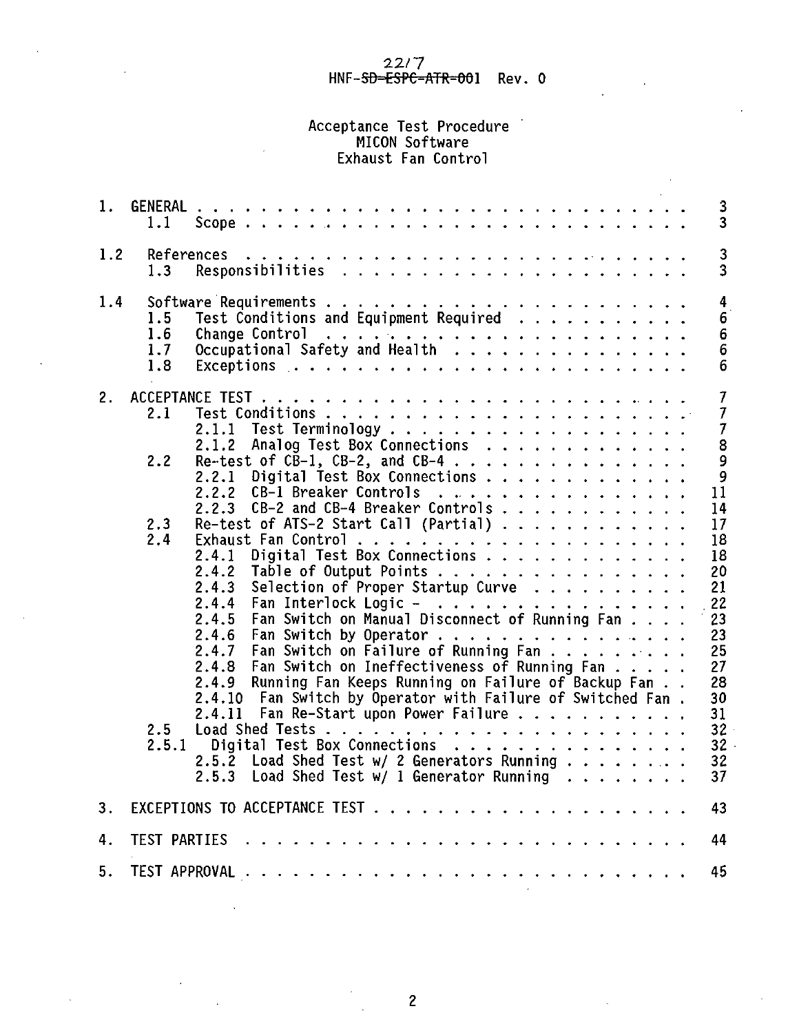2217
HNF-~~SD-ESPC-ATR-001~~ Rev. 0

# Acceptance Test Procedure
## MICON Software
## Exhaust Fan Control

| | | |
|---|---|---|
| 1. | GENERAL | 3 |
| 1.1 | Scope | 3 |
| 1.2 | References | 3 |
| 1.3 | Responsibilities | 3 |
| 1.4 | Software Requirements | 4 |
| 1.5 | Test Conditions and Equipment Required | 6 |
| 1.6 | Change Control | 6 |
| 1.7 | Occupational Safety and Health | 6 |
| 1.8 | Exceptions | 6 |
| 2. | ACCEPTANCE TEST | 7 |
| 2.1 | Test Conditions | 7 |
| 2.1.1 | Test Terminology | 7 |
| 2.1.2 | Analog Test Box Connections | 8 |
| 2.2 | Re-test of CB-1, CB-2, and CB-4 | 9 |
| 2.2.1 | Digital Test Box Connections | 9 |
| 2.2.2 | CB-1 Breaker Controls | 11 |
| 2.2.3 | CB-2 and CB-4 Breaker Controls | 14 |
| 2.3 | Re-test of ATS-2 Start Call (Partial) | 17 |
| 2.4 | Exhaust Fan Control | 18 |
| 2.4.1 | Digital Test Box Connections | 18 |
| 2.4.2 | Table of Output Points | 20 |
| 2.4.3 | Selection of Proper Startup Curve | 21 |
| 2.4.4 | Fan Interlock Logic - | 22 |
| 2.4.5 | Fan Switch on Manual Disconnect of Running Fan | 23 |
| 2.4.6 | Fan Switch by Operator | 23 |
| 2.4.7 | Fan Switch on Failure of Running Fan | 25 |
| 2.4.8 | Fan Switch on Ineffectiveness of Running Fan | 27 |
| 2.4.9 | Running Fan Keeps Running on Failure of Backup Fan | 28 |
| 2.4.10 | Fan Switch by Operator with Failure of Switched Fan | 30 |
| 2.4.11 | Fan Re-Start upon Power Failure | 31 |
| 2.5 | Load Shed Tests | 32 |
| 2.5.1 | Digital Test Box Connections | 32 |
| 2.5.2 | Load Shed Test w/ 2 Generators Running | 32 |
| 2.5.3 | Load Shed Test w/ 1 Generator Running | 37 |
| 3. | EXCEPTIONS TO ACCEPTANCE TEST | 43 |
| 4. | TEST PARTIES | 44 |
| 5. | TEST APPROVAL | 45 |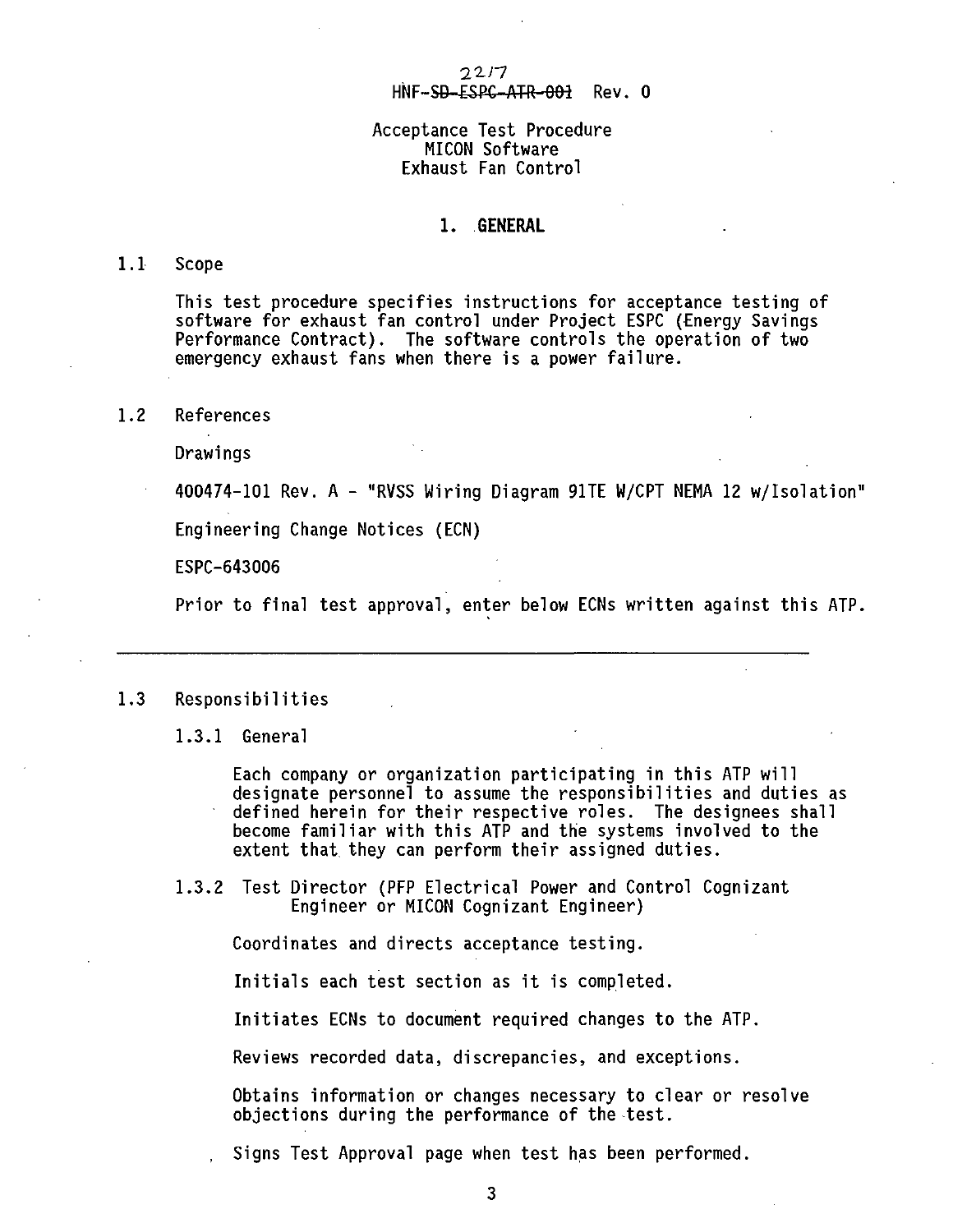2217

HNF-~~SD-ESPC-ATR-001~~ Rev. 0

Acceptance Test Procedure
MICON Software
Exhaust Fan Control

# 1. GENERAL

## 1.1 Scope

This test procedure specifies instructions for acceptance testing of software for exhaust fan control under Project ESPC (Energy Savings Performance Contract). The software controls the operation of two emergency exhaust fans when there is a power failure.

## 1.2 References

Drawings

400474-101 Rev. A - "RVSS Wiring Diagram 91TE W/CPT NEMA 12 w/Isolation"

Engineering Change Notices (ECN)

ESPC-643006

Prior to final test approval, enter below ECNs written against this ATP.

______________________________________________________________________

## 1.3 Responsibilities

### 1.3.1 General

Each company or organization participating in this ATP will designate personnel to assume the responsibilities and duties as defined herein for their respective roles. The designees shall become familiar with this ATP and the systems involved to the extent that they can perform their assigned duties.

### 1.3.2 Test Director (PFP Electrical Power and Control Cognizant Engineer or MICON Cognizant Engineer)

Coordinates and directs acceptance testing.

Initials each test section as it is completed.

Initiates ECNs to document required changes to the ATP.

Reviews recorded data, discrepancies, and exceptions.

Obtains information or changes necessary to clear or resolve objections during the performance of the test.

Signs Test Approval page when test has been performed.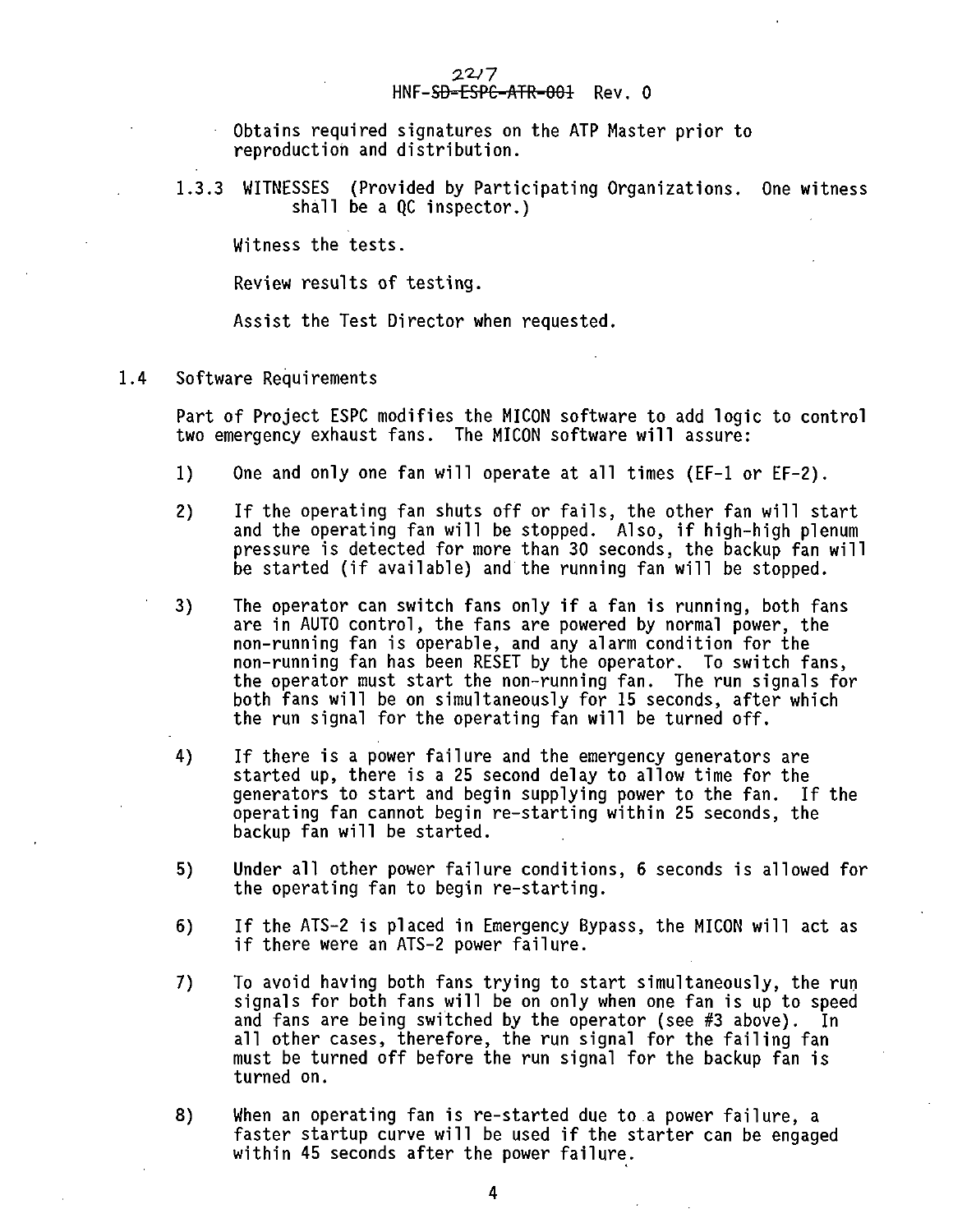Obtains required signatures on the ATP Master prior to reproduction and distribution.

### 1.3.3 WITNESSES (Provided by Participating Organizations. One witness shall be a QC inspector.)

Witness the tests.

Review results of testing.

Assist the Test Director when requested.

## 1.4 Software Requirements

Part of Project ESPC modifies the MICON software to add logic to control two emergency exhaust fans. The MICON software will assure:

1) One and only one fan will operate at all times (EF-1 or EF-2).

2) If the operating fan shuts off or fails, the other fan will start and the operating fan will be stopped. Also, if high-high plenum pressure is detected for more than 30 seconds, the backup fan will be started (if available) and the running fan will be stopped.

3) The operator can switch fans only if a fan is running, both fans are in AUTO control, the fans are powered by normal power, the non-running fan is operable, and any alarm condition for the non-running fan has been RESET by the operator. To switch fans, the operator must start the non-running fan. The run signals for both fans will be on simultaneously for 15 seconds, after which the run signal for the operating fan will be turned off.

4) If there is a power failure and the emergency generators are started up, there is a 25 second delay to allow time for the generators to start and begin supplying power to the fan. If the operating fan cannot begin re-starting within 25 seconds, the backup fan will be started.

5) Under all other power failure conditions, 6 seconds is allowed for the operating fan to begin re-starting.

6) If the ATS-2 is placed in Emergency Bypass, the MICON will act as if there were an ATS-2 power failure.

7) To avoid having both fans trying to start simultaneously, the run signals for both fans will be on only when one fan is up to speed and fans are being switched by the operator (see #3 above). In all other cases, therefore, the run signal for the failing fan must be turned off before the run signal for the backup fan is turned on.

8) When an operating fan is re-started due to a power failure, a faster startup curve will be used if the starter can be engaged within 45 seconds after the power failure.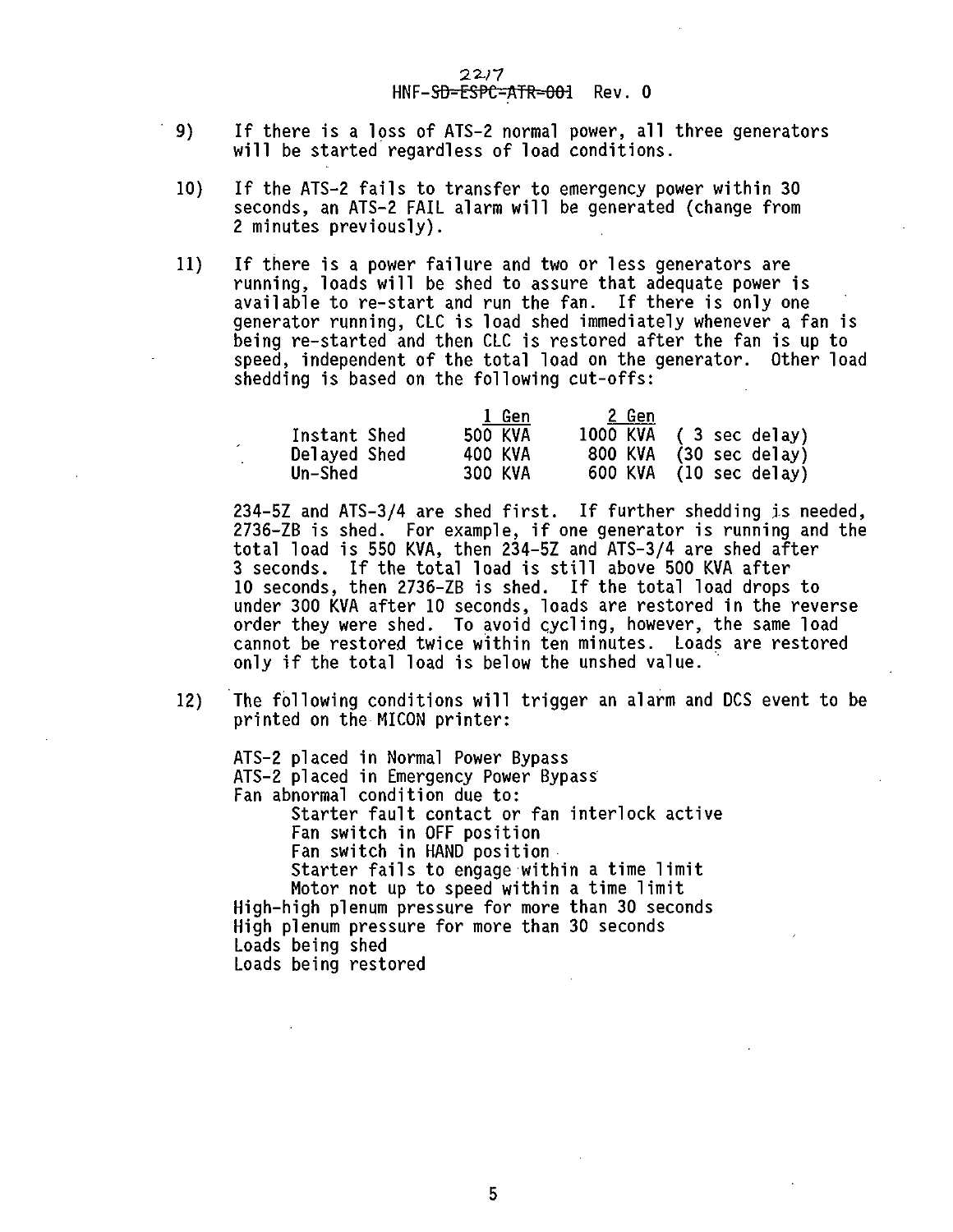9) If there is a loss of ATS-2 normal power, all three generators will be started regardless of load conditions.

10) If the ATS-2 fails to transfer to emergency power within 30 seconds, an ATS-2 FAIL alarm will be generated (change from 2 minutes previously).

11) If there is a power failure and two or less generators are running, loads will be shed to assure that adequate power is available to re-start and run the fan. If there is only one generator running, CLC is load shed immediately whenever a fan is being re-started and then CLC is restored after the fan is up to speed, independent of the total load on the generator. Other load shedding is based on the following cut-offs:

| | 1 Gen | 2 Gen | |
|---|---|---|---|
| Instant Shed | 500 KVA | 1000 KVA | ( 3 sec delay) |
| Delayed Shed | 400 KVA | 800 KVA | (30 sec delay) |
| Un-Shed | 300 KVA | 600 KVA | (10 sec delay) |

234-5Z and ATS-3/4 are shed first. If further shedding is needed, 2736-ZB is shed. For example, if one generator is running and the total load is 550 KVA, then 234-5Z and ATS-3/4 are shed after 3 seconds. If the total load is still above 500 KVA after 10 seconds, then 2736-ZB is shed. If the total load drops to under 300 KVA after 10 seconds, loads are restored in the reverse order they were shed. To avoid cycling, however, the same load cannot be restored twice within ten minutes. Loads are restored only if the total load is below the unshed value.

12) The following conditions will trigger an alarm and DCS event to be printed on the MICON printer:

ATS-2 placed in Normal Power Bypass
ATS-2 placed in Emergency Power Bypass
Fan abnormal condition due to:
- Starter fault contact or fan interlock active
- Fan switch in OFF position
- Fan switch in HAND position
- Starter fails to engage within a time limit
- Motor not up to speed within a time limit

High-high plenum pressure for more than 30 seconds
High plenum pressure for more than 30 seconds
Loads being shed
Loads being restored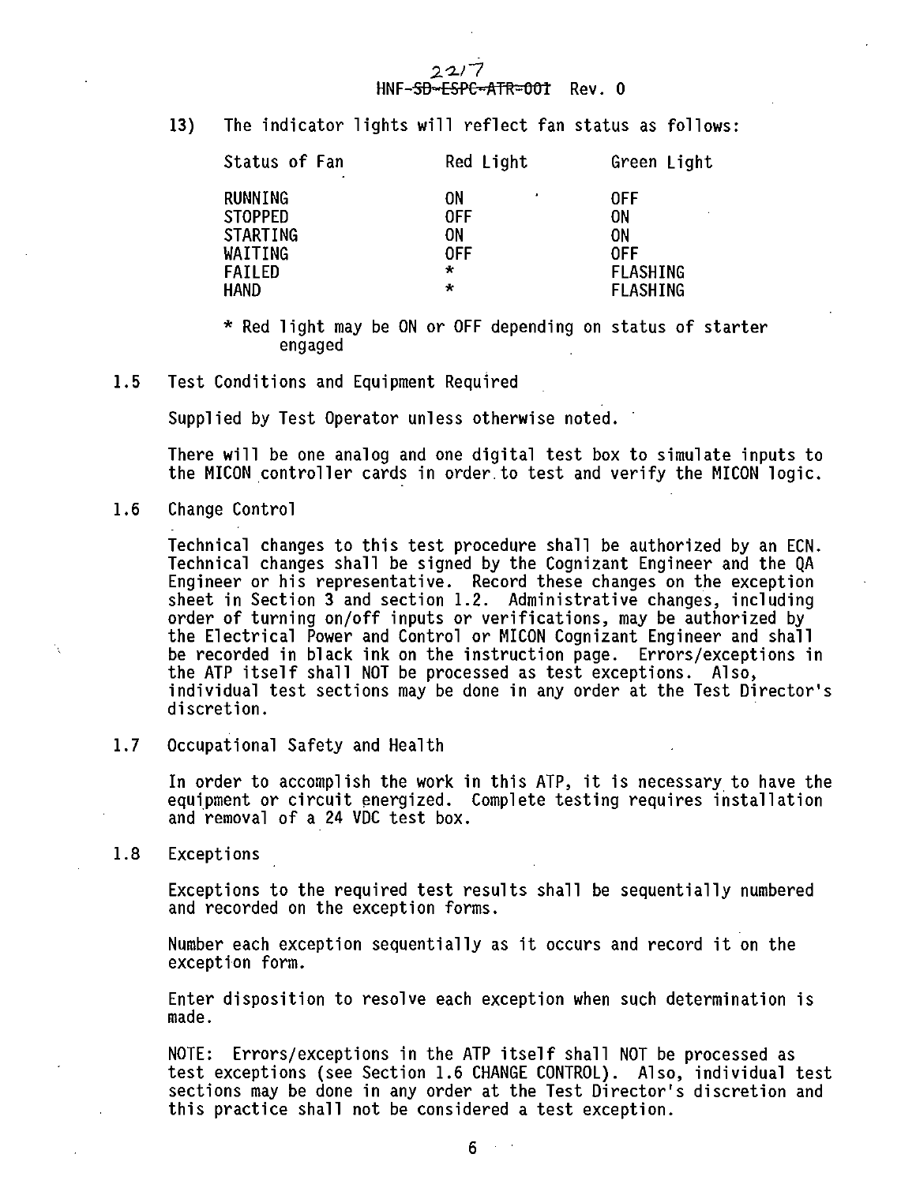13) The indicator lights will reflect fan status as follows:

| Status of Fan | Red Light | Green Light |
|---|---|---|
| RUNNING | ON | OFF |
| STOPPED | OFF | ON |
| STARTING | ON | ON |
| WAITING | OFF | OFF |
| FAILED | * | FLASHING |
| HAND | * | FLASHING |

* Red light may be ON or OFF depending on status of starter engaged

## 1.5 Test Conditions and Equipment Required

Supplied by Test Operator unless otherwise noted.

There will be one analog and one digital test box to simulate inputs to the MICON controller cards in order to test and verify the MICON logic.

## 1.6 Change Control

Technical changes to this test procedure shall be authorized by an ECN. Technical changes shall be signed by the Cognizant Engineer and the QA Engineer or his representative. Record these changes on the exception sheet in Section 3 and section 1.2. Administrative changes, including order of turning on/off inputs or verifications, may be authorized by the Electrical Power and Control or MICON Cognizant Engineer and shall be recorded in black ink on the instruction page. Errors/exceptions in the ATP itself shall NOT be processed as test exceptions. Also, individual test sections may be done in any order at the Test Director's discretion.

## 1.7 Occupational Safety and Health

In order to accomplish the work in this ATP, it is necessary to have the equipment or circuit energized. Complete testing requires installation and removal of a 24 VDC test box.

## 1.8 Exceptions

Exceptions to the required test results shall be sequentially numbered and recorded on the exception forms.

Number each exception sequentially as it occurs and record it on the exception form.

Enter disposition to resolve each exception when such determination is made.

NOTE: Errors/exceptions in the ATP itself shall NOT be processed as test exceptions (see Section 1.6 CHANGE CONTROL). Also, individual test sections may be done in any order at the Test Director's discretion and this practice shall not be considered a test exception.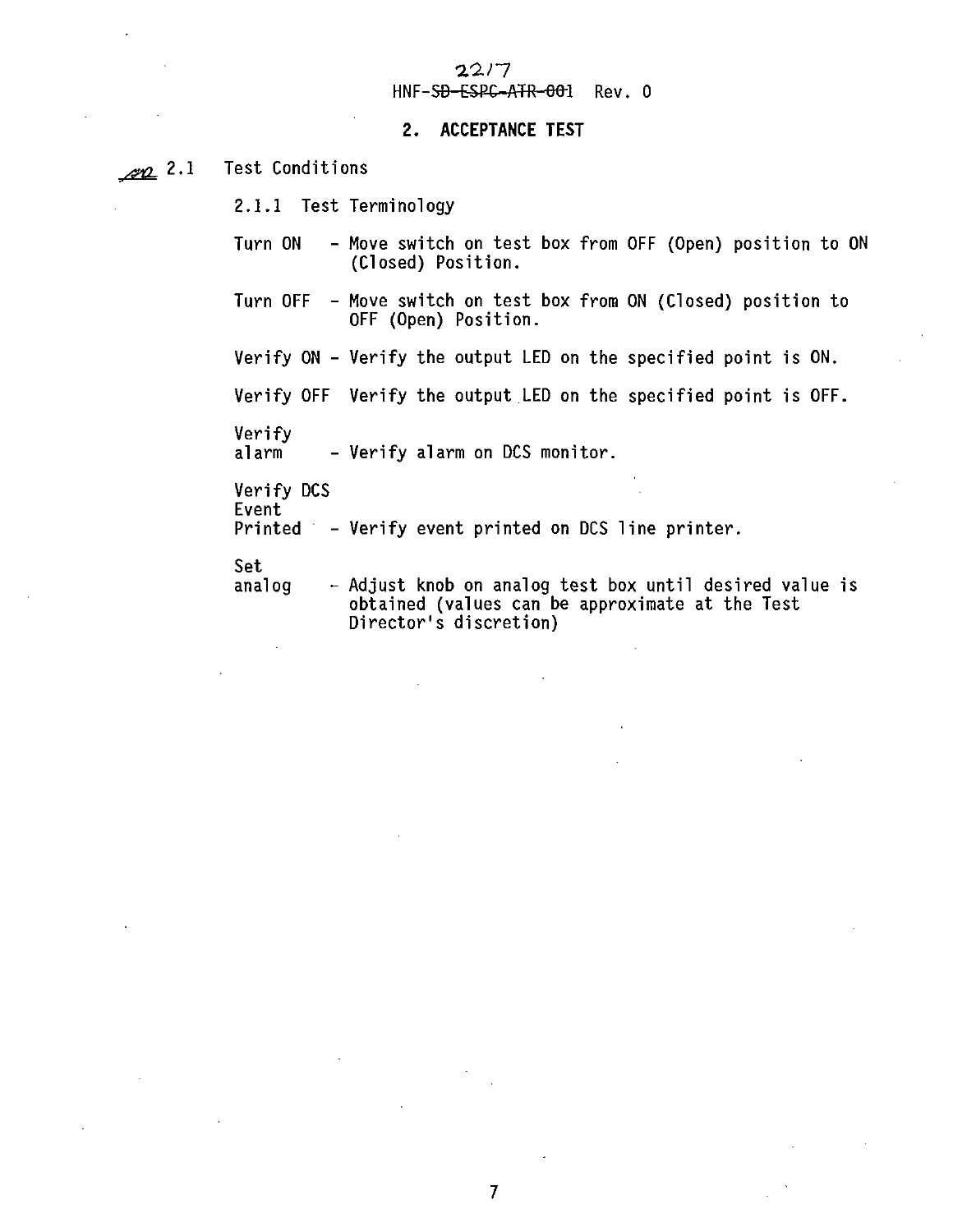## 2. ACCEPTANCE TEST

### 2.1 Test Conditions

#### 2.1.1 Test Terminology

Turn ON - Move switch on test box from OFF (Open) position to ON (Closed) Position.

Turn OFF - Move switch on test box from ON (Closed) position to OFF (Open) Position.

Verify ON - Verify the output LED on the specified point is ON.

Verify OFF Verify the output LED on the specified point is OFF.

Verify alarm - Verify alarm on DCS monitor.

Verify DCS Event Printed - Verify event printed on DCS line printer.

Set analog - Adjust knob on analog test box until desired value is obtained (values can be approximate at the Test Director's discretion)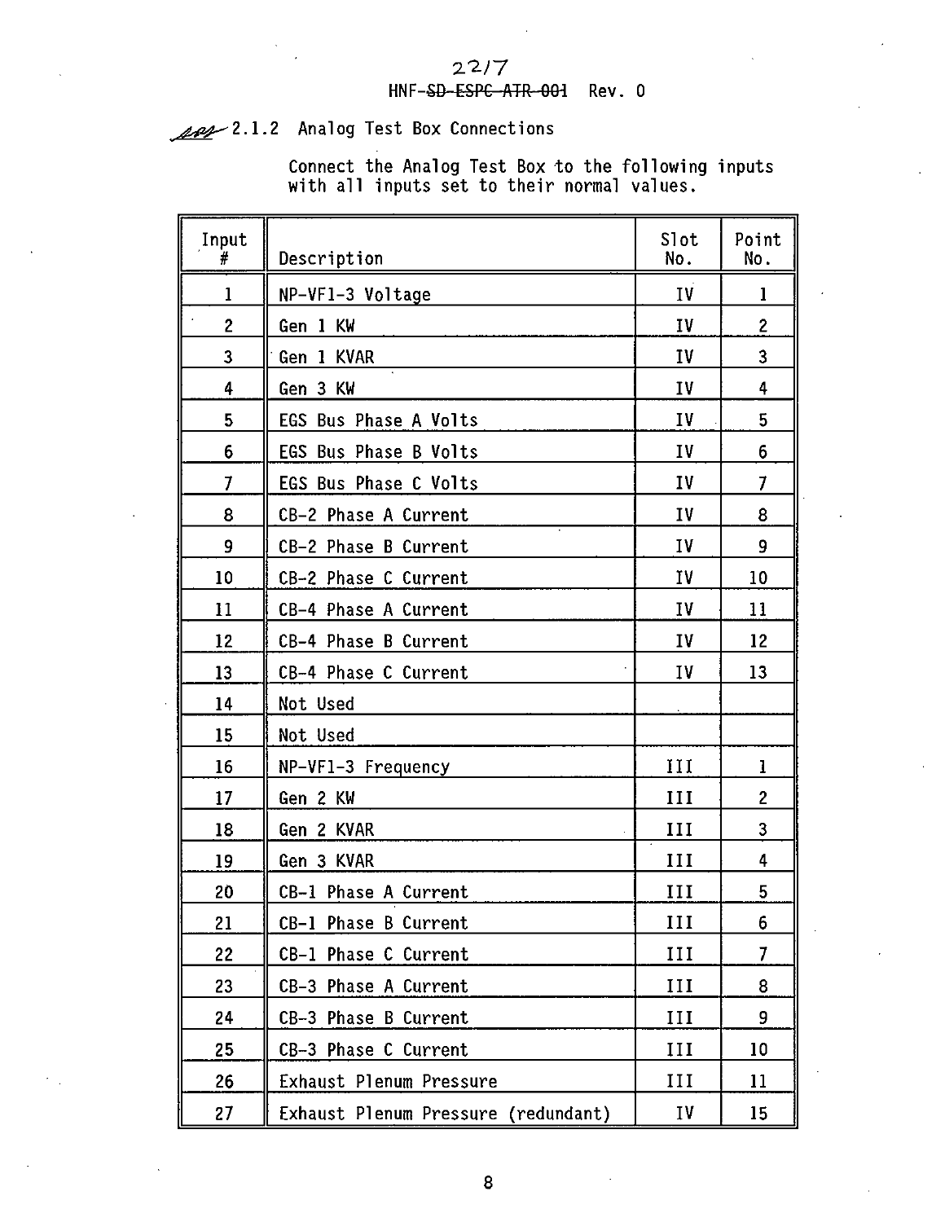2.1.2 Analog Test Box Connections

Connect the Analog Test Box to the following inputs with all inputs set to their normal values.

| Input # | Description | Slot No. | Point No. |
|---|---|---|---|
| 1 | NP-VF1-3 Voltage | IV | 1 |
| 2 | Gen 1 KW | IV | 2 |
| 3 | Gen 1 KVAR | IV | 3 |
| 4 | Gen 3 KW | IV | 4 |
| 5 | EGS Bus Phase A Volts | IV | 5 |
| 6 | EGS Bus Phase B Volts | IV | 6 |
| 7 | EGS Bus Phase C Volts | IV | 7 |
| 8 | CB-2 Phase A Current | IV | 8 |
| 9 | CB-2 Phase B Current | IV | 9 |
| 10 | CB-2 Phase C Current | IV | 10 |
| 11 | CB-4 Phase A Current | IV | 11 |
| 12 | CB-4 Phase B Current | IV | 12 |
| 13 | CB-4 Phase C Current | IV | 13 |
| 14 | Not Used | | |
| 15 | Not Used | | |
| 16 | NP-VF1-3 Frequency | III | 1 |
| 17 | Gen 2 KW | III | 2 |
| 18 | Gen 2 KVAR | III | 3 |
| 19 | Gen 3 KVAR | III | 4 |
| 20 | CB-1 Phase A Current | III | 5 |
| 21 | CB-1 Phase B Current | III | 6 |
| 22 | CB-1 Phase C Current | III | 7 |
| 23 | CB-3 Phase A Current | III | 8 |
| 24 | CB-3 Phase B Current | III | 9 |
| 25 | CB-3 Phase C Current | III | 10 |
| 26 | Exhaust Plenum Pressure | III | 11 |
| 27 | Exhaust Plenum Pressure (redundant) | IV | 15 |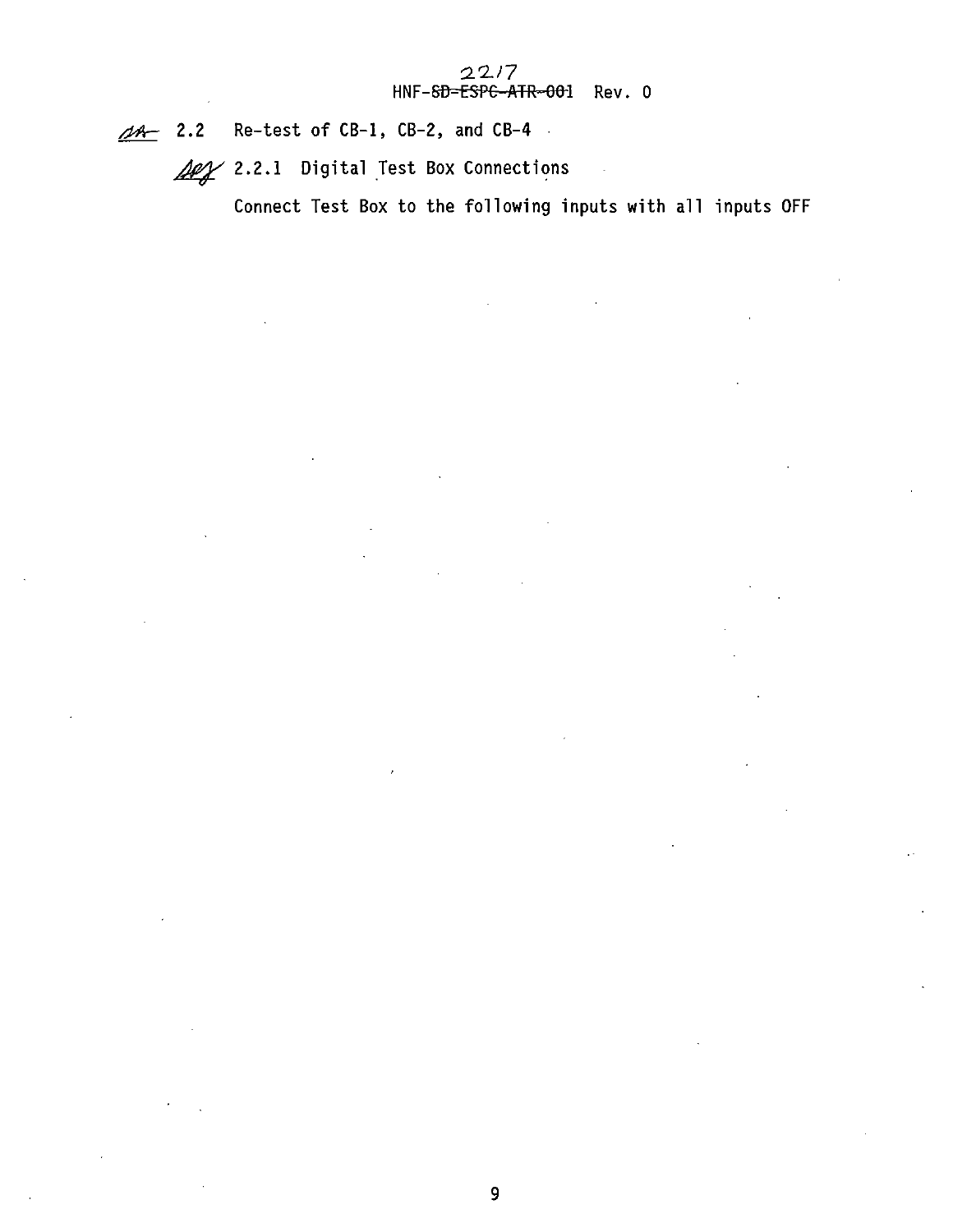## 2.2 Re-test of CB-1, CB-2, and CB-4

### 2.2.1 Digital Test Box Connections

Connect Test Box to the following inputs with all inputs OFF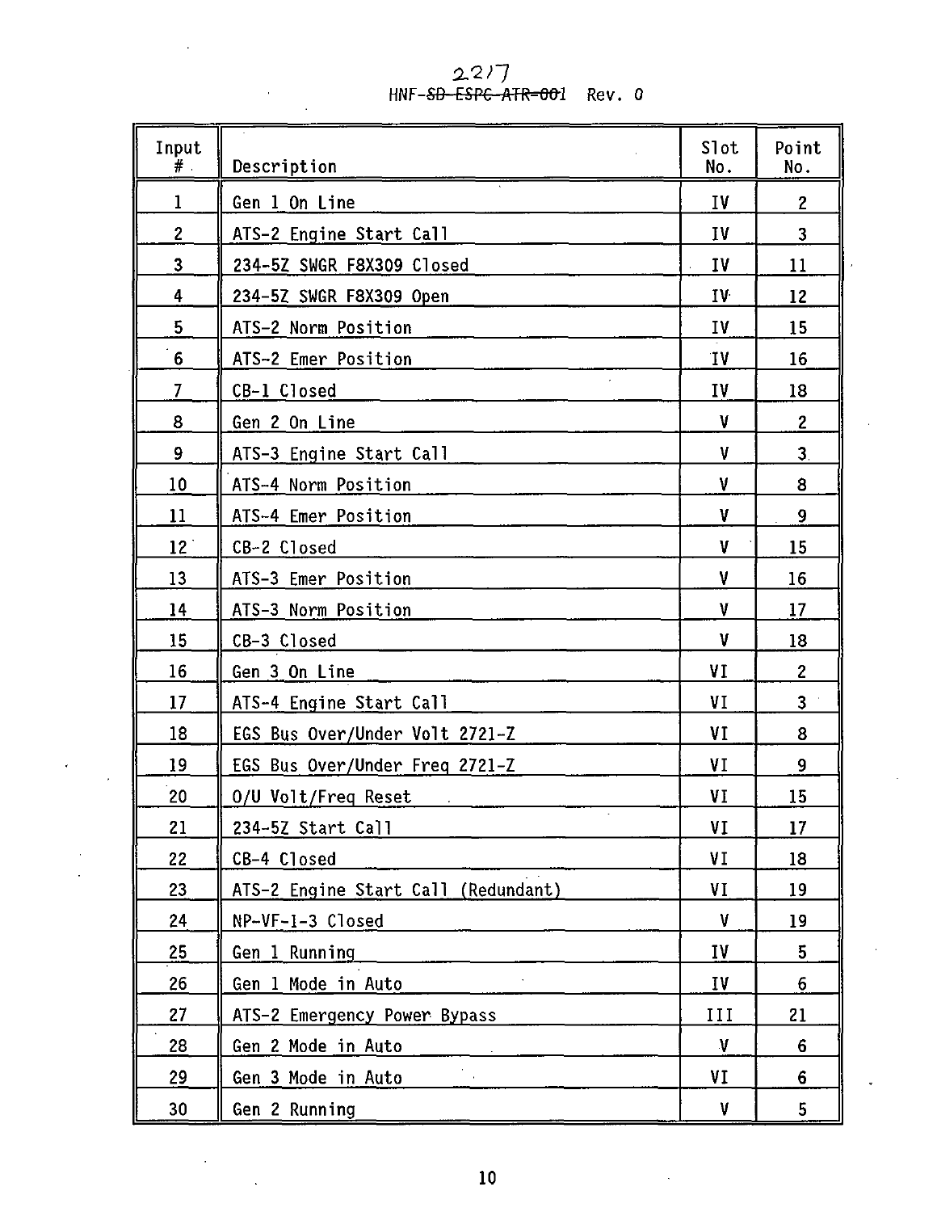| Input # | Description | Slot No. | Point No. |
|---|---|---|---|
| 1 | Gen 1 On Line | IV | 2 |
| 2 | ATS-2 Engine Start Call | IV | 3 |
| 3 | 234-5Z SWGR F8X309 Closed | IV | 11 |
| 4 | 234-5Z SWGR F8X309 Open | IV | 12 |
| 5 | ATS-2 Norm Position | IV | 15 |
| 6 | ATS-2 Emer Position | IV | 16 |
| 7 | CB-1 Closed | IV | 18 |
| 8 | Gen 2 On Line | V | 2 |
| 9 | ATS-3 Engine Start Call | V | 3 |
| 10 | ATS-4 Norm Position | V | 8 |
| 11 | ATS-4 Emer Position | V | 9 |
| 12 | CB-2 Closed | V | 15 |
| 13 | ATS-3 Emer Position | V | 16 |
| 14 | ATS-3 Norm Position | V | 17 |
| 15 | CB-3 Closed | V | 18 |
| 16 | Gen 3 On Line | VI | 2 |
| 17 | ATS-4 Engine Start Call | VI | 3 |
| 18 | EGS Bus Over/Under Volt 2721-Z | VI | 8 |
| 19 | EGS Bus Over/Under Freq 2721-Z | VI | 9 |
| 20 | O/U Volt/Freq Reset | VI | 15 |
| 21 | 234-5Z Start Call | VI | 17 |
| 22 | CB-4 Closed | VI | 18 |
| 23 | ATS-2 Engine Start Call (Redundant) | VI | 19 |
| 24 | NP-VF-1-3 Closed | V | 19 |
| 25 | Gen 1 Running | IV | 5 |
| 26 | Gen 1 Mode in Auto | IV | 6 |
| 27 | ATS-2 Emergency Power Bypass | III | 21 |
| 28 | Gen 2 Mode in Auto | V | 6 |
| 29 | Gen 3 Mode in Auto | VI | 6 |
| 30 | Gen 2 Running | V | 5 |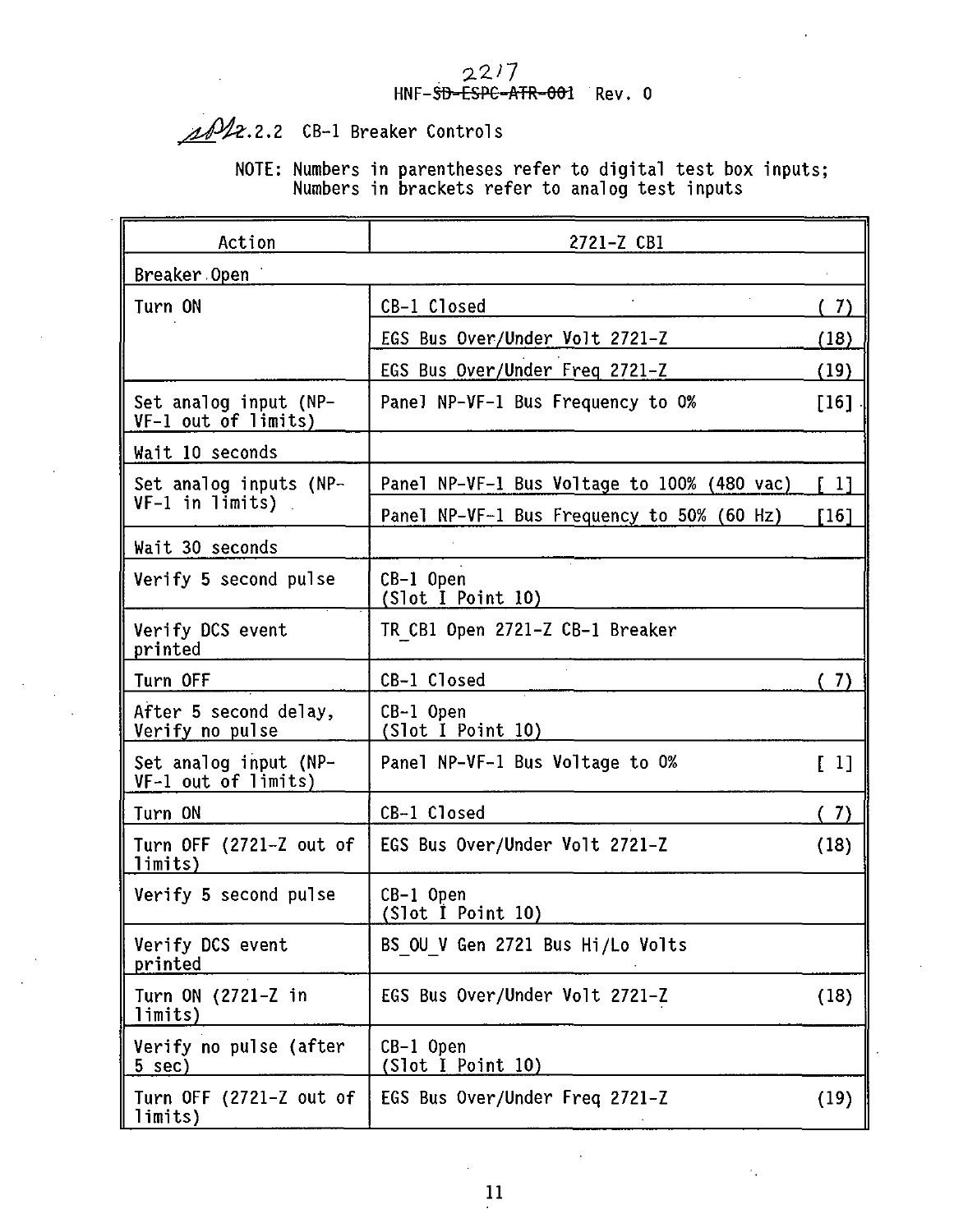## 2.2.2 CB-1 Breaker Controls

NOTE: Numbers in parentheses refer to digital test box inputs; Numbers in brackets refer to analog test inputs

| Action | 2721-Z CB1 | |
|---|---|---|
| Breaker Open | | |
| Turn ON | CB-1 Closed | ( 7) |
| | EGS Bus Over/Under Volt 2721-Z | (18) |
| | EGS Bus Over/Under Freq 2721-Z | (19) |
| Set analog input (NP-VF-1 out of limits) | Panel NP-VF-1 Bus Frequency to 0% | [16] |
| Wait 10 seconds | | |
| Set analog inputs (NP-VF-1 in limits) | Panel NP-VF-1 Bus Voltage to 100% (480 vac) | [ 1] |
| | Panel NP-VF-1 Bus Frequency to 50% (60 Hz) | [16] |
| Wait 30 seconds | | |
| Verify 5 second pulse | CB-1 Open (Slot I Point 10) | |
| Verify DCS event printed | TR_CB1 Open 2721-Z CB-1 Breaker | |
| Turn OFF | CB-1 Closed | ( 7) |
| After 5 second delay, Verify no pulse | CB-1 Open (Slot I Point 10) | |
| Set analog input (NP-VF-1 out of limits) | Panel NP-VF-1 Bus Voltage to 0% | [ 1] |
| Turn ON | CB-1 Closed | ( 7) |
| Turn OFF (2721-Z out of limits) | EGS Bus Over/Under Volt 2721-Z | (18) |
| Verify 5 second pulse | CB-1 Open (Slot I Point 10) | |
| Verify DCS event printed | BS_OU_V Gen 2721 Bus Hi/Lo Volts | |
| Turn ON (2721-Z in limits) | EGS Bus Over/Under Volt 2721-Z | (18) |
| Verify no pulse (after 5 sec) | CB-1 Open (Slot I Point 10) | |
| Turn OFF (2721-Z out of limits) | EGS Bus Over/Under Freq 2721-Z | (19) |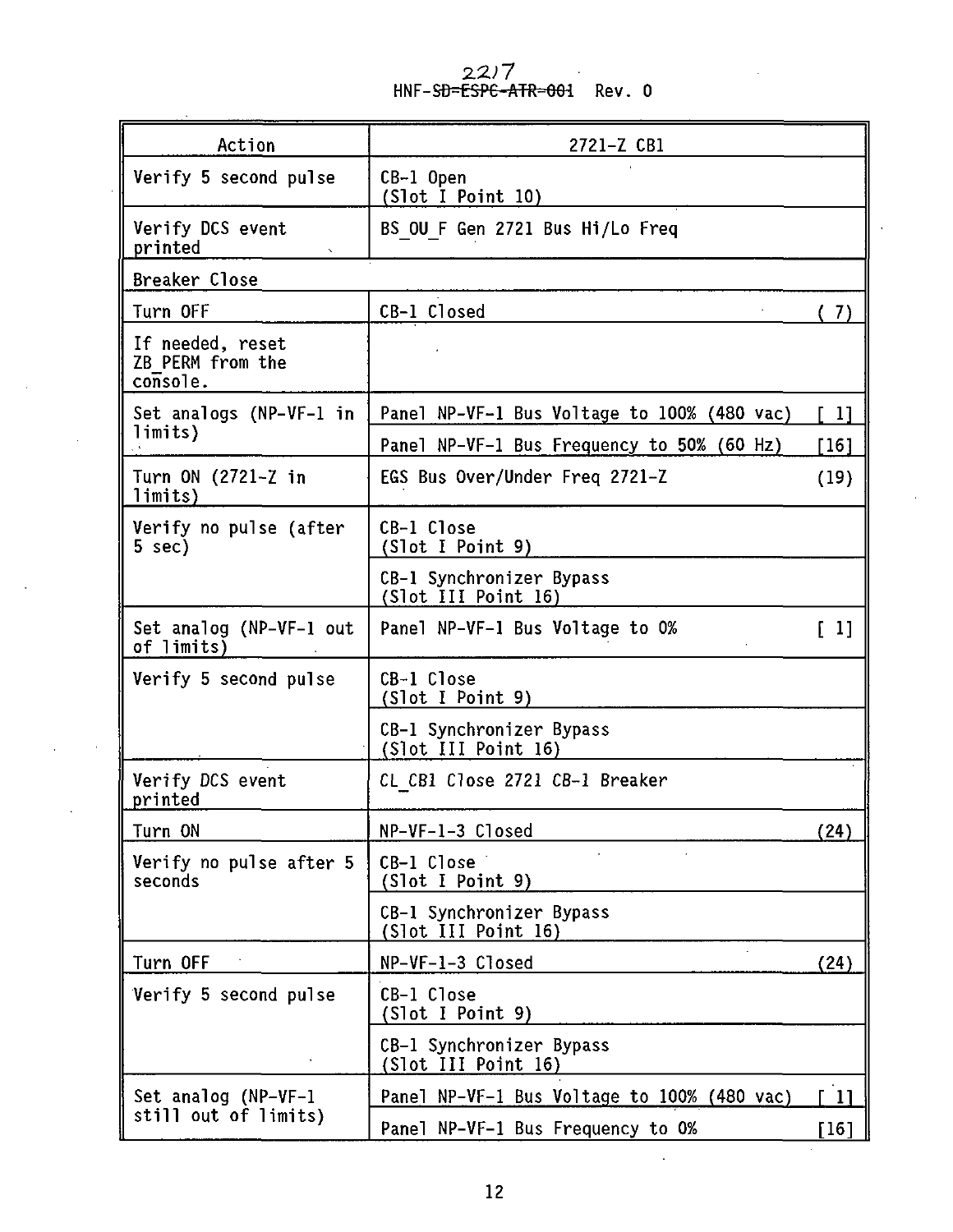| Action | 2721-Z CB1 | |
|---|---|---|
| Verify 5 second pulse | CB-1 Open (Slot I Point 10) | |
| Verify DCS event printed | BS_OU_F Gen 2721 Bus Hi/Lo Freq | |
| Breaker Close | | |
| Turn OFF | CB-1 Closed | ( 7) |
| If needed, reset ZB_PERM from the console. | | |
| Set analogs (NP-VF-1 in limits) | Panel NP-VF-1 Bus Voltage to 100% (480 vac) | [ 1] |
| | Panel NP-VF-1 Bus Frequency to 50% (60 Hz) | [16] |
| Turn ON (2721-Z in limits) | EGS Bus Over/Under Freq 2721-Z | (19) |
| Verify no pulse (after 5 sec) | CB-1 Close (Slot I Point 9) | |
| | CB-1 Synchronizer Bypass (Slot III Point 16) | |
| Set analog (NP-VF-1 out of limits) | Panel NP-VF-1 Bus Voltage to 0% | [ 1] |
| Verify 5 second pulse | CB-1 Close (Slot I Point 9) | |
| | CB-1 Synchronizer Bypass (Slot III Point 16) | |
| Verify DCS event printed | CL_CB1 Close 2721 CB-1 Breaker | |
| Turn ON | NP-VF-1-3 Closed | (24) |
| Verify no pulse after 5 seconds | CB-1 Close (Slot I Point 9) | |
| | CB-1 Synchronizer Bypass (Slot III Point 16) | |
| Turn OFF | NP-VF-1-3 Closed | (24) |
| Verify 5 second pulse | CB-1 Close (Slot I Point 9) | |
| | CB-1 Synchronizer Bypass (Slot III Point 16) | |
| Set analog (NP-VF-1 still out of limits) | Panel NP-VF-1 Bus Voltage to 100% (480 vac) | [ 1] |
| | Panel NP-VF-1 Bus Frequency to 0% | [16] |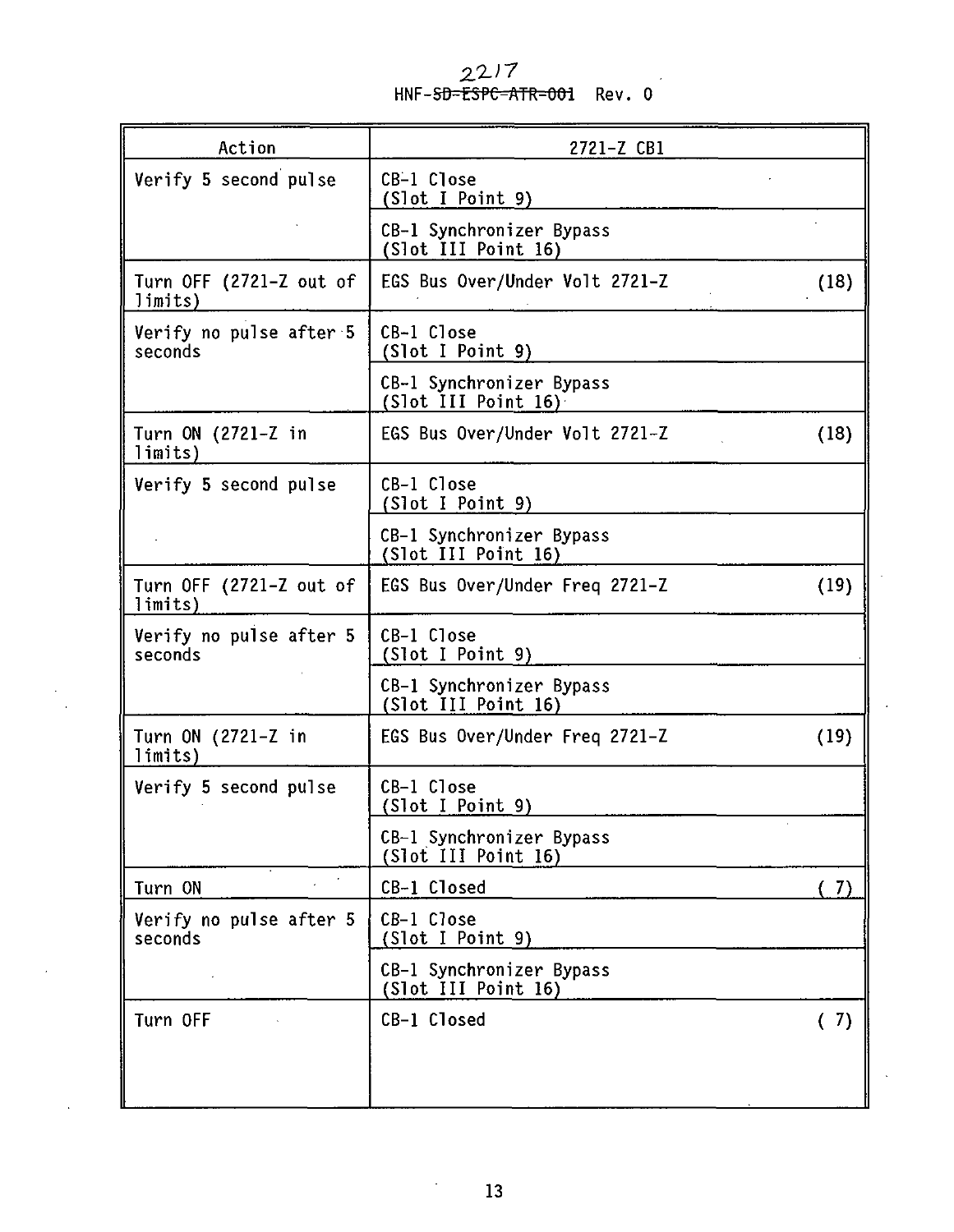| Action | 2721-Z CB1 | |
|---|---|---|
| Verify 5 second pulse | CB-1 Close (Slot I Point 9) | |
| | CB-1 Synchronizer Bypass (Slot III Point 16) | |
| Turn OFF (2721-Z out of limits) | EGS Bus Over/Under Volt 2721-Z | (18) |
| Verify no pulse after 5 seconds | CB-1 Close (Slot I Point 9) | |
| | CB-1 Synchronizer Bypass (Slot III Point 16) | |
| Turn ON (2721-Z in limits) | EGS Bus Over/Under Volt 2721-Z | (18) |
| Verify 5 second pulse | CB-1 Close (Slot I Point 9) | |
| | CB-1 Synchronizer Bypass (Slot III Point 16) | |
| Turn OFF (2721-Z out of limits) | EGS Bus Over/Under Freq 2721-Z | (19) |
| Verify no pulse after 5 seconds | CB-1 Close (Slot I Point 9) | |
| | CB-1 Synchronizer Bypass (Slot III Point 16) | |
| Turn ON (2721-Z in limits) | EGS Bus Over/Under Freq 2721-Z | (19) |
| Verify 5 second pulse | CB-1 Close (Slot I Point 9) | |
| | CB-1 Synchronizer Bypass (Slot III Point 16) | |
| Turn ON | CB-1 Closed | ( 7) |
| Verify no pulse after 5 seconds | CB-1 Close (Slot I Point 9) | |
| | CB-1 Synchronizer Bypass (Slot III Point 16) | |
| Turn OFF | CB-1 Closed | ( 7) |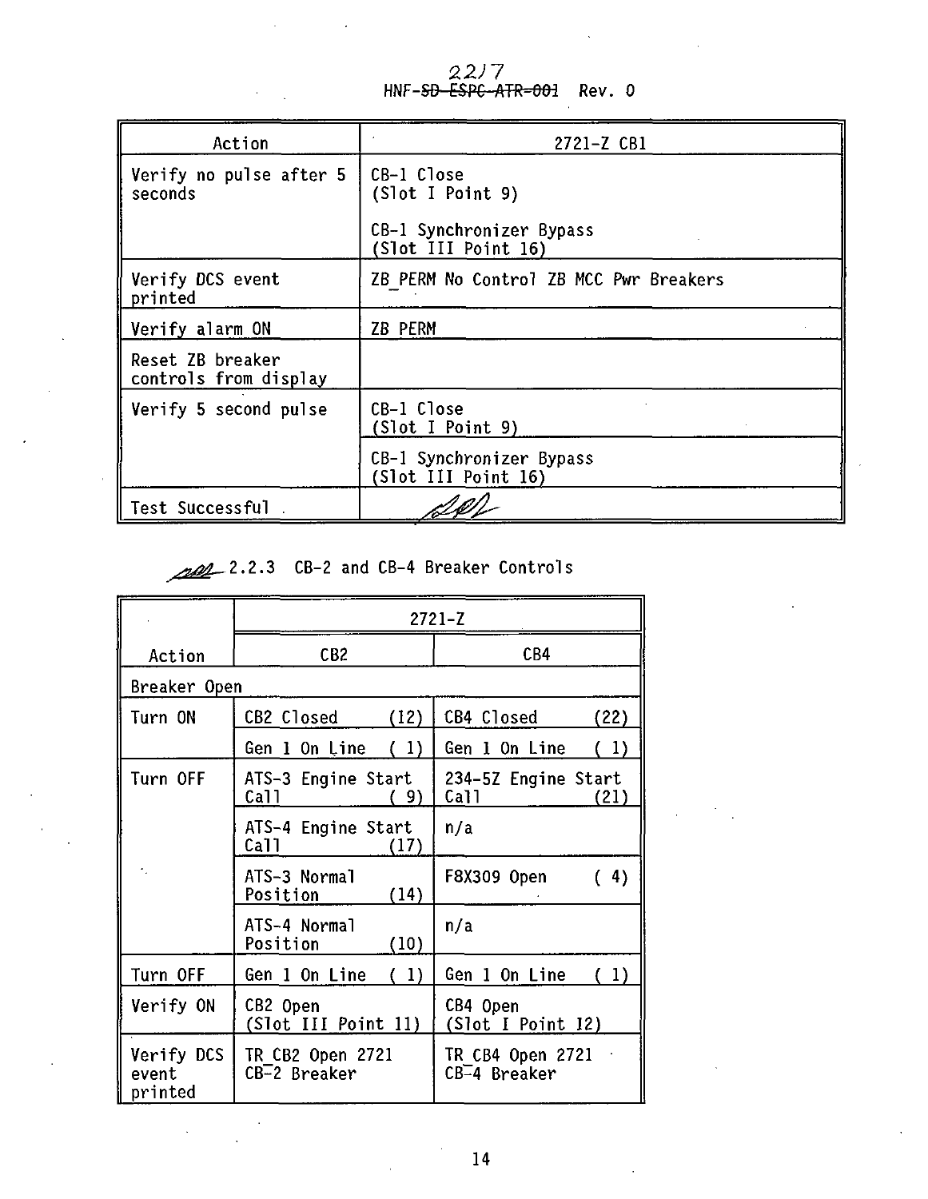| Action | 2721-Z CB1 |
|---|---|
| Verify no pulse after 5 seconds | CB-1 Close (Slot I Point 9)<br><br>CB-1 Synchronizer Bypass (Slot III Point 16) |
| Verify DCS event printed | ZB_PERM No Control ZB MCC Pwr Breakers |
| Verify alarm ON | ZB PERM |
| Reset ZB breaker controls from display | |
| Verify 5 second pulse | CB-1 Close (Slot I Point 9) |
| | CB-1 Synchronizer Bypass (Slot III Point 16) |
| Test Successful | |

2.2.3 CB-2 and CB-4 Breaker Controls

| | 2721-Z | |
|---|---|---|
| Action | CB2 | CB4 |
| Breaker Open | | |
| Turn ON | CB2 Closed (12) | CB4 Closed (22) |
| | Gen 1 On Line ( 1) | Gen 1 On Line ( 1) |
| Turn OFF | ATS-3 Engine Start Call ( 9) | 234-5Z Engine Start Call (21) |
| | ATS-4 Engine Start Call (17) | n/a |
| | ATS-3 Normal Position (14) | F8X309 Open ( 4) |
| | ATS-4 Normal Position (10) | n/a |
| Turn OFF | Gen 1 On Line ( 1) | Gen 1 On Line ( 1) |
| Verify ON | CB2 Open (Slot III Point 11) | CB4 Open (Slot I Point 12) |
| Verify DCS event printed | TR_CB2 Open 2721 CB-2 Breaker | TR_CB4 Open 2721 CB-4 Breaker |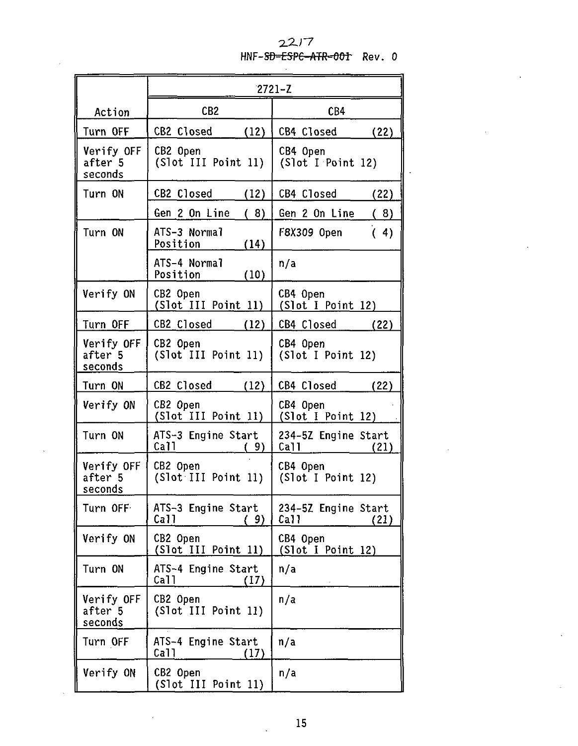| Action | 2721-Z | |
|---|---|---|
| | CB2 | CB4 |
| Turn OFF | CB2 Closed (12) | CB4 Closed (22) |
| Verify OFF after 5 seconds | CB2 Open (Slot III Point 11) | CB4 Open (Slot I Point 12) |
| Turn ON | CB2 Closed (12) | CB4 Closed (22) |
| | Gen 2 On Line ( 8) | Gen 2 On Line ( 8) |
| Turn ON | ATS-3 Normal Position (14) | F8X309 Open ( 4) |
| | ATS-4 Normal Position (10) | n/a |
| Verify ON | CB2 Open (Slot III Point 11) | CB4 Open (Slot I Point 12) |
| Turn OFF | CB2 Closed (12) | CB4 Closed (22) |
| Verify OFF after 5 seconds | CB2 Open (Slot III Point 11) | CB4 Open (Slot I Point 12) |
| Turn ON | CB2 Closed (12) | CB4 Closed (22) |
| Verify ON | CB2 Open (Slot III Point 11) | CB4 Open (Slot I Point 12) |
| Turn ON | ATS-3 Engine Start Call ( 9) | 234-5Z Engine Start Call (21) |
| Verify OFF after 5 seconds | CB2 Open (Slot III Point 11) | CB4 Open (Slot I Point 12) |
| Turn OFF | ATS-3 Engine Start Call ( 9) | 234-5Z Engine Start Call (21) |
| Verify ON | CB2 Open (Slot III Point 11) | CB4 Open (Slot I Point 12) |
| Turn ON | ATS-4 Engine Start Call (17) | n/a |
| Verify OFF after 5 seconds | CB2 Open (Slot III Point 11) | n/a |
| Turn OFF | ATS-4 Engine Start Call (17) | n/a |
| Verify ON | CB2 Open (Slot III Point 11) | n/a |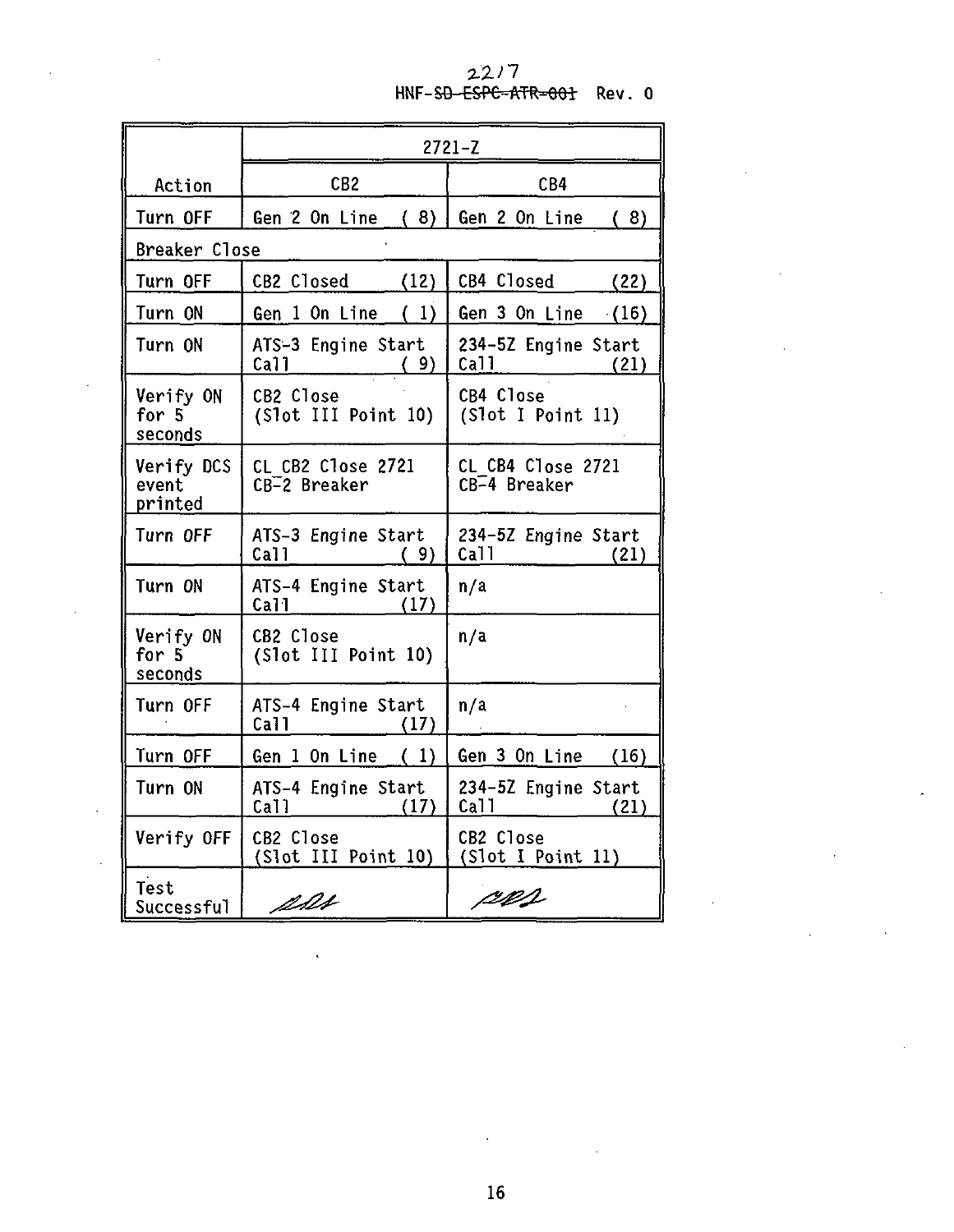| Action | 2721-Z | |
|---|---|---|
| | CB2 | CB4 |
| Turn OFF | Gen 2 On Line ( 8) | Gen 2 On Line ( 8) |
| Breaker Close | | |
| Turn OFF | CB2 Closed (12) | CB4 Closed (22) |
| Turn ON | Gen 1 On Line ( 1) | Gen 3 On Line (16) |
| Turn ON | ATS-3 Engine Start Call ( 9) | 234-5Z Engine Start Call (21) |
| Verify ON for 5 seconds | CB2 Close (Slot III Point 10) | CB4 Close (Slot I Point 11) |
| Verify DCS event printed | CL_CB2 Close 2721 CB-2 Breaker | CL_CB4 Close 2721 CB-4 Breaker |
| Turn OFF | ATS-3 Engine Start Call ( 9) | 234-5Z Engine Start Call (21) |
| Turn ON | ATS-4 Engine Start Call (17) | n/a |
| Verify ON for 5 seconds | CB2 Close (Slot III Point 10) | n/a |
| Turn OFF | ATS-4 Engine Start Call (17) | n/a |
| Turn OFF | Gen 1 On Line ( 1) | Gen 3 On Line (16) |
| Turn ON | ATS-4 Engine Start Call (17) | 234-5Z Engine Start Call (21) |
| Verify OFF | CB2 Close (Slot III Point 10) | CB2 Close (Slot I Point 11) |
| Test Successful | *(initials)* | *(initials)* |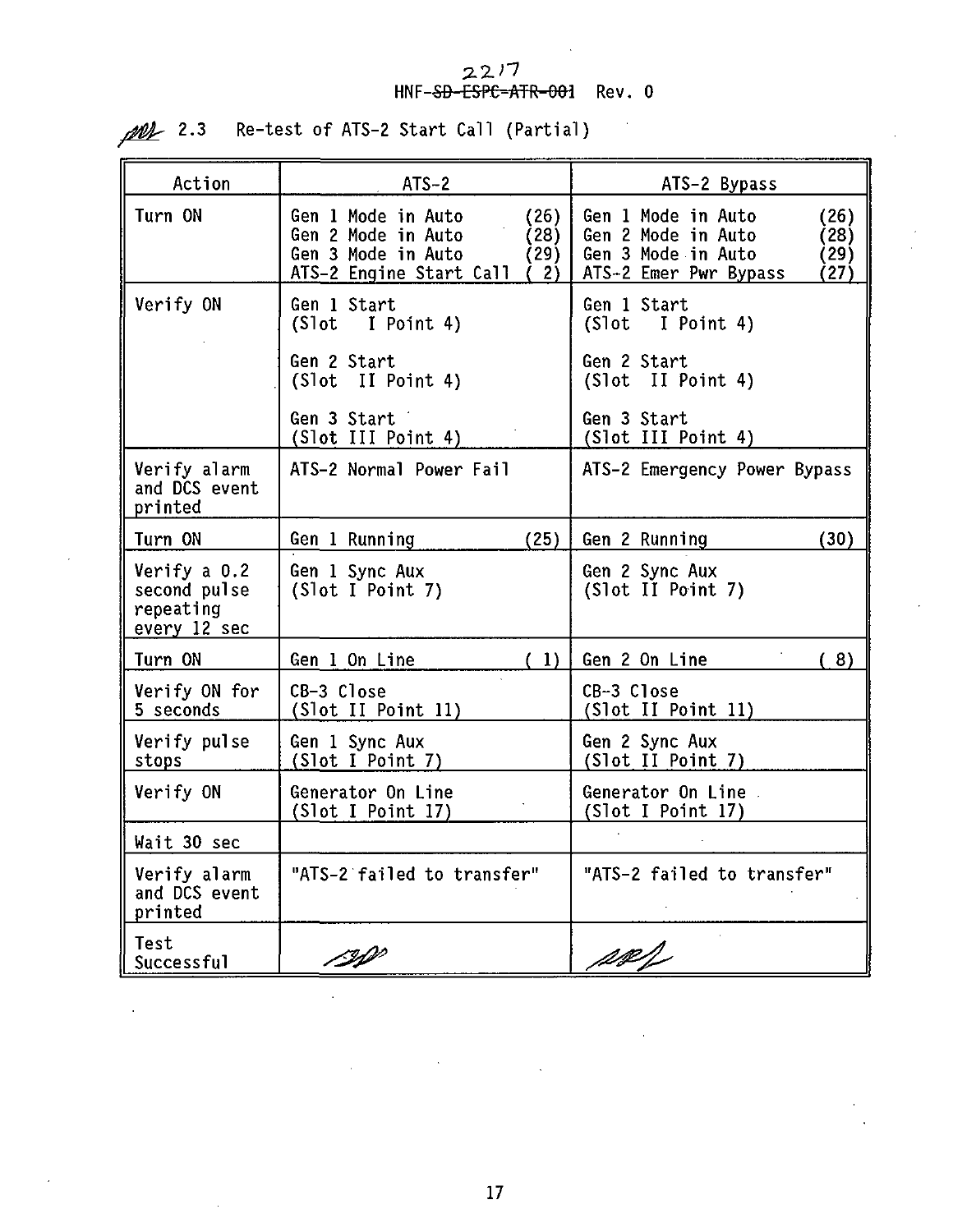## 2.3 Re-test of ATS-2 Start Call (Partial)

| Action | ATS-2 | ATS-2 Bypass |
|---|---|---|
| Turn ON | Gen 1 Mode in Auto (26)<br>Gen 2 Mode in Auto (28)<br>Gen 3 Mode in Auto (29)<br>ATS-2 Engine Start Call ( 2) | Gen 1 Mode in Auto (26)<br>Gen 2 Mode in Auto (28)<br>Gen 3 Mode in Auto (29)<br>ATS-2 Emer Pwr Bypass (27) |
| Verify ON | Gen 1 Start (Slot I Point 4)<br>Gen 2 Start (Slot II Point 4)<br>Gen 3 Start (Slot III Point 4) | Gen 1 Start (Slot I Point 4)<br>Gen 2 Start (Slot II Point 4)<br>Gen 3 Start (Slot III Point 4) |
| Verify alarm and DCS event printed | ATS-2 Normal Power Fail | ATS-2 Emergency Power Bypass |
| Turn ON | Gen 1 Running (25) | Gen 2 Running (30) |
| Verify a 0.2 second pulse repeating every 12 sec | Gen 1 Sync Aux (Slot I Point 7) | Gen 2 Sync Aux (Slot II Point 7) |
| Turn ON | Gen 1 On Line ( 1) | Gen 2 On Line ( 8) |
| Verify ON for 5 seconds | CB-3 Close (Slot II Point 11) | CB-3 Close (Slot II Point 11) |
| Verify pulse stops | Gen 1 Sync Aux (Slot I Point 7) | Gen 2 Sync Aux (Slot II Point 7) |
| Verify ON | Generator On Line (Slot I Point 17) | Generator On Line (Slot I Point 17) |
| Wait 30 sec | | |
| Verify alarm and DCS event printed | "ATS-2 failed to transfer" | "ATS-2 failed to transfer" |
| Test Successful | | |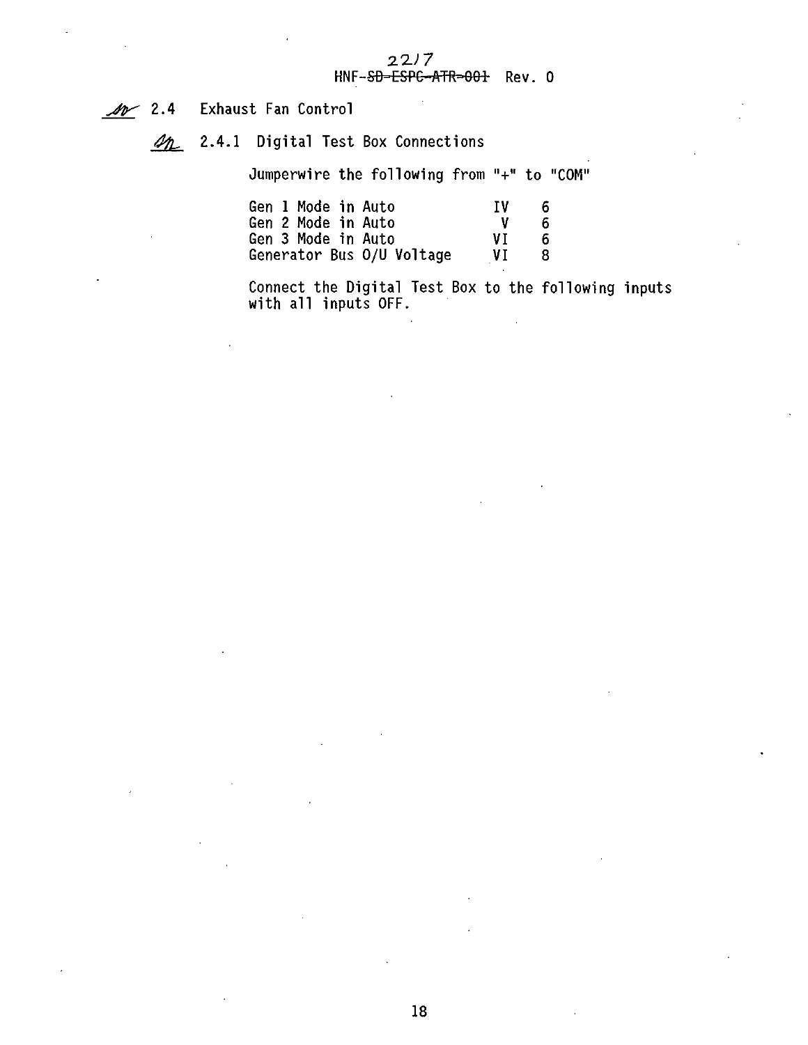## 2.4 Exhaust Fan Control

### 2.4.1 Digital Test Box Connections

Jumperwire the following from "+" to "COM"

| | | |
|---|---|---|
| Gen 1 Mode in Auto | IV | 6 |
| Gen 2 Mode in Auto | V | 6 |
| Gen 3 Mode in Auto | VI | 6 |
| Generator Bus O/U Voltage | VI | 8 |

Connect the Digital Test Box to the following inputs with all inputs OFF.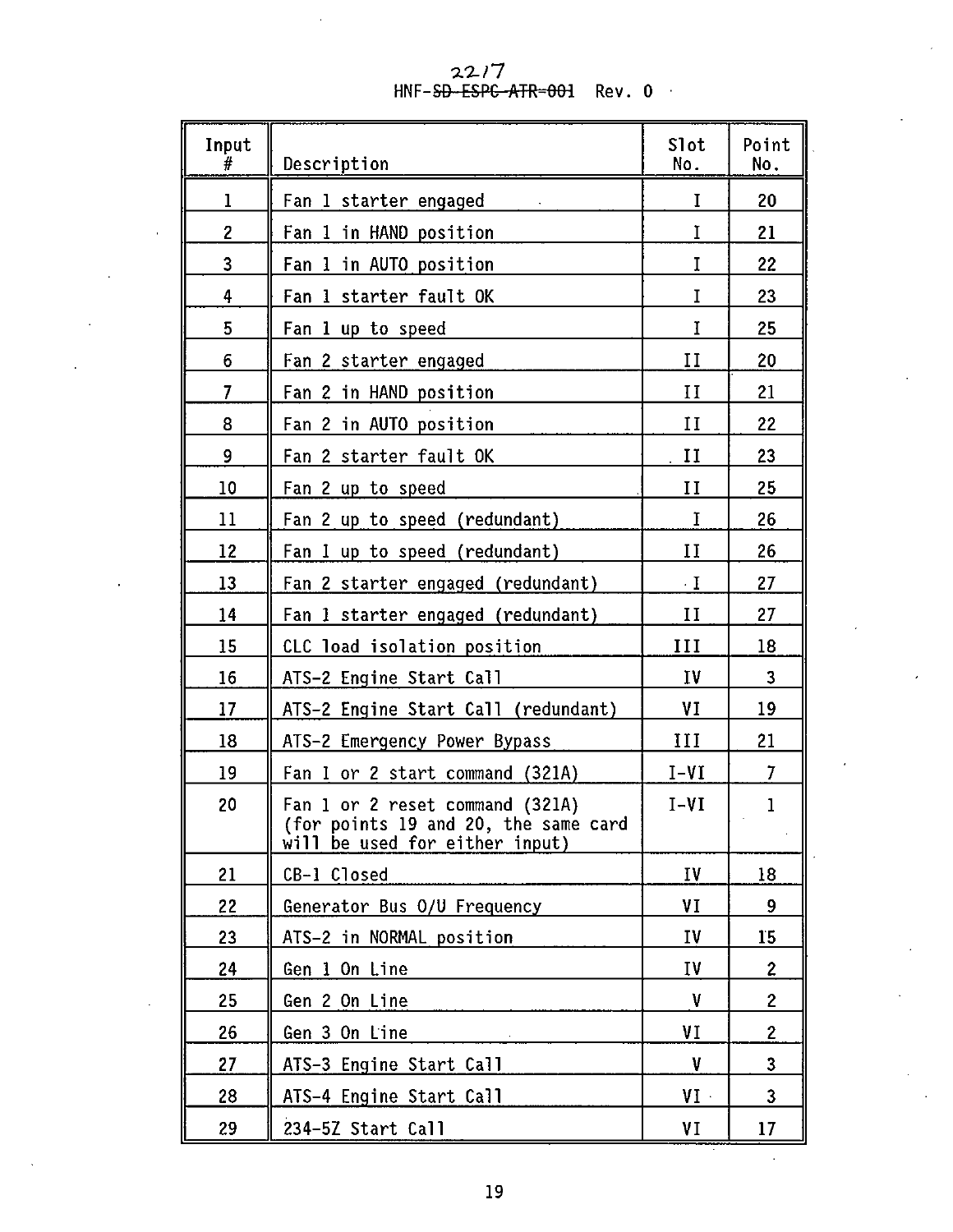| Input # | Description | Slot No. | Point No. |
|---|---|---|---|
| 1 | Fan 1 starter engaged | I | 20 |
| 2 | Fan 1 in HAND position | I | 21 |
| 3 | Fan 1 in AUTO position | I | 22 |
| 4 | Fan 1 starter fault OK | I | 23 |
| 5 | Fan 1 up to speed | I | 25 |
| 6 | Fan 2 starter engaged | II | 20 |
| 7 | Fan 2 in HAND position | II | 21 |
| 8 | Fan 2 in AUTO position | II | 22 |
| 9 | Fan 2 starter fault OK | II | 23 |
| 10 | Fan 2 up to speed | II | 25 |
| 11 | Fan 2 up to speed (redundant) | I | 26 |
| 12 | Fan 1 up to speed (redundant) | II | 26 |
| 13 | Fan 2 starter engaged (redundant) | I | 27 |
| 14 | Fan 1 starter engaged (redundant) | II | 27 |
| 15 | CLC load isolation position | III | 18 |
| 16 | ATS-2 Engine Start Call | IV | 3 |
| 17 | ATS-2 Engine Start Call (redundant) | VI | 19 |
| 18 | ATS-2 Emergency Power Bypass | III | 21 |
| 19 | Fan 1 or 2 start command (321A) | I-VI | 7 |
| 20 | Fan 1 or 2 reset command (321A) (for points 19 and 20, the same card will be used for either input) | I-VI | 1 |
| 21 | CB-1 Closed | IV | 18 |
| 22 | Generator Bus O/U Frequency | VI | 9 |
| 23 | ATS-2 in NORMAL position | IV | 15 |
| 24 | Gen 1 On Line | IV | 2 |
| 25 | Gen 2 On Line | V | 2 |
| 26 | Gen 3 On Line | VI | 2 |
| 27 | ATS-3 Engine Start Call | V | 3 |
| 28 | ATS-4 Engine Start Call | VI | 3 |
| 29 | 234-5Z Start Call | VI | 17 |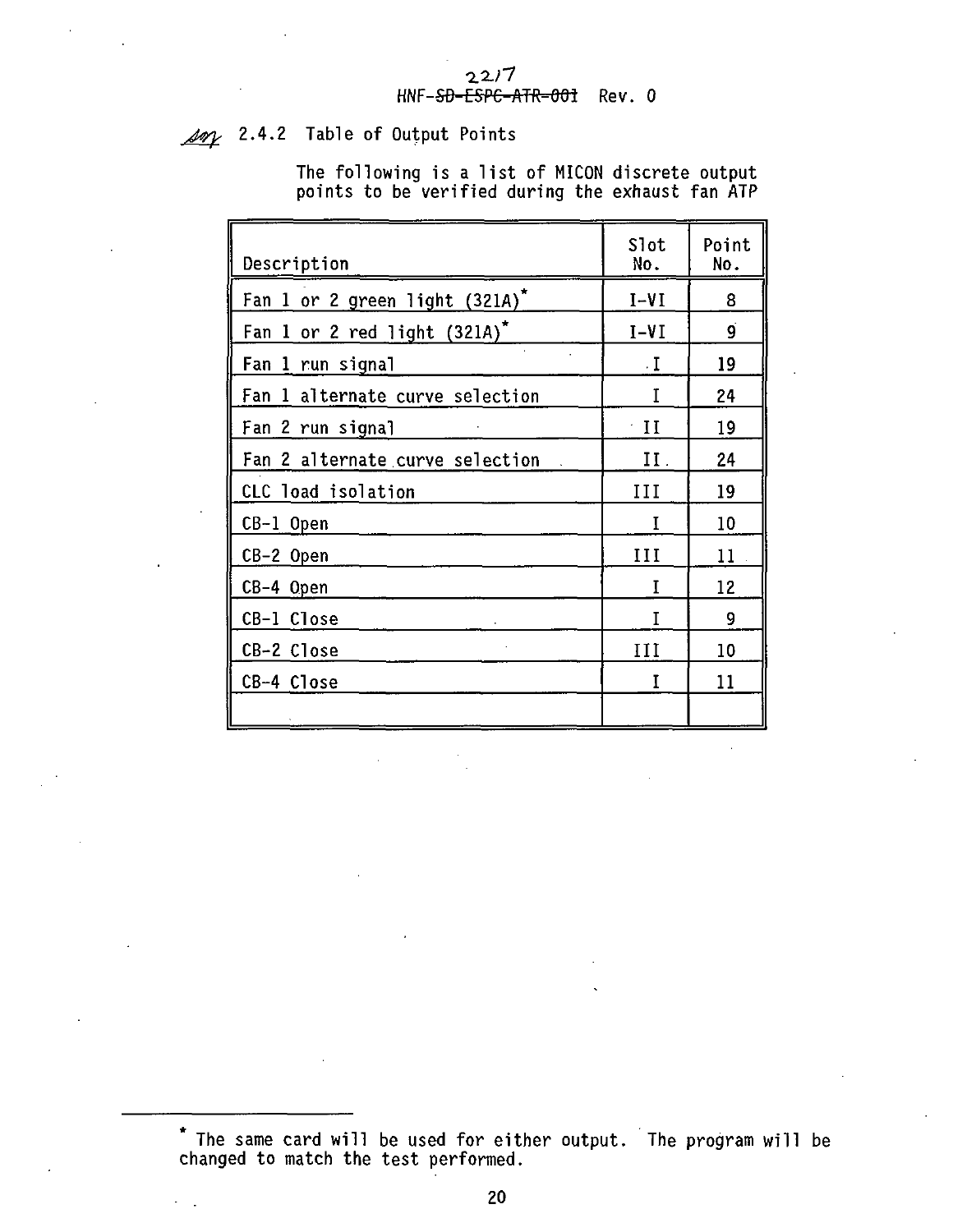### 2.4.2 Table of Output Points

The following is a list of MICON discrete output points to be verified during the exhaust fan ATP

| Description | Slot No. | Point No. |
|---|---|---|
| Fan 1 or 2 green light (321A)* | I-VI | 8 |
| Fan 1 or 2 red light (321A)* | I-VI | 9 |
| Fan 1 run signal | I | 19 |
| Fan 1 alternate curve selection | I | 24 |
| Fan 2 run signal | II | 19 |
| Fan 2 alternate curve selection | II | 24 |
| CLC load isolation | III | 19 |
| CB-1 Open | I | 10 |
| CB-2 Open | III | 11 |
| CB-4 Open | I | 12 |
| CB-1 Close | I | 9 |
| CB-2 Close | III | 10 |
| CB-4 Close | I | 11 |
| | | |

* The same card will be used for either output. The program will be changed to match the test performed.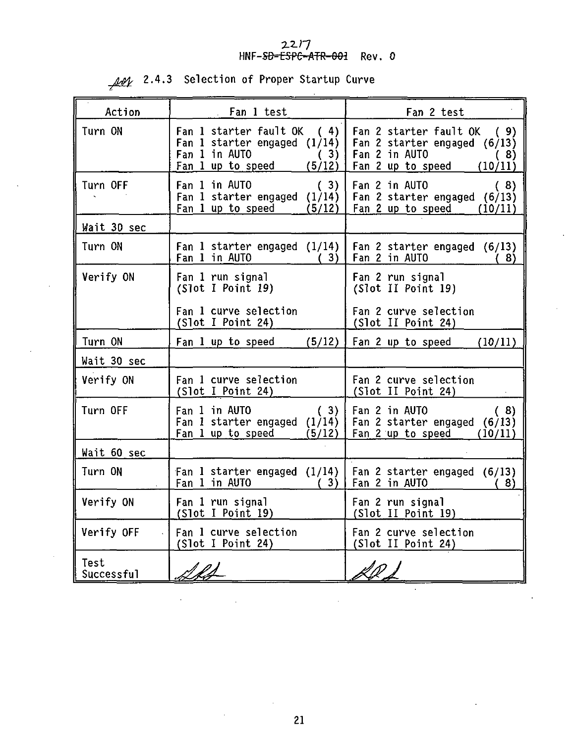### 2.4.3 Selection of Proper Startup Curve

| Action | Fan 1 test | Fan 2 test |
|---|---|---|
| Turn ON | Fan 1 starter fault OK ( 4)<br>Fan 1 starter engaged (1/14)<br>Fan 1 in AUTO ( 3)<br>Fan 1 up to speed (5/12) | Fan 2 starter fault OK ( 9)<br>Fan 2 starter engaged (6/13)<br>Fan 2 in AUTO ( 8)<br>Fan 2 up to speed (10/11) |
| Turn OFF | Fan 1 in AUTO ( 3)<br>Fan 1 starter engaged (1/14)<br>Fan 1 up to speed (5/12) | Fan 2 in AUTO ( 8)<br>Fan 2 starter engaged (6/13)<br>Fan 2 up to speed (10/11) |
| Wait 30 sec | | |
| Turn ON | Fan 1 starter engaged (1/14)<br>Fan 1 in AUTO ( 3) | Fan 2 starter engaged (6/13)<br>Fan 2 in AUTO ( 8) |
| Verify ON | Fan 1 run signal<br>(Slot I Point 19)<br><br>Fan 1 curve selection<br>(Slot I Point 24) | Fan 2 run signal<br>(Slot II Point 19)<br><br>Fan 2 curve selection<br>(Slot II Point 24) |
| Turn ON | Fan 1 up to speed (5/12) | Fan 2 up to speed (10/11) |
| Wait 30 sec | | |
| Verify ON | Fan 1 curve selection<br>(Slot I Point 24) | Fan 2 curve selection<br>(Slot II Point 24) |
| Turn OFF | Fan 1 in AUTO ( 3)<br>Fan 1 starter engaged (1/14)<br>Fan 1 up to speed (5/12) | Fan 2 in AUTO ( 8)<br>Fan 2 starter engaged (6/13)<br>Fan 2 up to speed (10/11) |
| Wait 60 sec | | |
| Turn ON | Fan 1 starter engaged (1/14)<br>Fan 1 in AUTO ( 3) | Fan 2 starter engaged (6/13)<br>Fan 2 in AUTO ( 8) |
| Verify ON | Fan 1 run signal<br>(Slot I Point 19) | Fan 2 run signal<br>(Slot II Point 19) |
| Verify OFF | Fan 1 curve selection<br>(Slot I Point 24) | Fan 2 curve selection<br>(Slot II Point 24) |
| Test Successful | | |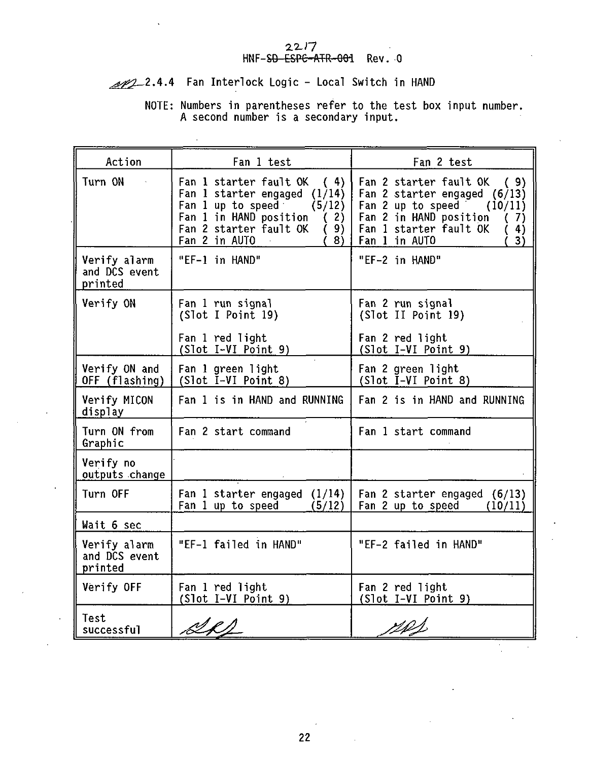### 2.4.4 Fan Interlock Logic - Local Switch in HAND

NOTE: Numbers in parentheses refer to the test box input number. A second number is a secondary input.

| Action | Fan 1 test | Fan 2 test |
|---|---|---|
| Turn ON | Fan 1 starter fault OK ( 4)<br>Fan 1 starter engaged (1/14)<br>Fan 1 up to speed (5/12)<br>Fan 1 in HAND position ( 2)<br>Fan 2 starter fault OK ( 9)<br>Fan 2 in AUTO ( 8) | Fan 2 starter fault OK ( 9)<br>Fan 2 starter engaged (6/13)<br>Fan 2 up to speed (10/11)<br>Fan 2 in HAND position ( 7)<br>Fan 1 starter fault OK ( 4)<br>Fan 1 in AUTO ( 3) |
| Verify alarm and DCS event printed | "EF-1 in HAND" | "EF-2 in HAND" |
| Verify ON | Fan 1 run signal (Slot I Point 19)<br><br>Fan 1 red light (Slot I-VI Point 9) | Fan 2 run signal (Slot II Point 19)<br><br>Fan 2 red light (Slot I-VI Point 9) |
| Verify ON and OFF (flashing) | Fan 1 green light (Slot I-VI Point 8) | Fan 2 green light (Slot I-VI Point 8) |
| Verify MICON display | Fan 1 is in HAND and RUNNING | Fan 2 is in HAND and RUNNING |
| Turn ON from Graphic | Fan 2 start command | Fan 1 start command |
| Verify no outputs change | | |
| Turn OFF | Fan 1 starter engaged (1/14)<br>Fan 1 up to speed (5/12) | Fan 2 starter engaged (6/13)<br>Fan 2 up to speed (10/11) |
| Wait 6 sec | | |
| Verify alarm and DCS event printed | "EF-1 failed in HAND" | "EF-2 failed in HAND" |
| Verify OFF | Fan 1 red light (Slot I-VI Point 9) | Fan 2 red light (Slot I-VI Point 9) |
| Test successful | *[signature]* | *[signature]* |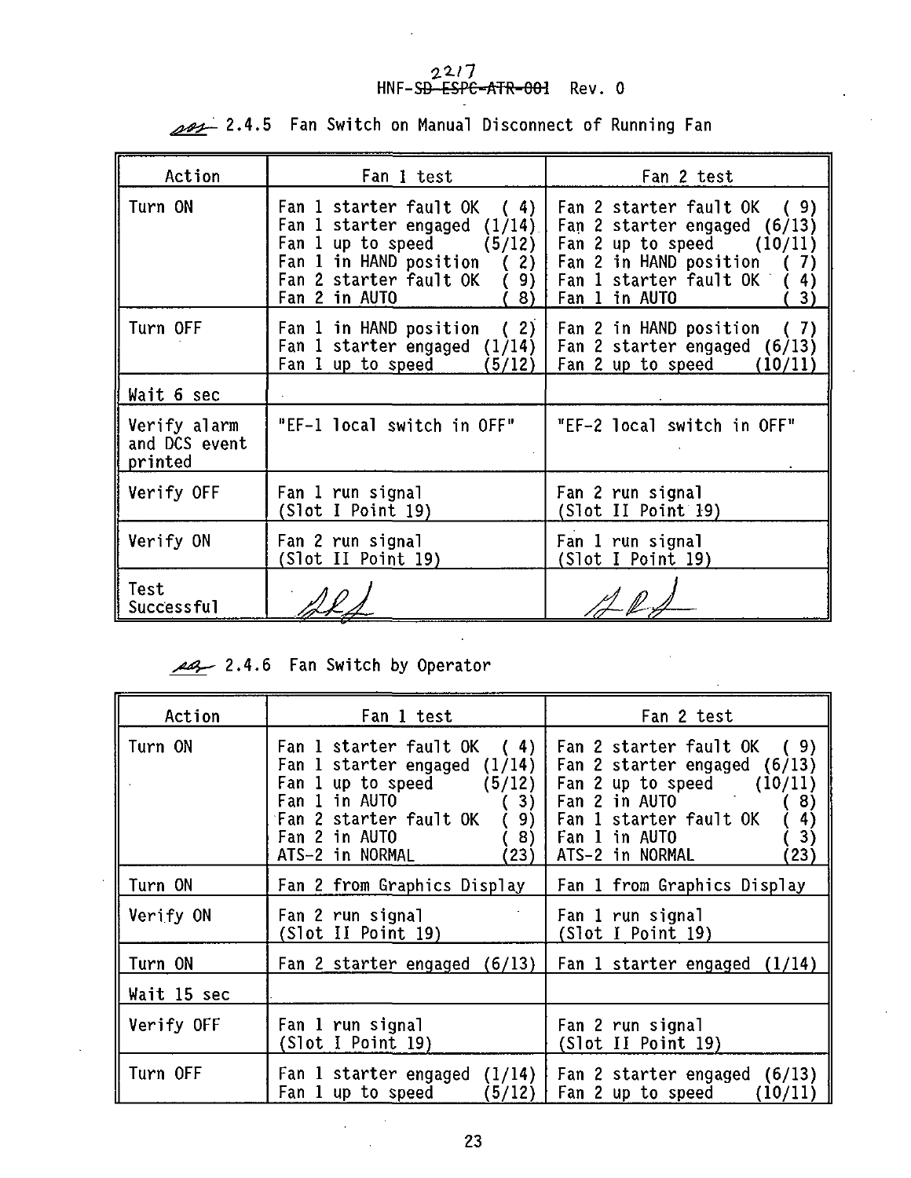## 2.4.5 Fan Switch on Manual Disconnect of Running Fan

| Action | Fan 1 test | Fan 2 test |
|---|---|---|
| Turn ON | Fan 1 starter fault OK ( 4)<br>Fan 1 starter engaged (1/14)<br>Fan 1 up to speed (5/12)<br>Fan 1 in HAND position ( 2)<br>Fan 2 starter fault OK ( 9)<br>Fan 2 in AUTO ( 8) | Fan 2 starter fault OK ( 9)<br>Fan 2 starter engaged (6/13)<br>Fan 2 up to speed (10/11)<br>Fan 2 in HAND position ( 7)<br>Fan 1 starter fault OK ( 4)<br>Fan 1 in AUTO ( 3) |
| Turn OFF | Fan 1 in HAND position ( 2)<br>Fan 1 starter engaged (1/14)<br>Fan 1 up to speed (5/12) | Fan 2 in HAND position ( 7)<br>Fan 2 starter engaged (6/13)<br>Fan 2 up to speed (10/11) |
| Wait 6 sec | | |
| Verify alarm and DCS event printed | "EF-1 local switch in OFF" | "EF-2 local switch in OFF" |
| Verify OFF | Fan 1 run signal (Slot I Point 19) | Fan 2 run signal (Slot II Point 19) |
| Verify ON | Fan 2 run signal (Slot II Point 19) | Fan 1 run signal (Slot I Point 19) |
| Test Successful | | |

## 2.4.6 Fan Switch by Operator

| Action | Fan 1 test | Fan 2 test |
|---|---|---|
| Turn ON | Fan 1 starter fault OK ( 4)<br>Fan 1 starter engaged (1/14)<br>Fan 1 up to speed (5/12)<br>Fan 1 in AUTO ( 3)<br>Fan 2 starter fault OK ( 9)<br>Fan 2 in AUTO ( 8)<br>ATS-2 in NORMAL (23) | Fan 2 starter fault OK ( 9)<br>Fan 2 starter engaged (6/13)<br>Fan 2 up to speed (10/11)<br>Fan 2 in AUTO ( 8)<br>Fan 1 starter fault OK ( 4)<br>Fan 1 in AUTO ( 3)<br>ATS-2 in NORMAL (23) |
| Turn ON | Fan 2 from Graphics Display | Fan 1 from Graphics Display |
| Verify ON | Fan 2 run signal (Slot II Point 19) | Fan 1 run signal (Slot I Point 19) |
| Turn ON | Fan 2 starter engaged (6/13) | Fan 1 starter engaged (1/14) |
| Wait 15 sec | | |
| Verify OFF | Fan 1 run signal (Slot I Point 19) | Fan 2 run signal (Slot II Point 19) |
| Turn OFF | Fan 1 starter engaged (1/14)<br>Fan 1 up to speed (5/12) | Fan 2 starter engaged (6/13)<br>Fan 2 up to speed (10/11) |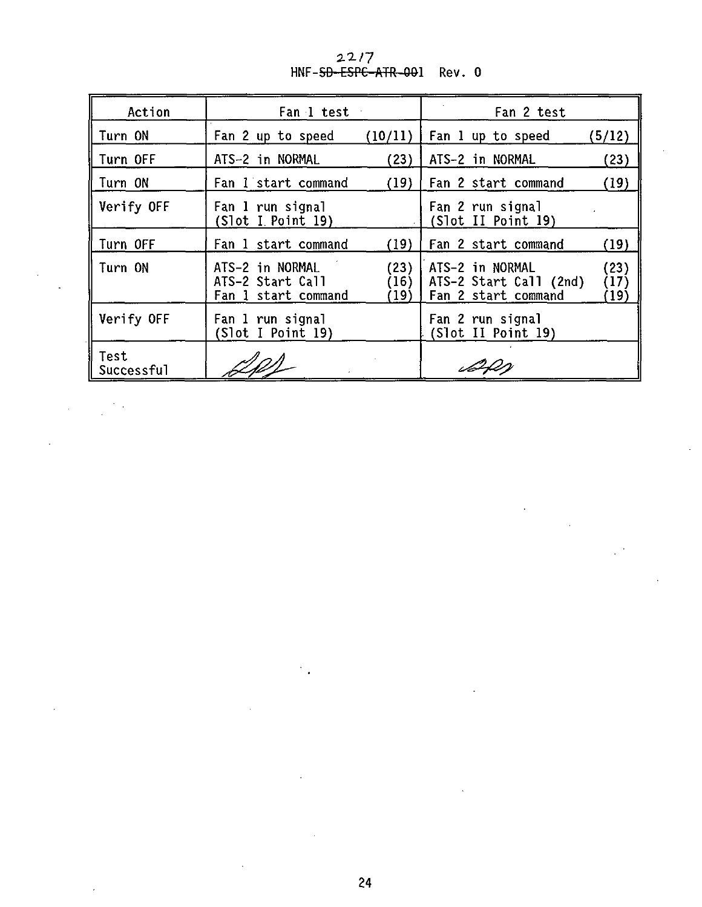| Action | Fan 1 test | Fan 2 test |
|---|---|---|
| Turn ON | Fan 2 up to speed (10/11) | Fan 1 up to speed (5/12) |
| Turn OFF | ATS-2 in NORMAL (23) | ATS-2 in NORMAL (23) |
| Turn ON | Fan 1 start command (19) | Fan 2 start command (19) |
| Verify OFF | Fan 1 run signal (Slot I Point 19) | Fan 2 run signal (Slot II Point 19) |
| Turn OFF | Fan 1 start command (19) | Fan 2 start command (19) |
| Turn ON | ATS-2 in NORMAL (23)<br>ATS-2 Start Call (16)<br>Fan 1 start command (19) | ATS-2 in NORMAL (23)<br>ATS-2 Start Call (2nd) (17)<br>Fan 2 start command (19) |
| Verify OFF | Fan 1 run signal (Slot I Point 19) | Fan 2 run signal (Slot II Point 19) |
| Test Successful | [signature] | [signature] |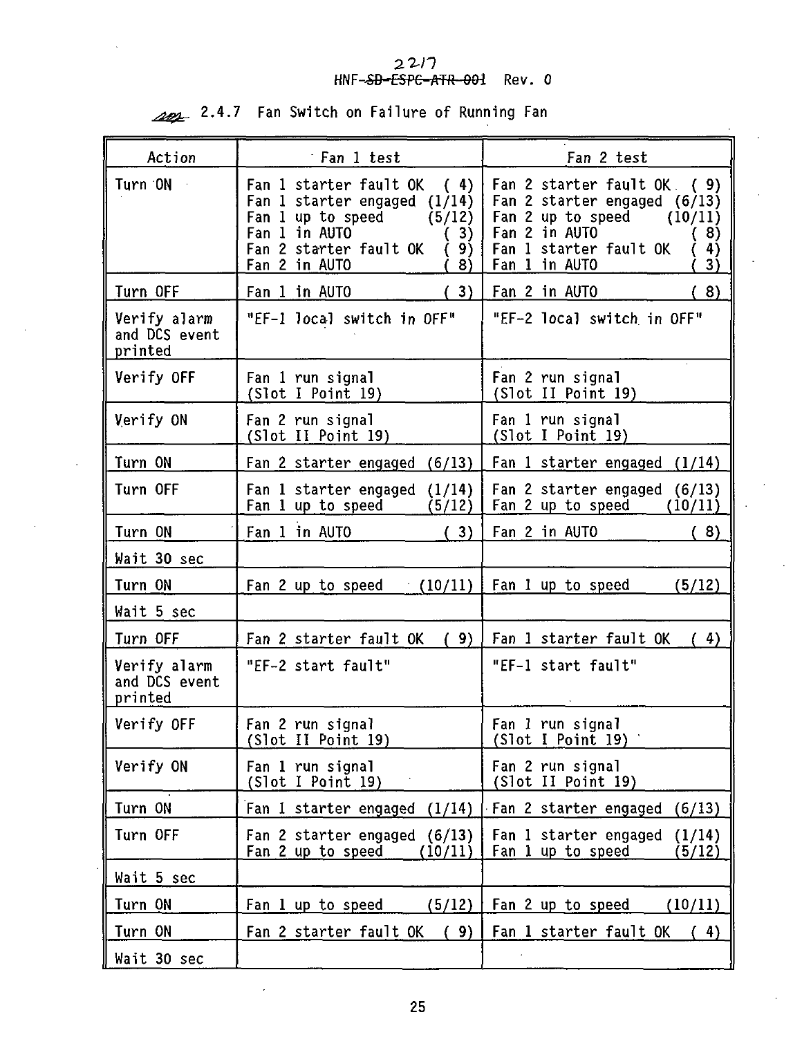## 2.4.7 Fan Switch on Failure of Running Fan

| Action | Fan 1 test | Fan 2 test |
|---|---|---|
| Turn ON | Fan 1 starter fault OK ( 4)<br>Fan 1 starter engaged (1/14)<br>Fan 1 up to speed (5/12)<br>Fan 1 in AUTO ( 3)<br>Fan 2 starter fault OK ( 9)<br>Fan 2 in AUTO ( 8) | Fan 2 starter fault OK ( 9)<br>Fan 2 starter engaged (6/13)<br>Fan 2 up to speed (10/11)<br>Fan 2 in AUTO ( 8)<br>Fan 1 starter fault OK ( 4)<br>Fan 1 in AUTO ( 3) |
| Turn OFF | Fan 1 in AUTO ( 3) | Fan 2 in AUTO ( 8) |
| Verify alarm and DCS event printed | "EF-1 local switch in OFF" | "EF-2 local switch in OFF" |
| Verify OFF | Fan 1 run signal (Slot I Point 19) | Fan 2 run signal (Slot II Point 19) |
| Verify ON | Fan 2 run signal (Slot II Point 19) | Fan 1 run signal (Slot I Point 19) |
| Turn ON | Fan 2 starter engaged (6/13) | Fan 1 starter engaged (1/14) |
| Turn OFF | Fan 1 starter engaged (1/14)<br>Fan 1 up to speed (5/12) | Fan 2 starter engaged (6/13)<br>Fan 2 up to speed (10/11) |
| Turn ON | Fan 1 in AUTO ( 3) | Fan 2 in AUTO ( 8) |
| Wait 30 sec | | |
| Turn ON | Fan 2 up to speed (10/11) | Fan 1 up to speed (5/12) |
| Wait 5 sec | | |
| Turn OFF | Fan 2 starter fault OK ( 9) | Fan 1 starter fault OK ( 4) |
| Verify alarm and DCS event printed | "EF-2 start fault" | "EF-1 start fault" |
| Verify OFF | Fan 2 run signal (Slot II Point 19) | Fan 1 run signal (Slot I Point 19) |
| Verify ON | Fan 1 run signal (Slot I Point 19) | Fan 2 run signal (Slot II Point 19) |
| Turn ON | Fan 1 starter engaged (1/14) | Fan 2 starter engaged (6/13) |
| Turn OFF | Fan 2 starter engaged (6/13)<br>Fan 2 up to speed (10/11) | Fan 1 starter engaged (1/14)<br>Fan 1 up to speed (5/12) |
| Wait 5 sec | | |
| Turn ON | Fan 1 up to speed (5/12) | Fan 2 up to speed (10/11) |
| Turn ON | Fan 2 starter fault OK ( 9) | Fan 1 starter fault OK ( 4) |
| Wait 30 sec | | |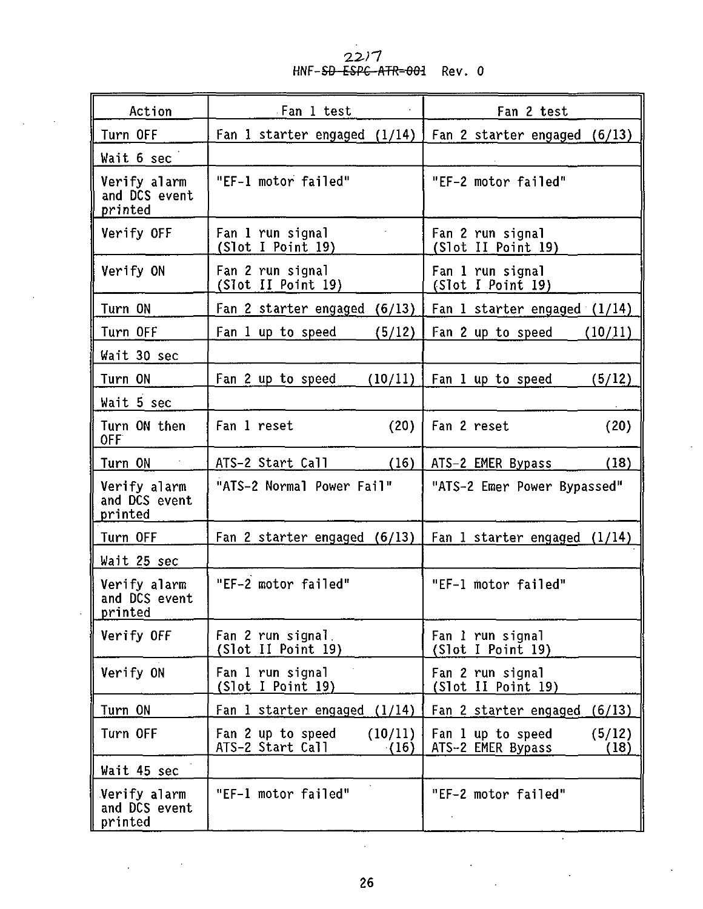| Action | Fan 1 test | Fan 2 test |
|---|---|---|
| Turn OFF | Fan 1 starter engaged (1/14) | Fan 2 starter engaged (6/13) |
| Wait 6 sec | | |
| Verify alarm and DCS event printed | "EF-1 motor failed" | "EF-2 motor failed" |
| Verify OFF | Fan 1 run signal (Slot I Point 19) | Fan 2 run signal (Slot II Point 19) |
| Verify ON | Fan 2 run signal (Slot II Point 19) | Fan 1 run signal (Slot I Point 19) |
| Turn ON | Fan 2 starter engaged (6/13) | Fan 1 starter engaged (1/14) |
| Turn OFF | Fan 1 up to speed (5/12) | Fan 2 up to speed (10/11) |
| Wait 30 sec | | |
| Turn ON | Fan 2 up to speed (10/11) | Fan 1 up to speed (5/12) |
| Wait 5 sec | | |
| Turn ON then OFF | Fan 1 reset (20) | Fan 2 reset (20) |
| Turn ON | ATS-2 Start Call (16) | ATS-2 EMER Bypass (18) |
| Verify alarm and DCS event printed | "ATS-2 Normal Power Fail" | "ATS-2 Emer Power Bypassed" |
| Turn OFF | Fan 2 starter engaged (6/13) | Fan 1 starter engaged (1/14) |
| Wait 25 sec | | |
| Verify alarm and DCS event printed | "EF-2 motor failed" | "EF-1 motor failed" |
| Verify OFF | Fan 2 run signal (Slot II Point 19) | Fan 1 run signal (Slot I Point 19) |
| Verify ON | Fan 1 run signal (Slot I Point 19) | Fan 2 run signal (Slot II Point 19) |
| Turn ON | Fan 1 starter engaged (1/14) | Fan 2 starter engaged (6/13) |
| Turn OFF | Fan 2 up to speed (10/11) ATS-2 Start Call (16) | Fan 1 up to speed (5/12) ATS-2 EMER Bypass (18) |
| Wait 45 sec | | |
| Verify alarm and DCS event printed | "EF-1 motor failed" | "EF-2 motor failed" |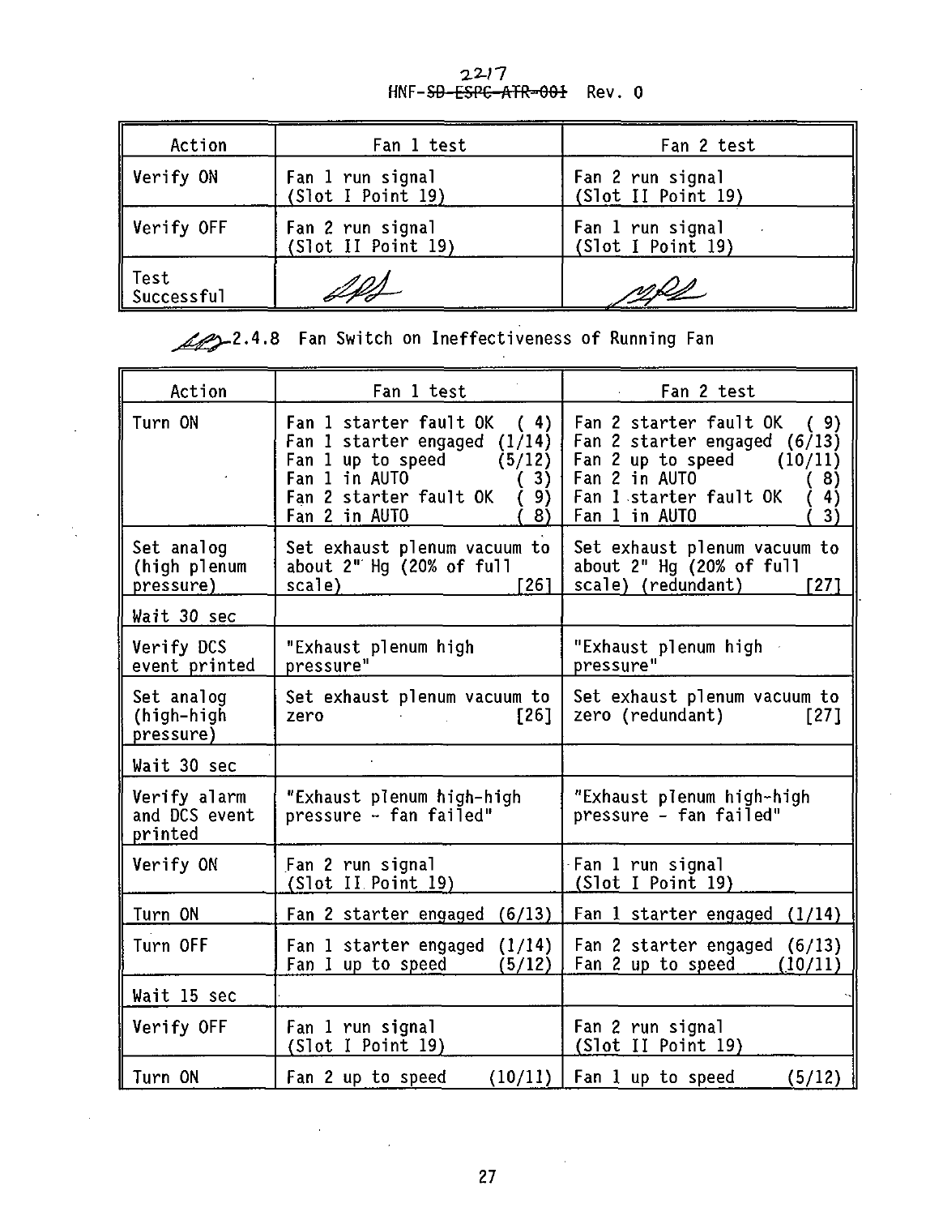| Action | Fan 1 test | Fan 2 test |
|---|---|---|
| Verify ON | Fan 1 run signal (Slot I Point 19) | Fan 2 run signal (Slot II Point 19) |
| Verify OFF | Fan 2 run signal (Slot II Point 19) | Fan 1 run signal (Slot I Point 19) |
| Test Successful | *[signature]* | *[signature]* |

2.4.8 Fan Switch on Ineffectiveness of Running Fan

| Action | Fan 1 test | Fan 2 test |
|---|---|---|
| Turn ON | Fan 1 starter fault OK ( 4)<br>Fan 1 starter engaged (1/14)<br>Fan 1 up to speed (5/12)<br>Fan 1 in AUTO ( 3)<br>Fan 2 starter fault OK ( 9)<br>Fan 2 in AUTO ( 8) | Fan 2 starter fault OK ( 9)<br>Fan 2 starter engaged (6/13)<br>Fan 2 up to speed (10/11)<br>Fan 2 in AUTO ( 8)<br>Fan 1 starter fault OK ( 4)<br>Fan 1 in AUTO ( 3) |
| Set analog (high plenum pressure) | Set exhaust plenum vacuum to about 2" Hg (20% of full scale) [26] | Set exhaust plenum vacuum to about 2" Hg (20% of full scale) (redundant) [27] |
| Wait 30 sec | | |
| Verify DCS event printed | "Exhaust plenum high pressure" | "Exhaust plenum high pressure" |
| Set analog (high-high pressure) | Set exhaust plenum vacuum to zero [26] | Set exhaust plenum vacuum to zero (redundant) [27] |
| Wait 30 sec | | |
| Verify alarm and DCS event printed | "Exhaust plenum high-high pressure - fan failed" | "Exhaust plenum high-high pressure - fan failed" |
| Verify ON | Fan 2 run signal (Slot II Point 19) | Fan 1 run signal (Slot I Point 19) |
| Turn ON | Fan 2 starter engaged (6/13) | Fan 1 starter engaged (1/14) |
| Turn OFF | Fan 1 starter engaged (1/14)<br>Fan 1 up to speed (5/12) | Fan 2 starter engaged (6/13)<br>Fan 2 up to speed (10/11) |
| Wait 15 sec | | |
| Verify OFF | Fan 1 run signal (Slot I Point 19) | Fan 2 run signal (Slot II Point 19) |
| Turn ON | Fan 2 up to speed (10/11) | Fan 1 up to speed (5/12) |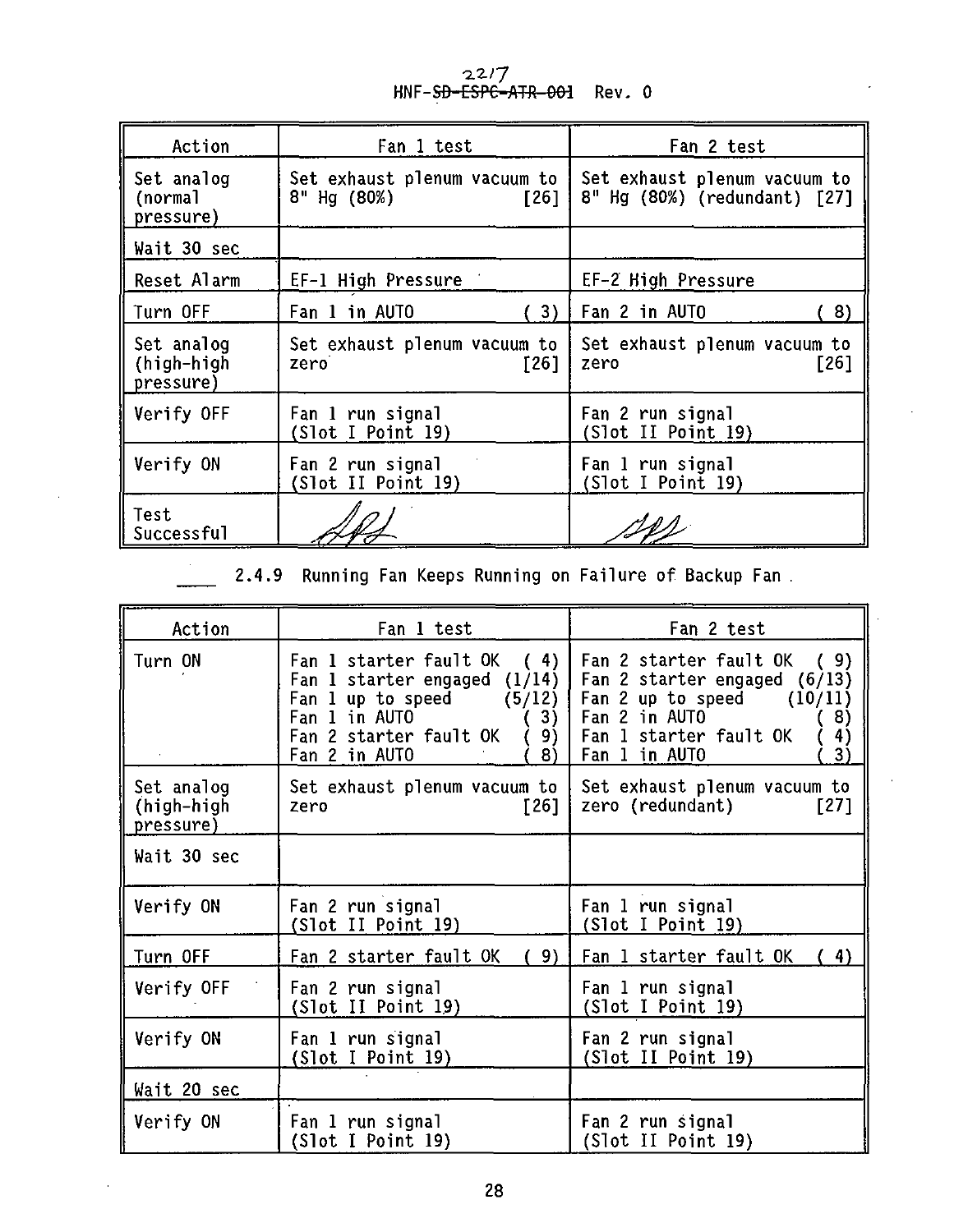| Action | Fan 1 test | Fan 2 test |
|---|---|---|
| Set analog (normal pressure) | Set exhaust plenum vacuum to 8" Hg (80%) [26] | Set exhaust plenum vacuum to 8" Hg (80%) (redundant) [27] |
| Wait 30 sec | | |
| Reset Alarm | EF-1 High Pressure | EF-2 High Pressure |
| Turn OFF | Fan 1 in AUTO ( 3) | Fan 2 in AUTO ( 8) |
| Set analog (high-high pressure) | Set exhaust plenum vacuum to zero [26] | Set exhaust plenum vacuum to zero [26] |
| Verify OFF | Fan 1 run signal (Slot I Point 19) | Fan 2 run signal (Slot II Point 19) |
| Verify ON | Fan 2 run signal (Slot II Point 19) | Fan 1 run signal (Slot I Point 19) |
| Test Successful | *(signature)* | *(signature)* |

____ 2.4.9 Running Fan Keeps Running on Failure of Backup Fan.

| Action | Fan 1 test | Fan 2 test |
|---|---|---|
| Turn ON | Fan 1 starter fault OK ( 4)<br>Fan 1 starter engaged (1/14)<br>Fan 1 up to speed (5/12)<br>Fan 1 in AUTO ( 3)<br>Fan 2 starter fault OK ( 9)<br>Fan 2 in AUTO ( 8) | Fan 2 starter fault OK ( 9)<br>Fan 2 starter engaged (6/13)<br>Fan 2 up to speed (10/11)<br>Fan 2 in AUTO ( 8)<br>Fan 1 starter fault OK ( 4)<br>Fan 1 in AUTO ( 3) |
| Set analog (high-high pressure) | Set exhaust plenum vacuum to zero [26] | Set exhaust plenum vacuum to zero (redundant) [27] |
| Wait 30 sec | | |
| Verify ON | Fan 2 run signal (Slot II Point 19) | Fan 1 run signal (Slot I Point 19) |
| Turn OFF | Fan 2 starter fault OK ( 9) | Fan 1 starter fault OK ( 4) |
| Verify OFF | Fan 2 run signal (Slot II Point 19) | Fan 1 run signal (Slot I Point 19) |
| Verify ON | Fan 1 run signal (Slot I Point 19) | Fan 2 run signal (Slot II Point 19) |
| Wait 20 sec | | |
| Verify ON | Fan 1 run signal (Slot I Point 19) | Fan 2 run signal (Slot II Point 19) |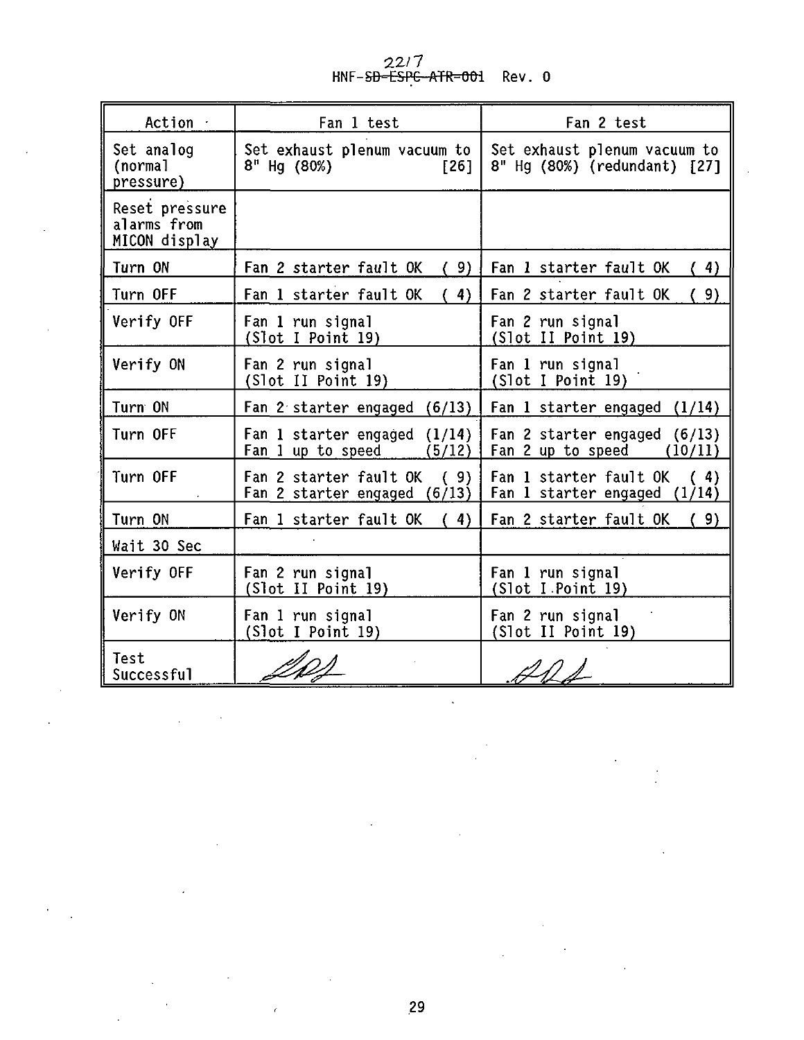| Action | Fan 1 test | Fan 2 test |
|---|---|---|
| Set analog (normal pressure) | Set exhaust plenum vacuum to 8" Hg (80%) [26] | Set exhaust plenum vacuum to 8" Hg (80%) (redundant) [27] |
| Reset pressure alarms from MICON display | | |
| Turn ON | Fan 2 starter fault OK ( 9) | Fan 1 starter fault OK ( 4) |
| Turn OFF | Fan 1 starter fault OK ( 4) | Fan 2 starter fault OK ( 9) |
| Verify OFF | Fan 1 run signal (Slot I Point 19) | Fan 2 run signal (Slot II Point 19) |
| Verify ON | Fan 2 run signal (Slot II Point 19) | Fan 1 run signal (Slot I Point 19) |
| Turn ON | Fan 2 starter engaged (6/13) | Fan 1 starter engaged (1/14) |
| Turn OFF | Fan 1 starter engaged (1/14)<br>Fan 1 up to speed (5/12) | Fan 2 starter engaged (6/13)<br>Fan 2 up to speed (10/11) |
| Turn OFF | Fan 2 starter fault OK ( 9)<br>Fan 2 starter engaged (6/13) | Fan 1 starter fault OK ( 4)<br>Fan 1 starter engaged (1/14) |
| Turn ON | Fan 1 starter fault OK ( 4) | Fan 2 starter fault OK ( 9) |
| Wait 30 Sec | | |
| Verify OFF | Fan 2 run signal (Slot II Point 19) | Fan 1 run signal (Slot I Point 19) |
| Verify ON | Fan 1 run signal (Slot I Point 19) | Fan 2 run signal (Slot II Point 19) |
| Test Successful | [signature] | [signature] |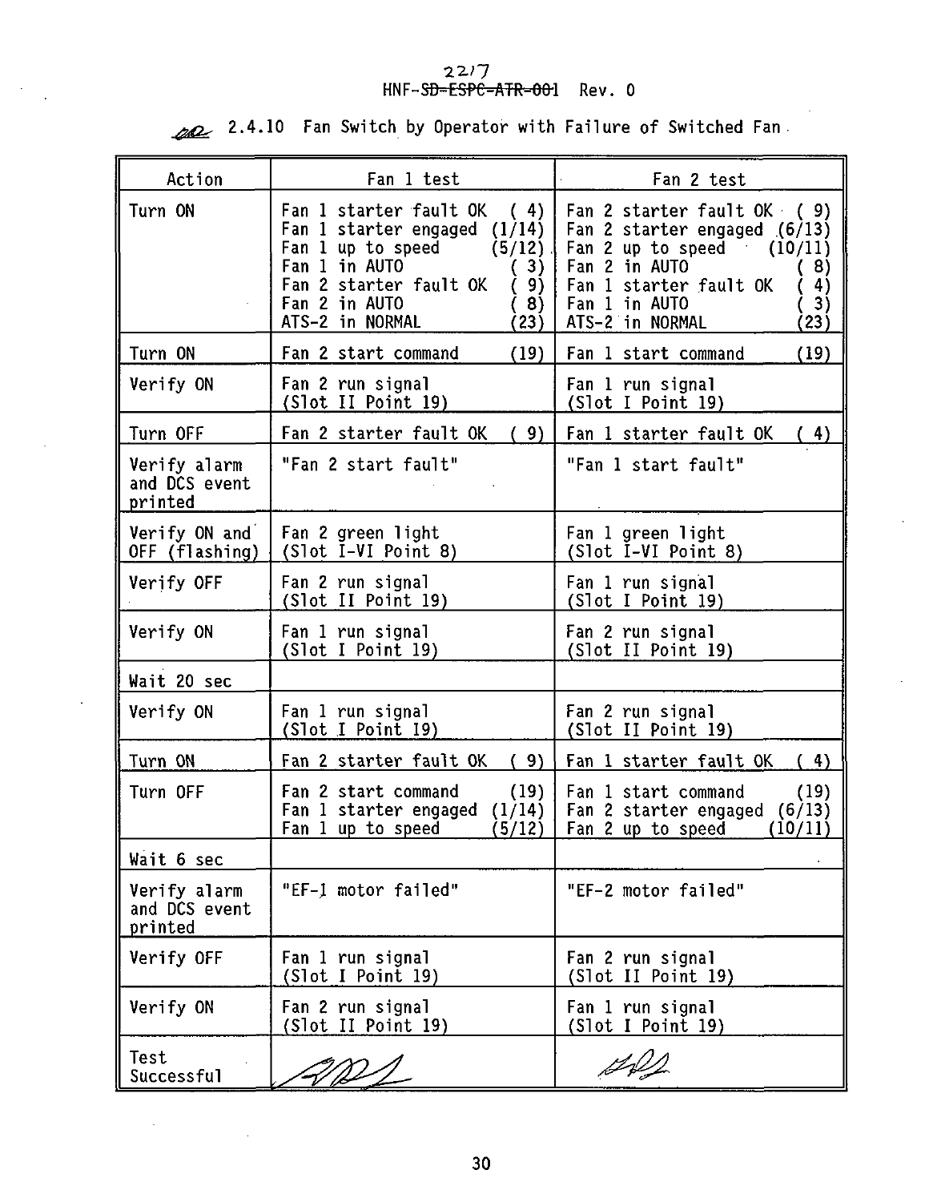### 2.4.10 Fan Switch by Operator with Failure of Switched Fan

| Action | Fan 1 test | Fan 2 test |
|---|---|---|
| Turn ON | Fan 1 starter fault OK ( 4)<br>Fan 1 starter engaged (1/14)<br>Fan 1 up to speed (5/12)<br>Fan 1 in AUTO ( 3)<br>Fan 2 starter fault OK ( 9)<br>Fan 2 in AUTO ( 8)<br>ATS-2 in NORMAL (23) | Fan 2 starter fault OK ( 9)<br>Fan 2 starter engaged (6/13)<br>Fan 2 up to speed (10/11)<br>Fan 2 in AUTO ( 8)<br>Fan 1 starter fault OK ( 4)<br>Fan 1 in AUTO ( 3)<br>ATS-2 in NORMAL (23) |
| Turn ON | Fan 2 start command (19) | Fan 1 start command (19) |
| Verify ON | Fan 2 run signal (Slot II Point 19) | Fan 1 run signal (Slot I Point 19) |
| Turn OFF | Fan 2 starter fault OK ( 9) | Fan 1 starter fault OK ( 4) |
| Verify alarm and DCS event printed | "Fan 2 start fault" | "Fan 1 start fault" |
| Verify ON and OFF (flashing) | Fan 2 green light (Slot I-VI Point 8) | Fan 1 green light (Slot I-VI Point 8) |
| Verify OFF | Fan 2 run signal (Slot II Point 19) | Fan 1 run signal (Slot I Point 19) |
| Verify ON | Fan 1 run signal (Slot I Point 19) | Fan 2 run signal (Slot II Point 19) |
| Wait 20 sec | | |
| Verify ON | Fan 1 run signal (Slot I Point 19) | Fan 2 run signal (Slot II Point 19) |
| Turn ON | Fan 2 starter fault OK ( 9) | Fan 1 starter fault OK ( 4) |
| Turn OFF | Fan 2 start command (19)<br>Fan 1 starter engaged (1/14)<br>Fan 1 up to speed (5/12) | Fan 1 start command (19)<br>Fan 2 starter engaged (6/13)<br>Fan 2 up to speed (10/11) |
| Wait 6 sec | | |
| Verify alarm and DCS event printed | "EF-1 motor failed" | "EF-2 motor failed" |
| Verify OFF | Fan 1 run signal (Slot I Point 19) | Fan 2 run signal (Slot II Point 19) |
| Verify ON | Fan 2 run signal (Slot II Point 19) | Fan 1 run signal (Slot I Point 19) |
| Test Successful | [signature] | [signature] |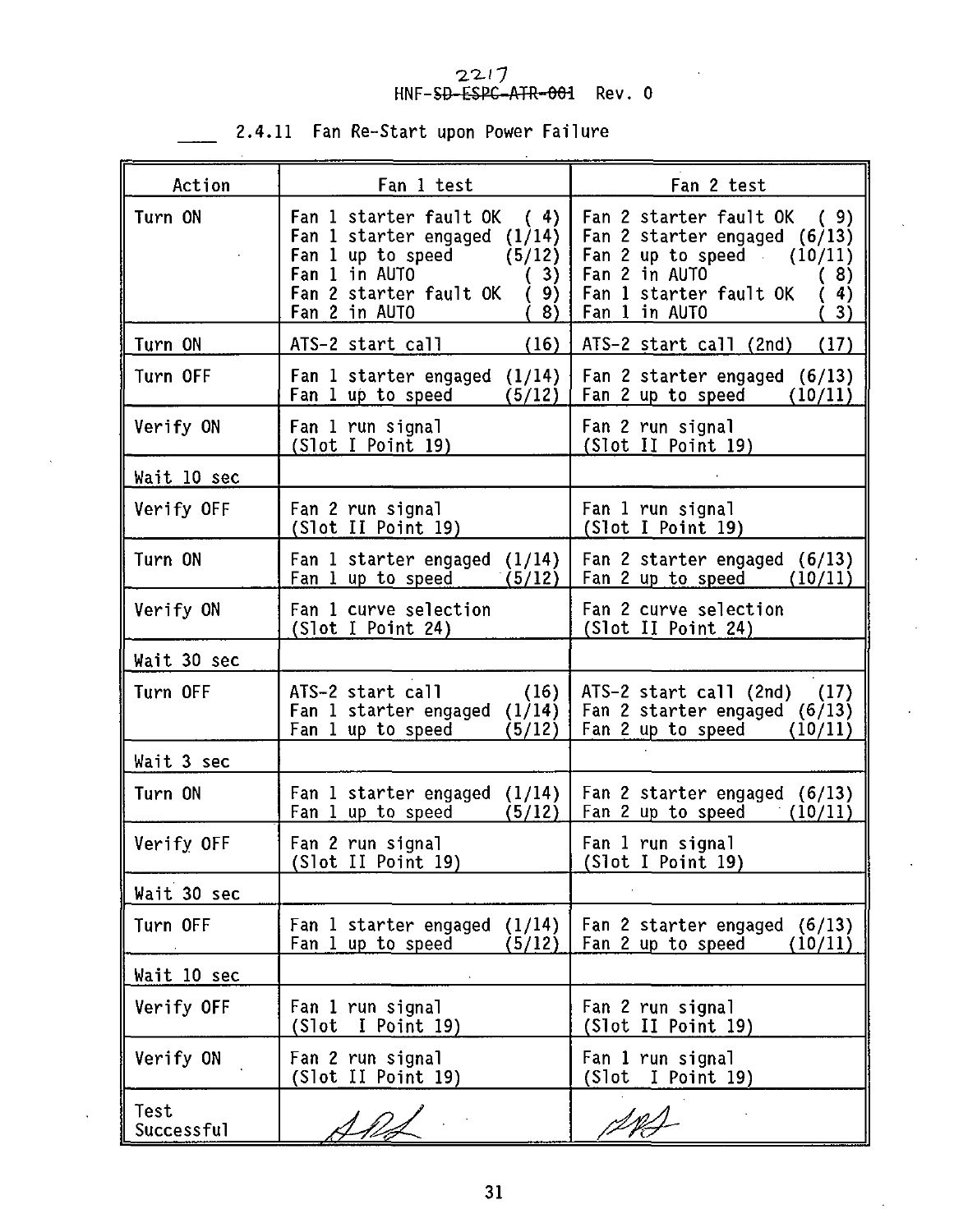____ 2.4.11 Fan Re-Start upon Power Failure

| Action | Fan 1 test | Fan 2 test |
|---|---|---|
| Turn ON | Fan 1 starter fault OK ( 4)<br>Fan 1 starter engaged (1/14)<br>Fan 1 up to speed (5/12)<br>Fan 1 in AUTO ( 3)<br>Fan 2 starter fault OK ( 9)<br>Fan 2 in AUTO ( 8) | Fan 2 starter fault OK ( 9)<br>Fan 2 starter engaged (6/13)<br>Fan 2 up to speed (10/11)<br>Fan 2 in AUTO ( 8)<br>Fan 1 starter fault OK ( 4)<br>Fan 1 in AUTO ( 3) |
| Turn ON | ATS-2 start call (16) | ATS-2 start call (2nd) (17) |
| Turn OFF | Fan 1 starter engaged (1/14)<br>Fan 1 up to speed (5/12) | Fan 2 starter engaged (6/13)<br>Fan 2 up to speed (10/11) |
| Verify ON | Fan 1 run signal<br>(Slot I Point 19) | Fan 2 run signal<br>(Slot II Point 19) |
| Wait 10 sec | | |
| Verify OFF | Fan 2 run signal<br>(Slot II Point 19) | Fan 1 run signal<br>(Slot I Point 19) |
| Turn ON | Fan 1 starter engaged (1/14)<br>Fan 1 up to speed (5/12) | Fan 2 starter engaged (6/13)<br>Fan 2 up to speed (10/11) |
| Verify ON | Fan 1 curve selection<br>(Slot I Point 24) | Fan 2 curve selection<br>(Slot II Point 24) |
| Wait 30 sec | | |
| Turn OFF | ATS-2 start call (16)<br>Fan 1 starter engaged (1/14)<br>Fan 1 up to speed (5/12) | ATS-2 start call (2nd) (17)<br>Fan 2 starter engaged (6/13)<br>Fan 2 up to speed (10/11) |
| Wait 3 sec | | |
| Turn ON | Fan 1 starter engaged (1/14)<br>Fan 1 up to speed (5/12) | Fan 2 starter engaged (6/13)<br>Fan 2 up to speed (10/11) |
| Verify OFF | Fan 2 run signal<br>(Slot II Point 19) | Fan 1 run signal<br>(Slot I Point 19) |
| Wait 30 sec | | |
| Turn OFF | Fan 1 starter engaged (1/14)<br>Fan 1 up to speed (5/12) | Fan 2 starter engaged (6/13)<br>Fan 2 up to speed (10/11) |
| Wait 10 sec | | |
| Verify OFF | Fan 1 run signal<br>(Slot I Point 19) | Fan 2 run signal<br>(Slot II Point 19) |
| Verify ON | Fan 2 run signal<br>(Slot II Point 19) | Fan 1 run signal<br>(Slot I Point 19) |
| Test Successful | *(initials)* | *(initials)* |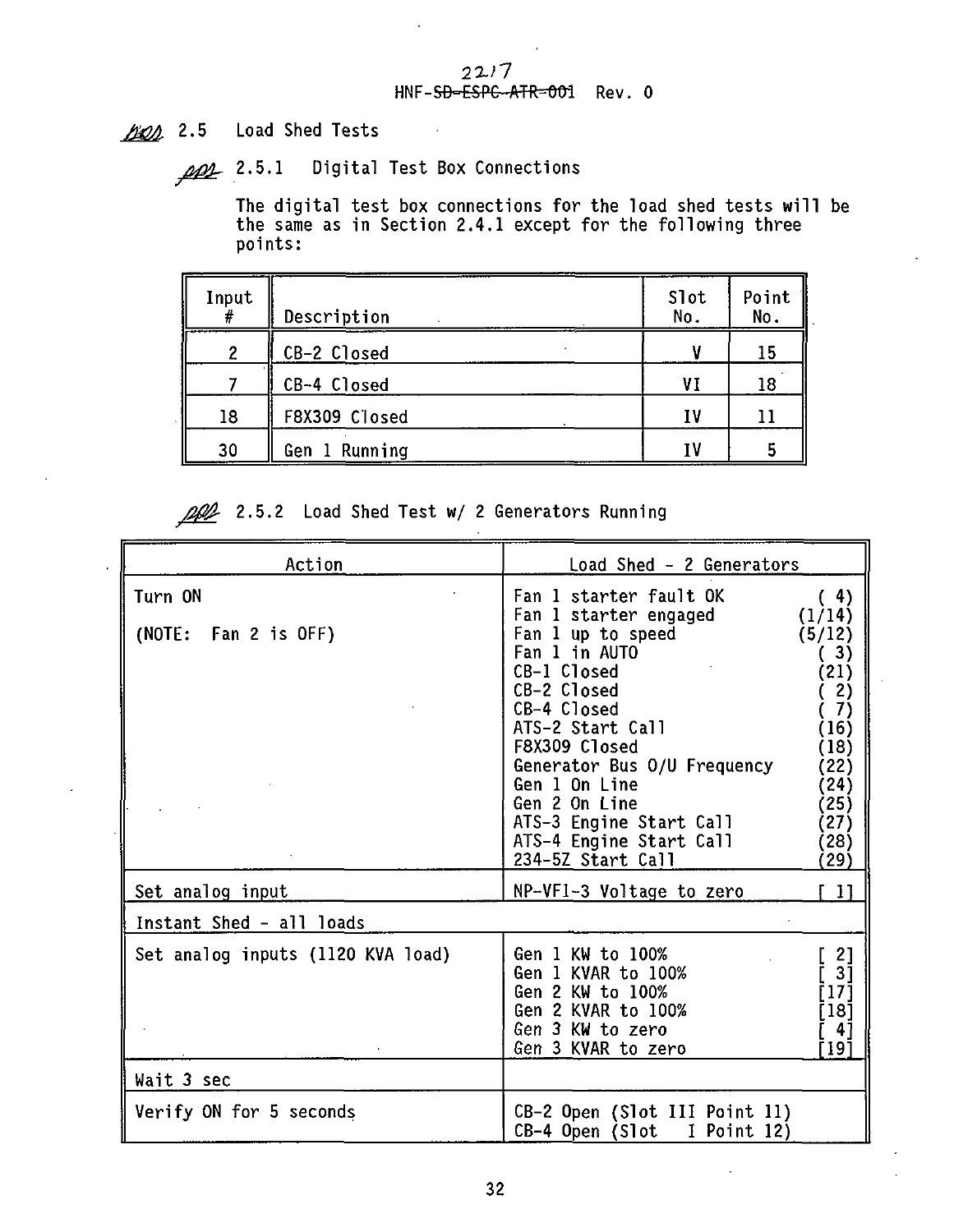## 2.5 Load Shed Tests

### 2.5.1 Digital Test Box Connections

The digital test box connections for the load shed tests will be the same as in Section 2.4.1 except for the following three points:

| Input # | Description | Slot No. | Point No. |
|---|---|---|---|
| 2 | CB-2 Closed | V | 15 |
| 7 | CB-4 Closed | VI | 18 |
| 18 | F8X309 Closed | IV | 11 |
| 30 | Gen 1 Running | IV | 5 |

### 2.5.2 Load Shed Test w/ 2 Generators Running

| Action | Load Shed - 2 Generators |
|---|---|
| Turn ON<br><br>(NOTE: Fan 2 is OFF) | Fan 1 starter fault OK ( 4)<br>Fan 1 starter engaged (1/14)<br>Fan 1 up to speed (5/12)<br>Fan 1 in AUTO ( 3)<br>CB-1 Closed (21)<br>CB-2 Closed ( 2)<br>CB-4 Closed ( 7)<br>ATS-2 Start Call (16)<br>F8X309 Closed (18)<br>Generator Bus O/U Frequency (22)<br>Gen 1 On Line (24)<br>Gen 2 On Line (25)<br>ATS-3 Engine Start Call (27)<br>ATS-4 Engine Start Call (28)<br>234-5Z Start Call (29) |
| Set analog input | NP-VFI-3 Voltage to zero [ 1] |
| Instant Shed - all loads | |
| Set analog inputs (1120 KVA load) | Gen 1 KW to 100% [ 2]<br>Gen 1 KVAR to 100% [ 3]<br>Gen 2 KW to 100% [17]<br>Gen 2 KVAR to 100% [18]<br>Gen 3 KW to zero [ 4]<br>Gen 3 KVAR to zero [19] |
| Wait 3 sec | |
| Verify ON for 5 seconds | CB-2 Open (Slot III Point 11)<br>CB-4 Open (Slot I Point 12) |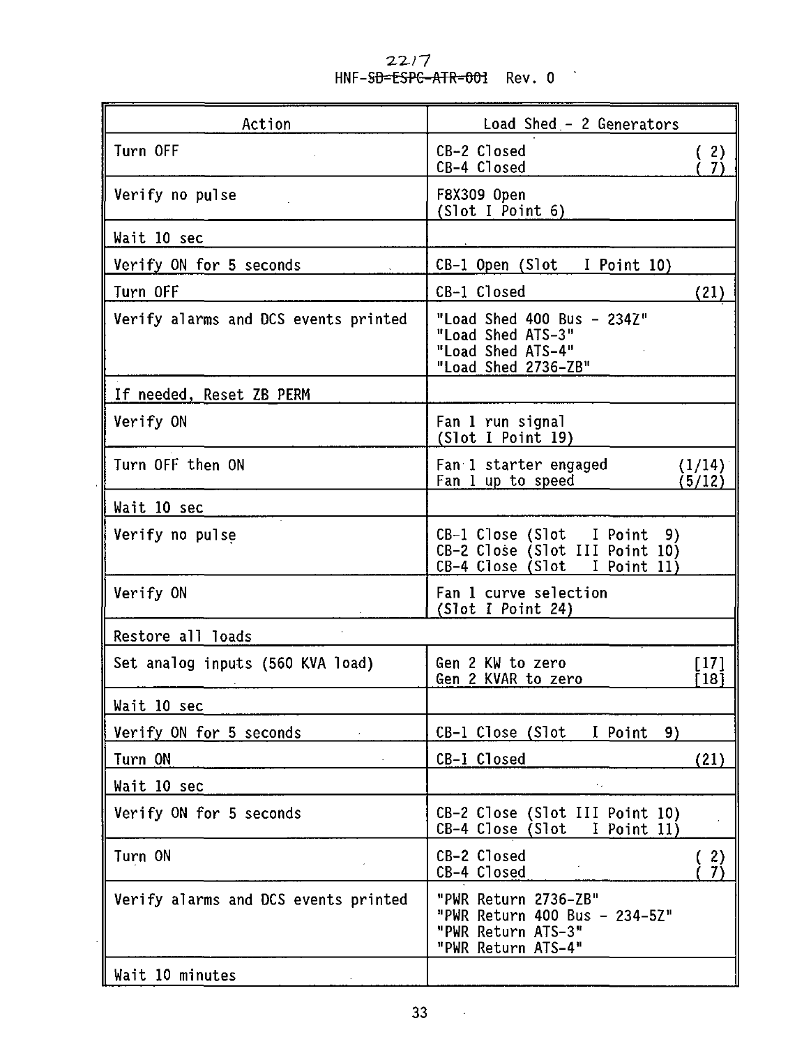| Action | Load Shed - 2 Generators |
|---|---|
| Turn OFF | CB-2 Closed ( 2)<br>CB-4 Closed ( 7) |
| Verify no pulse | F8X309 Open<br>(Slot I Point 6) |
| Wait 10 sec | |
| Verify ON for 5 seconds | CB-1 Open (Slot I Point 10) |
| Turn OFF | CB-1 Closed (21) |
| Verify alarms and DCS events printed | "Load Shed 400 Bus - 234Z"<br>"Load Shed ATS-3"<br>"Load Shed ATS-4"<br>"Load Shed 2736-ZB" |
| If needed, Reset ZB PERM | |
| Verify ON | Fan 1 run signal<br>(Slot I Point 19) |
| Turn OFF then ON | Fan 1 starter engaged (1/14)<br>Fan 1 up to speed (5/12) |
| Wait 10 sec | |
| Verify no pulse | CB-1 Close (Slot I Point 9)<br>CB-2 Close (Slot III Point 10)<br>CB-4 Close (Slot I Point 11) |
| Verify ON | Fan 1 curve selection<br>(Slot I Point 24) |
| Restore all loads | |
| Set analog inputs (560 KVA load) | Gen 2 KW to zero [17]<br>Gen 2 KVAR to zero [18] |
| Wait 10 sec | |
| Verify ON for 5 seconds | CB-1 Close (Slot I Point 9) |
| Turn ON | CB-1 Closed (21) |
| Wait 10 sec | |
| Verify ON for 5 seconds | CB-2 Close (Slot III Point 10)<br>CB-4 Close (Slot I Point 11) |
| Turn ON | CB-2 Closed ( 2)<br>CB-4 Closed ( 7) |
| Verify alarms and DCS events printed | "PWR Return 2736-ZB"<br>"PWR Return 400 Bus - 234-5Z"<br>"PWR Return ATS-3"<br>"PWR Return ATS-4" |
| Wait 10 minutes | |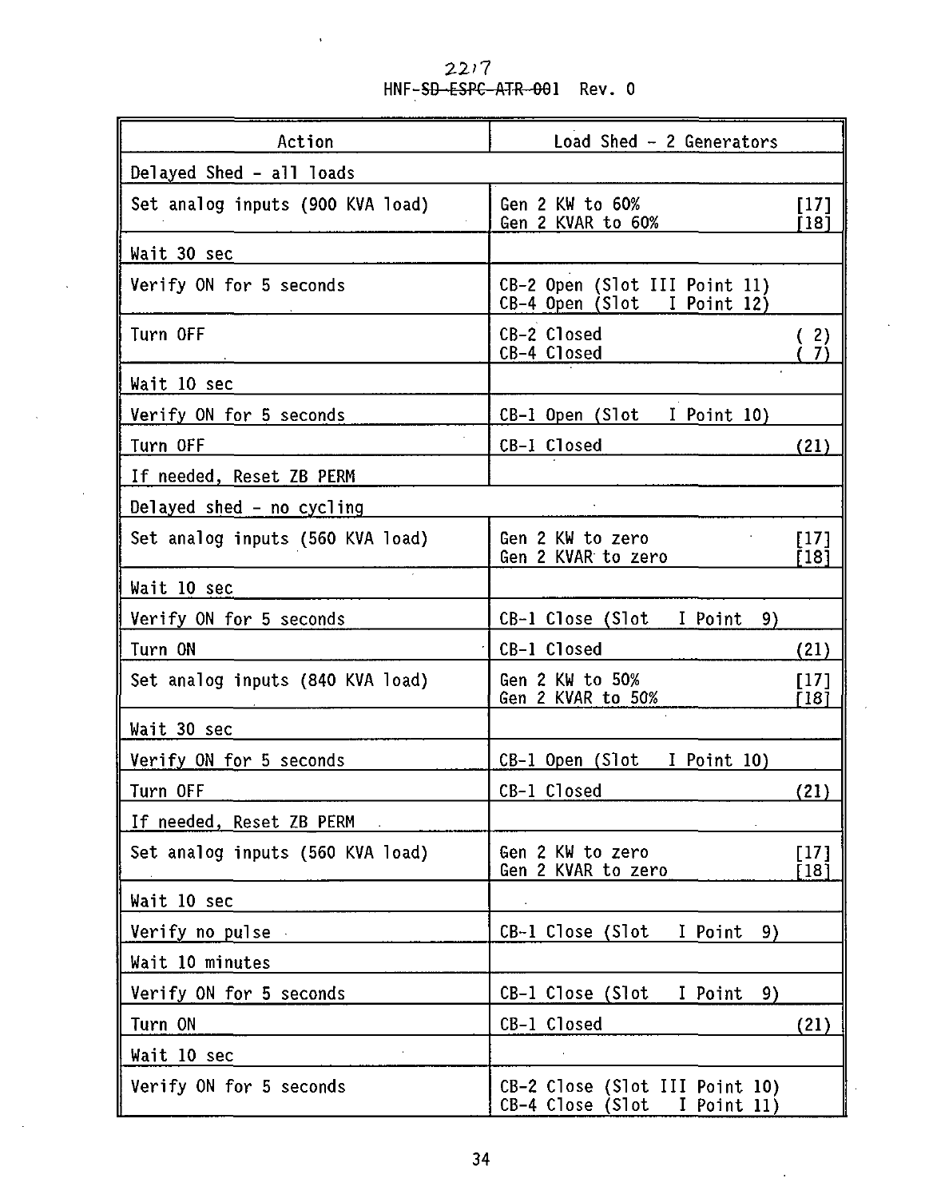| Action | Load Shed - 2 Generators |
|---|---|
| Delayed Shed - all loads | |
| Set analog inputs (900 KVA load) | Gen 2 KW to 60% [17]<br>Gen 2 KVAR to 60% [18] |
| Wait 30 sec | |
| Verify ON for 5 seconds | CB-2 Open (Slot III Point 11)<br>CB-4 Open (Slot I Point 12) |
| Turn OFF | CB-2 Closed ( 2)<br>CB-4 Closed ( 7) |
| Wait 10 sec | |
| Verify ON for 5 seconds | CB-1 Open (Slot I Point 10) |
| Turn OFF | CB-1 Closed (21) |
| If needed, Reset ZB PERM | |
| Delayed shed - no cycling | |
| Set analog inputs (560 KVA load) | Gen 2 KW to zero [17]<br>Gen 2 KVAR to zero [18] |
| Wait 10 sec | |
| Verify ON for 5 seconds | CB-1 Close (Slot I Point 9) |
| Turn ON | CB-1 Closed (21) |
| Set analog inputs (840 KVA load) | Gen 2 KW to 50% [17]<br>Gen 2 KVAR to 50% [18] |
| Wait 30 sec | |
| Verify ON for 5 seconds | CB-1 Open (Slot I Point 10) |
| Turn OFF | CB-1 Closed (21) |
| If needed, Reset ZB PERM | |
| Set analog inputs (560 KVA load) | Gen 2 KW to zero [17]<br>Gen 2 KVAR to zero [18] |
| Wait 10 sec | |
| Verify no pulse | CB-1 Close (Slot I Point 9) |
| Wait 10 minutes | |
| Verify ON for 5 seconds | CB-1 Close (Slot I Point 9) |
| Turn ON | CB-1 Closed (21) |
| Wait 10 sec | |
| Verify ON for 5 seconds | CB-2 Close (Slot III Point 10)<br>CB-4 Close (Slot I Point 11) |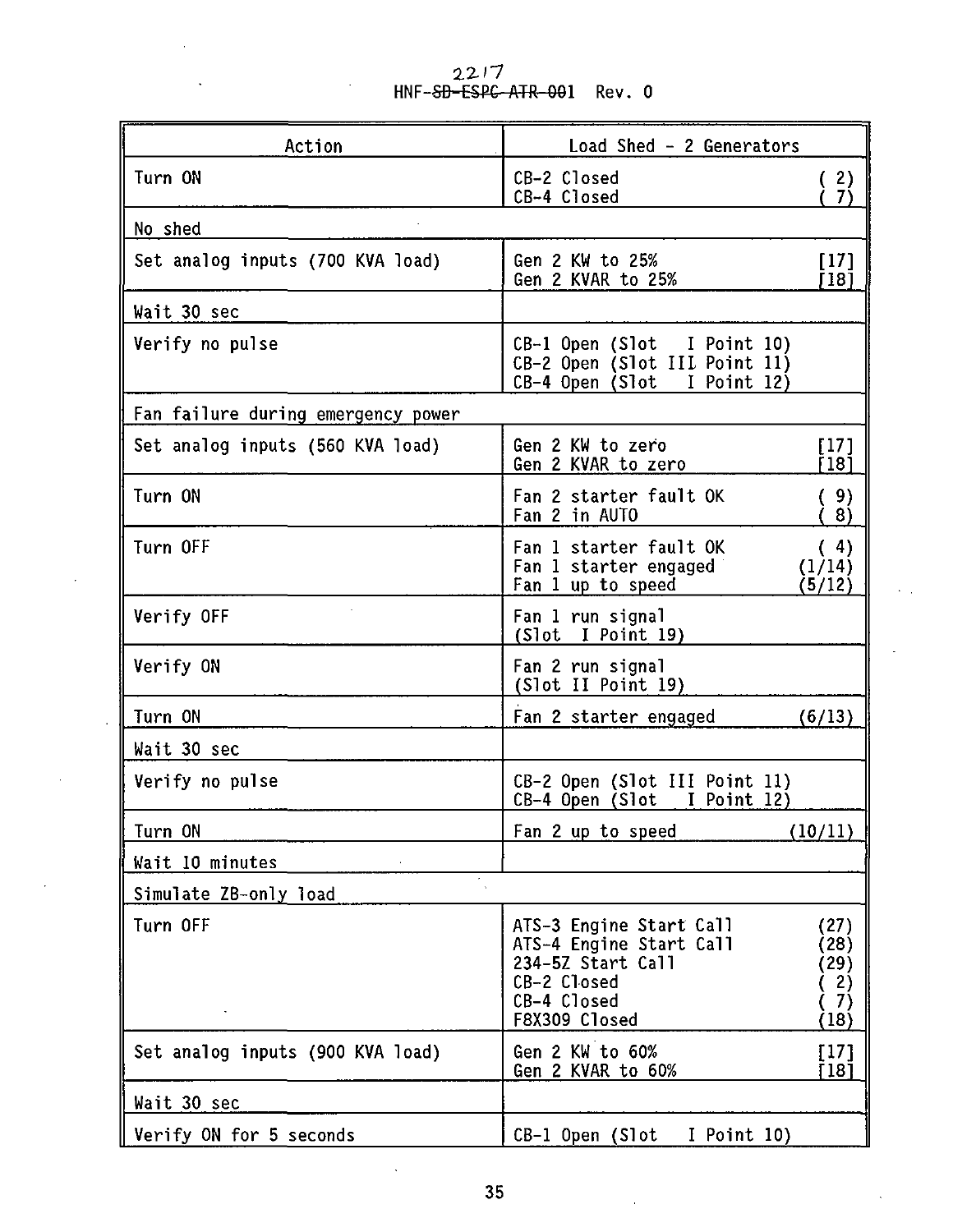| Action | Load Shed - 2 Generators |
|---|---|
| Turn ON | CB-2 Closed ( 2)<br>CB-4 Closed ( 7) |
| No shed | |
| Set analog inputs (700 KVA load) | Gen 2 KW to 25% [17]<br>Gen 2 KVAR to 25% [18] |
| Wait 30 sec | |
| Verify no pulse | CB-1 Open (Slot I Point 10)<br>CB-2 Open (Slot III Point 11)<br>CB-4 Open (Slot I Point 12) |
| Fan failure during emergency power | |
| Set analog inputs (560 KVA load) | Gen 2 KW to zero [17]<br>Gen 2 KVAR to zero [18] |
| Turn ON | Fan 2 starter fault OK ( 9)<br>Fan 2 in AUTO ( 8) |
| Turn OFF | Fan 1 starter fault OK ( 4)<br>Fan 1 starter engaged (1/14)<br>Fan 1 up to speed (5/12) |
| Verify OFF | Fan 1 run signal<br>(Slot I Point 19) |
| Verify ON | Fan 2 run signal<br>(Slot II Point 19) |
| Turn ON | Fan 2 starter engaged (6/13) |
| Wait 30 sec | |
| Verify no pulse | CB-2 Open (Slot III Point 11)<br>CB-4 Open (Slot I Point 12) |
| Turn ON | Fan 2 up to speed (10/11) |
| Wait 10 minutes | |
| Simulate ZB-only load | |
| Turn OFF | ATS-3 Engine Start Call (27)<br>ATS-4 Engine Start Call (28)<br>234-5Z Start Call (29)<br>CB-2 Closed ( 2)<br>CB-4 Closed ( 7)<br>F8X309 Closed (18) |
| Set analog inputs (900 KVA load) | Gen 2 KW to 60% [17]<br>Gen 2 KVAR to 60% [18] |
| Wait 30 sec | |
| Verify ON for 5 seconds | CB-1 Open (Slot I Point 10) |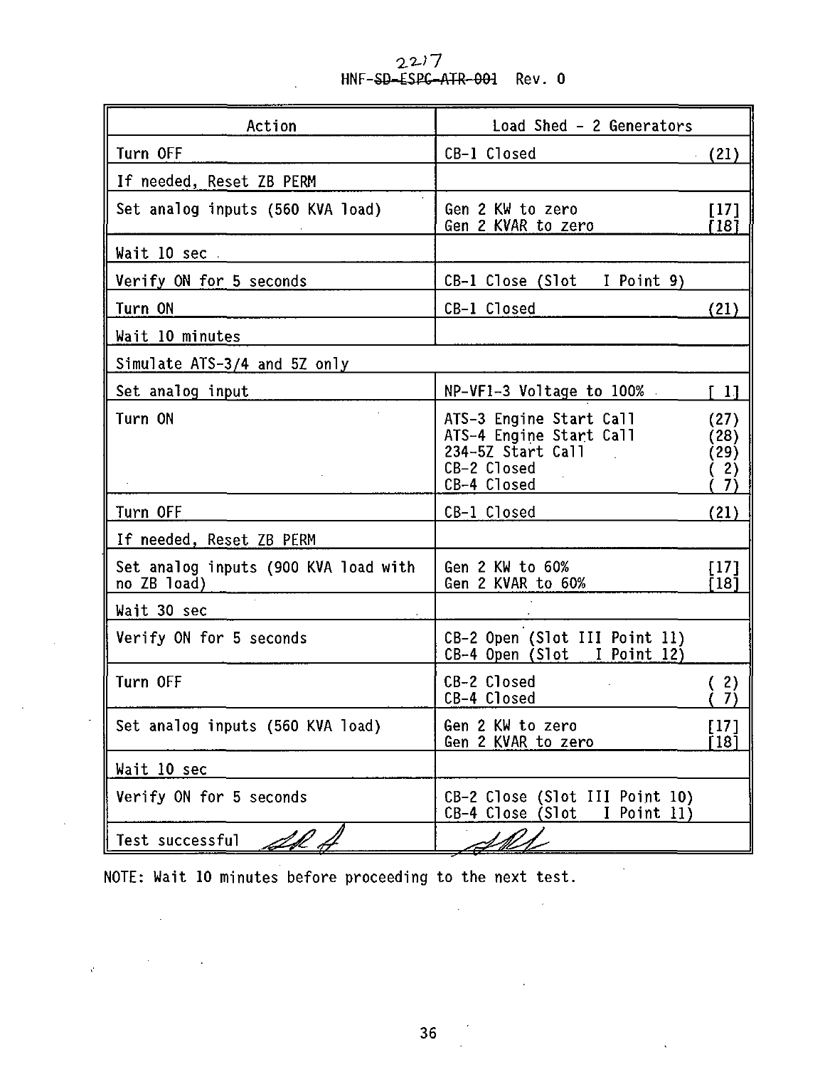| Action | Load Shed - 2 Generators |
|---|---|
| Turn OFF | CB-1 Closed (21) |
| If needed, Reset ZB PERM | |
| Set analog inputs (560 KVA load) | Gen 2 KW to zero [17]<br>Gen 2 KVAR to zero [18] |
| Wait 10 sec | |
| Verify ON for 5 seconds | CB-1 Close (Slot I Point 9) |
| Turn ON | CB-1 Closed (21) |
| Wait 10 minutes | |
| Simulate ATS-3/4 and 5Z only | |
| Set analog input | NP-VFI-3 Voltage to 100% [ 1] |
| Turn ON | ATS-3 Engine Start Call (27)<br>ATS-4 Engine Start Call (28)<br>234-5Z Start Call (29)<br>CB-2 Closed ( 2)<br>CB-4 Closed ( 7) |
| Turn OFF | CB-1 Closed (21) |
| If needed, Reset ZB PERM | |
| Set analog inputs (900 KVA load with no ZB load) | Gen 2 KW to 60% [17]<br>Gen 2 KVAR to 60% [18] |
| Wait 30 sec | |
| Verify ON for 5 seconds | CB-2 Open (Slot III Point 11)<br>CB-4 Open (Slot I Point 12) |
| Turn OFF | CB-2 Closed ( 2)<br>CB-4 Closed ( 7) |
| Set analog inputs (560 KVA load) | Gen 2 KW to zero [17]<br>Gen 2 KVAR to zero [18] |
| Wait 10 sec | |
| Verify ON for 5 seconds | CB-2 Close (Slot III Point 10)<br>CB-4 Close (Slot I Point 11) |
| Test successful | |

NOTE: Wait 10 minutes before proceeding to the next test.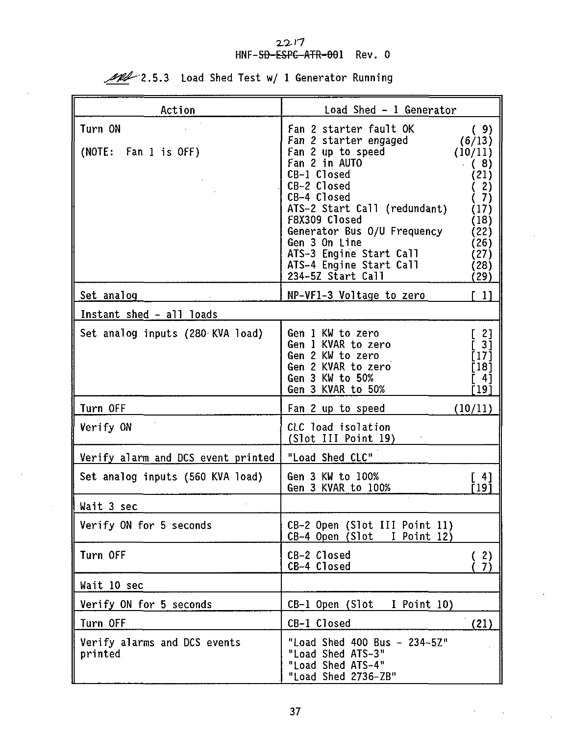2.5.3 Load Shed Test w/ 1 Generator Running

| Action | Load Shed - 1 Generator |
|---|---|
| Turn ON<br><br>(NOTE: Fan 1 is Off) | Fan 2 starter fault OK ( 9)<br>Fan 2 starter engaged (6/13)<br>Fan 2 up to speed (10/11)<br>Fan 2 in AUTO ( 8)<br>CB-1 Closed (21)<br>CB-2 Closed ( 2)<br>CB-4 Closed ( 7)<br>ATS-2 Start Call (redundant) (17)<br>F8X309 Closed (18)<br>Generator Bus O/U Frequency (22)<br>Gen 3 On Line (26)<br>ATS-3 Engine Start Call (27)<br>ATS-4 Engine Start Call (28)<br>234-5Z Start Call (29) |
| Set analog | NP-VF1-3 Voltage to zero [ 1] |
| Instant shed - all loads | |
| Set analog inputs (280 KVA load) | Gen 1 KW to zero [ 2]<br>Gen 1 KVAR to zero [ 3]<br>Gen 2 KW to zero [17]<br>Gen 2 KVAR to zero [18]<br>Gen 3 KW to 50% [ 4]<br>Gen 3 KVAR to 50% [19] |
| Turn OFF | Fan 2 up to speed (10/11) |
| Verify ON | CLC load isolation<br>(Slot III Point 19) |
| Verify alarm and DCS event printed | "Load Shed CLC" |
| Set analog inputs (560 KVA load) | Gen 3 KW to 100% [ 4]<br>Gen 3 KVAR to 100% [19] |
| Wait 3 sec | |
| Verify ON for 5 seconds | CB-2 Open (Slot III Point 11)<br>CB-4 Open (Slot I Point 12) |
| Turn OFF | CB-2 Closed ( 2)<br>CB-4 Closed ( 7) |
| Wait 10 sec | |
| Verify ON for 5 seconds | CB-1 Open (Slot I Point 10) |
| Turn OFF | CB-1 Closed (21) |
| Verify alarms and DCS events printed | "Load Shed 400 Bus - 234-5Z"<br>"Load Shed ATS-3"<br>"Load Shed ATS-4"<br>"Load Shed 2736-ZB" |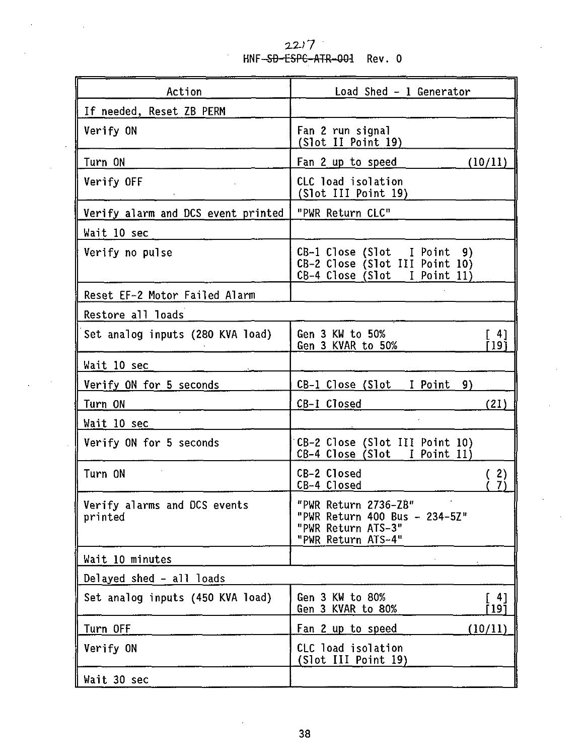| Action | Load Shed - 1 Generator |
|---|---|
| If needed, Reset ZB PERM | |
| Verify ON | Fan 2 run signal (Slot II Point 19) |
| Turn ON | Fan 2 up to speed (10/11) |
| Verify OFF | CLC load isolation (Slot III Point 19) |
| Verify alarm and DCS event printed | "PWR Return CLC" |
| Wait 10 sec | |
| Verify no pulse | CB-1 Close (Slot I Point 9)<br>CB-2 Close (Slot III Point 10)<br>CB-4 Close (Slot I Point 11) |
| Reset EF-2 Motor Failed Alarm | |
| Restore all loads | |
| Set analog inputs (280 KVA load) | Gen 3 KW to 50% [ 4]<br>Gen 3 KVAR to 50% [19] |
| Wait 10 sec | |
| Verify ON for 5 seconds | CB-1 Close (Slot I Point 9) |
| Turn ON | CB-1 Closed (21) |
| Wait 10 sec | |
| Verify ON for 5 seconds | CB-2 Close (Slot III Point 10)<br>CB-4 Close (Slot I Point 11) |
| Turn ON | CB-2 Closed ( 2)<br>CB-4 Closed ( 7) |
| Verify alarms and DCS events printed | "PWR Return 2736-ZB"<br>"PWR Return 400 Bus - 234-5Z"<br>"PWR Return ATS-3"<br>"PWR Return ATS-4" |
| Wait 10 minutes | |
| Delayed shed - all loads | |
| Set analog inputs (450 KVA load) | Gen 3 KW to 80% [ 4]<br>Gen 3 KVAR to 80% [19] |
| Turn OFF | Fan 2 up to speed (10/11) |
| Verify ON | CLC load isolation (Slot III Point 19) |
| Wait 30 sec | |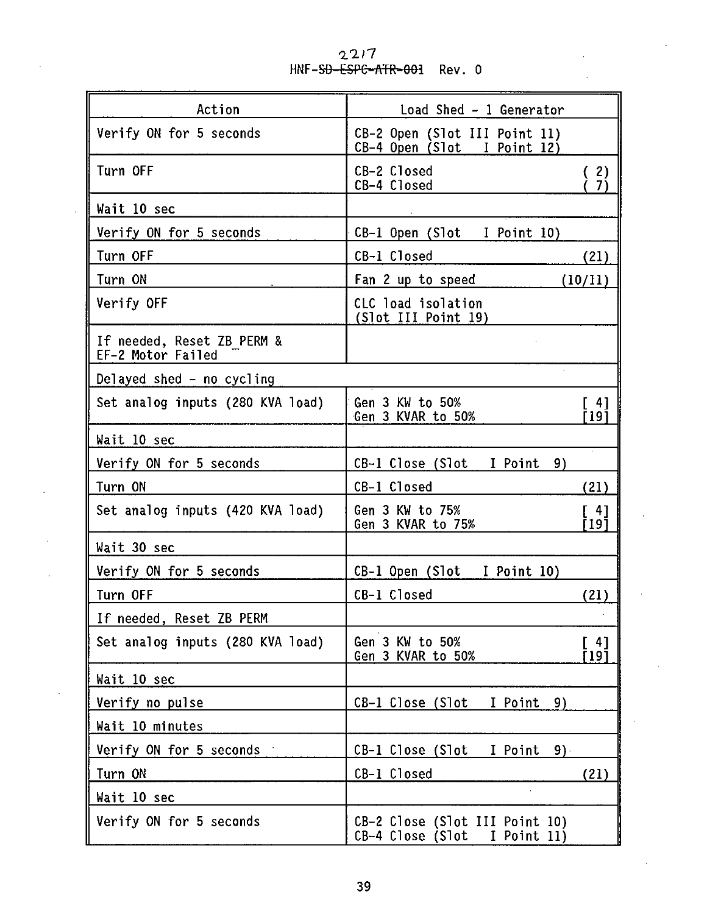| Action | Load Shed - 1 Generator |
|---|---|
| Verify ON for 5 seconds | CB-2 Open (Slot III Point 11)<br>CB-4 Open (Slot I Point 12) |
| Turn OFF | CB-2 Closed ( 2)<br>CB-4 Closed ( 7) |
| Wait 10 sec | |
| Verify ON for 5 seconds | CB-1 Open (Slot I Point 10) |
| Turn OFF | CB-1 Closed (21) |
| Turn ON | Fan 2 up to speed (10/11) |
| Verify OFF | CLC load isolation<br>(Slot III Point 19) |
| If needed, Reset ZB_PERM &<br>EF-2 Motor Failed | |
| Delayed shed - no cycling | |
| Set analog inputs (280 KVA load) | Gen 3 KW to 50% [ 4]<br>Gen 3 KVAR to 50% [19] |
| Wait 10 sec | |
| Verify ON for 5 seconds | CB-1 Close (Slot I Point 9) |
| Turn ON | CB-1 Closed (21) |
| Set analog inputs (420 KVA load) | Gen 3 KW to 75% [ 4]<br>Gen 3 KVAR to 75% [19] |
| Wait 30 sec | |
| Verify ON for 5 seconds | CB-1 Open (Slot I Point 10) |
| Turn OFF | CB-1 Closed (21) |
| If needed, Reset ZB PERM | |
| Set analog inputs (280 KVA load) | Gen 3 KW to 50% [ 4]<br>Gen 3 KVAR to 50% [19] |
| Wait 10 sec | |
| Verify no pulse | CB-1 Close (Slot I Point 9) |
| Wait 10 minutes | |
| Verify ON for 5 seconds | CB-1 Close (Slot I Point 9) |
| Turn ON | CB-1 Closed (21) |
| Wait 10 sec | |
| Verify ON for 5 seconds | CB-2 Close (Slot III Point 10)<br>CB-4 Close (Slot I Point 11) |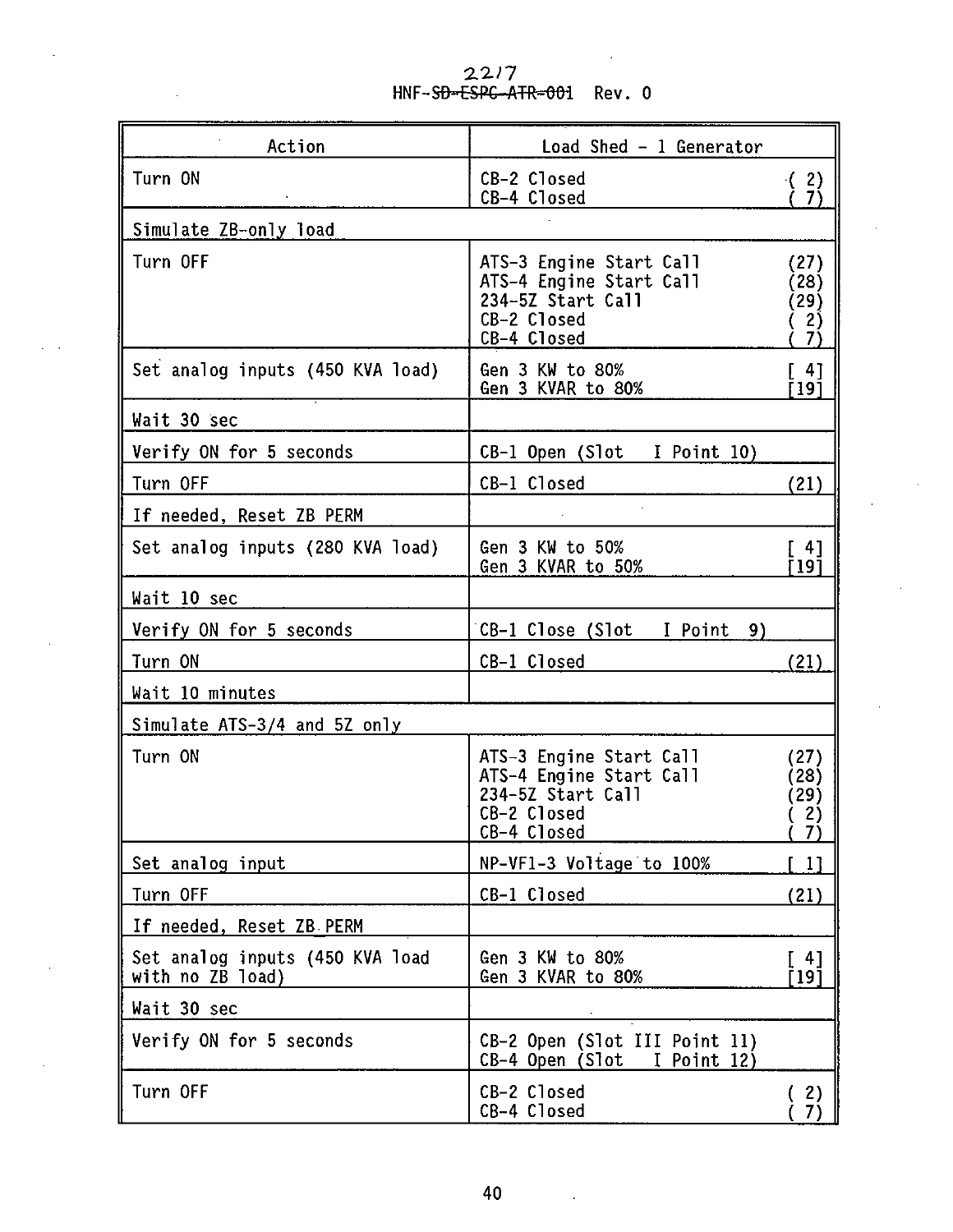| Action | Load Shed - 1 Generator |
|---|---|
| Turn ON | CB-2 Closed ( 2)<br>CB-4 Closed ( 7) |
| Simulate ZB-only load | |
| Turn OFF | ATS-3 Engine Start Call (27)<br>ATS-4 Engine Start Call (28)<br>234-5Z Start Call (29)<br>CB-2 Closed ( 2)<br>CB-4 Closed ( 7) |
| Set analog inputs (450 KVA load) | Gen 3 KW to 80% [ 4]<br>Gen 3 KVAR to 80% [19] |
| Wait 30 sec | |
| Verify ON for 5 seconds | CB-1 Open (Slot I Point 10) |
| Turn OFF | CB-1 Closed (21) |
| If needed, Reset ZB PERM | |
| Set analog inputs (280 KVA load) | Gen 3 KW to 50% [ 4]<br>Gen 3 KVAR to 50% [19] |
| Wait 10 sec | |
| Verify ON for 5 seconds | CB-1 Close (Slot I Point 9) |
| Turn ON | CB-1 Closed (21) |
| Wait 10 minutes | |
| Simulate ATS-3/4 and 5Z only | |
| Turn ON | ATS-3 Engine Start Call (27)<br>ATS-4 Engine Start Call (28)<br>234-5Z Start Call (29)<br>CB-2 Closed ( 2)<br>CB-4 Closed ( 7) |
| Set analog input | NP-VF1-3 Voltage to 100% [ 1] |
| Turn OFF | CB-1 Closed (21) |
| If needed, Reset ZB PERM | |
| Set analog inputs (450 KVA load with no ZB load) | Gen 3 KW to 80% [ 4]<br>Gen 3 KVAR to 80% [19] |
| Wait 30 sec | |
| Verify ON for 5 seconds | CB-2 Open (Slot III Point 11)<br>CB-4 Open (Slot I Point 12) |
| Turn OFF | CB-2 Closed ( 2)<br>CB-4 Closed ( 7) |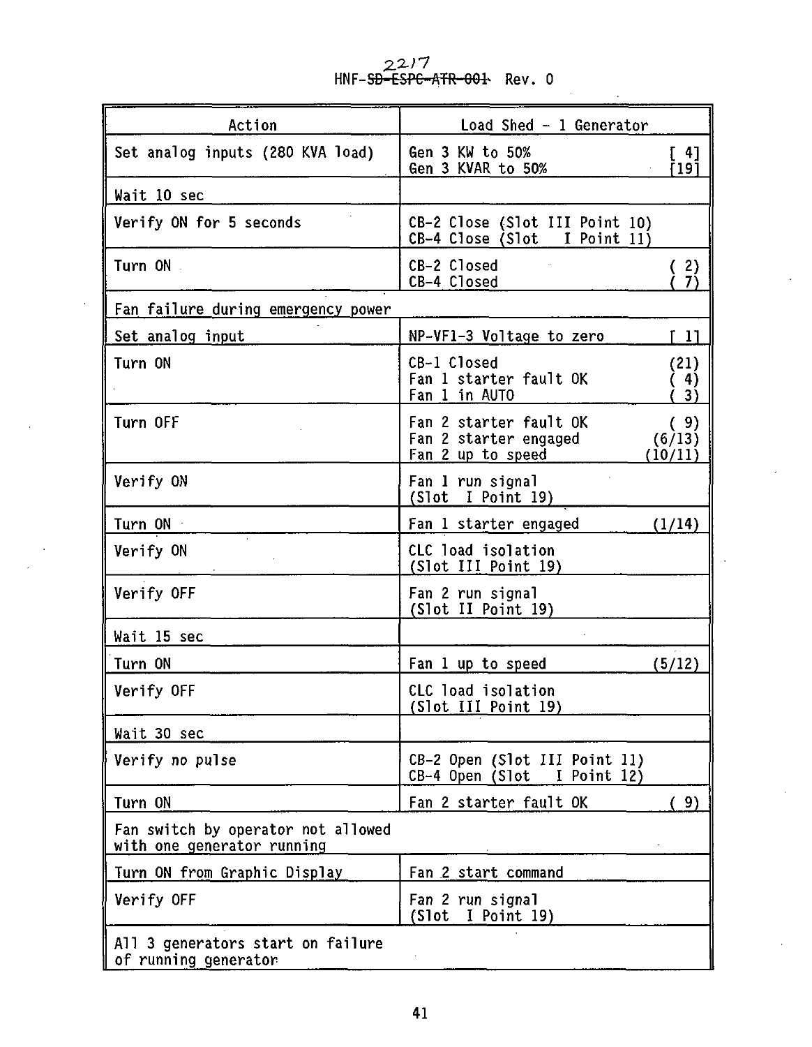| Action | Load Shed - 1 Generator |
|---|---|
| Set analog inputs (280 KVA load) | Gen 3 KW to 50% [ 4]<br>Gen 3 KVAR to 50% [19] |
| Wait 10 sec | |
| Verify ON for 5 seconds | CB-2 Close (Slot III Point 10)<br>CB-4 Close (Slot I Point 11) |
| Turn ON | CB-2 Closed ( 2)<br>CB-4 Closed ( 7) |
| Fan failure during emergency power | |
| Set analog input | NP-VF1-3 Voltage to zero [ 1] |
| Turn ON | CB-1 Closed (21)<br>Fan 1 starter fault OK ( 4)<br>Fan 1 in AUTO ( 3) |
| Turn OFF | Fan 2 starter fault OK ( 9)<br>Fan 2 starter engaged (6/13)<br>Fan 2 up to speed (10/11) |
| Verify ON | Fan 1 run signal<br>(Slot I Point 19) |
| Turn ON | Fan 1 starter engaged (1/14) |
| Verify ON | CLC load isolation<br>(Slot III Point 19) |
| Verify OFF | Fan 2 run signal<br>(Slot II Point 19) |
| Wait 15 sec | |
| Turn ON | Fan 1 up to speed (5/12) |
| Verify OFF | CLC load isolation<br>(Slot III Point 19) |
| Wait 30 sec | |
| Verify no pulse | CB-2 Open (Slot III Point 11)<br>CB-4 Open (Slot I Point 12) |
| Turn ON | Fan 2 starter fault OK ( 9) |
| Fan switch by operator not allowed with one generator running | |
| Turn ON from Graphic Display | Fan 2 start command |
| Verify OFF | Fan 2 run signal<br>(Slot I Point 19) |
| All 3 generators start on failure of running generator | |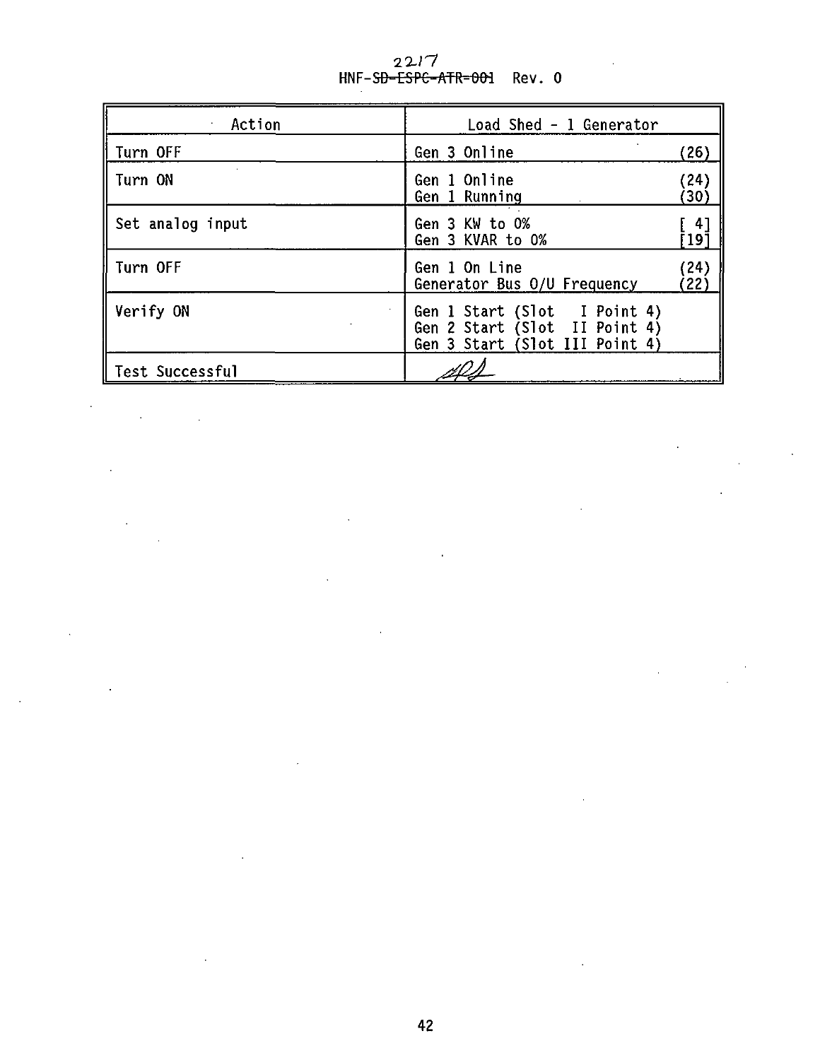| Action | Load Shed - 1 Generator | |
|---|---|---|
| Turn OFF | Gen 3 Online | (26) |
| Turn ON | Gen 1 Online<br>Gen 1 Running | (24)<br>(30) |
| Set analog input | Gen 3 KW to 0%<br>Gen 3 KVAR to 0% | [ 4]<br>[19] |
| Turn OFF | Gen 1 On Line<br>Generator Bus O/U Frequency | (24)<br>(22) |
| Verify ON | Gen 1 Start (Slot I Point 4)<br>Gen 2 Start (Slot II Point 4)<br>Gen 3 Start (Slot III Point 4) | |
| Test Successful | *[signature/initials]* | |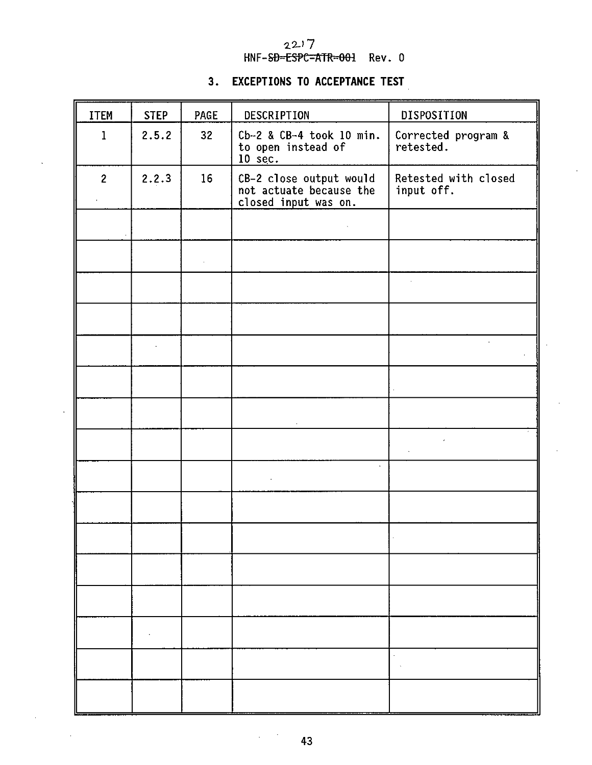## 3. EXCEPTIONS TO ACCEPTANCE TEST

| ITEM | STEP | PAGE | DESCRIPTION | DISPOSITION |
|---|---|---|---|---|
| 1 | 2.5.2 | 32 | Cb-2 & CB-4 took 10 min. to open instead of 10 sec. | Corrected program & retested. |
| 2 | 2.2.3 | 16 | CB-2 close output would not actuate because the closed input was on. | Retested with closed input off. |
| | | | | |
| | | | | |
| | | | | |
| | | | | |
| | | | | |
| | | | | |
| | | | | |
| | | | | |
| | | | | |
| | | | | |
| | | | | |
| | | | | |
| | | | | |
| | | | | |
| | | | | |
| | | | | |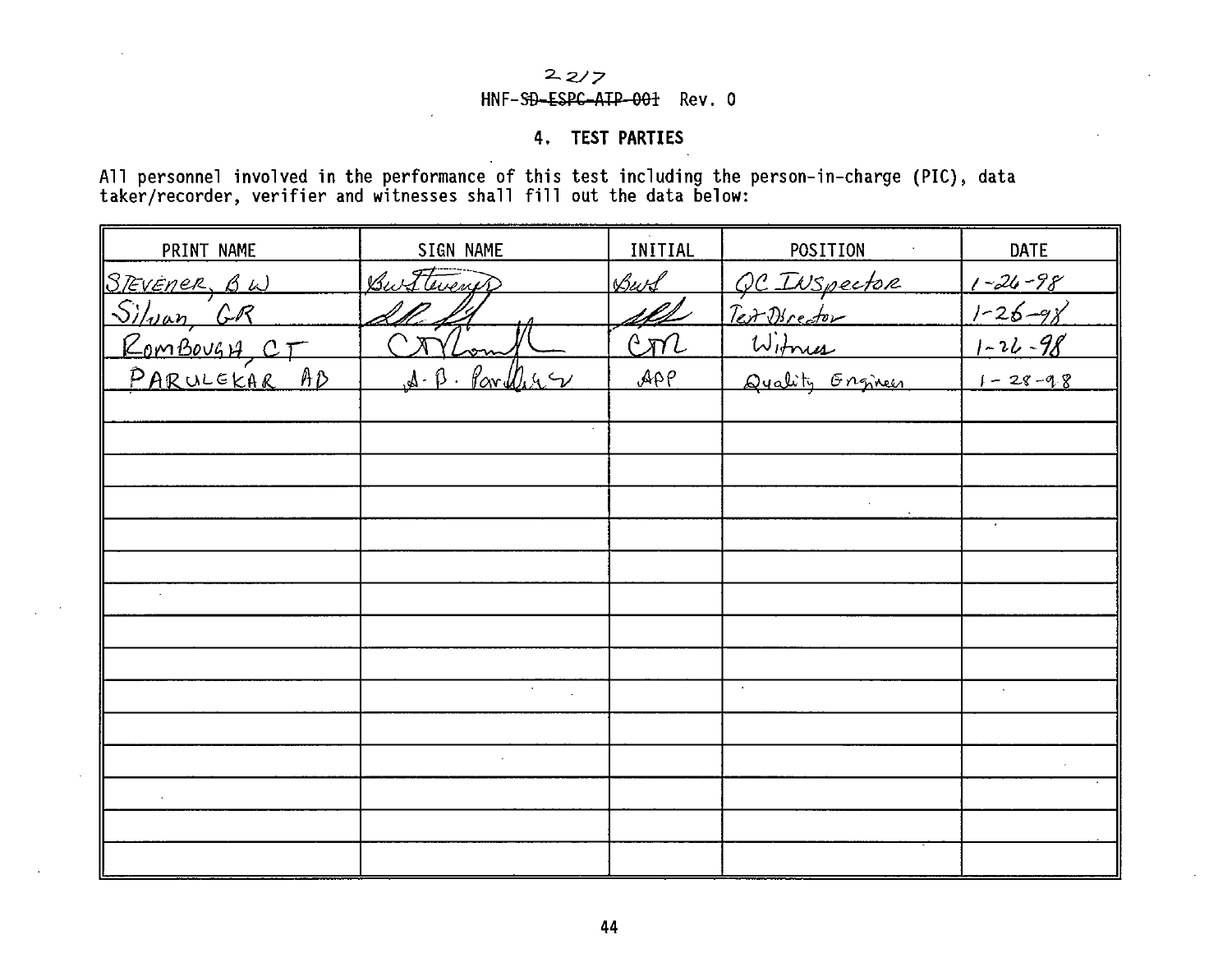2217
HNF-~~SD-ESPC-ATP-001~~ Rev. 0

## 4. TEST PARTIES

All personnel involved in the performance of this test including the person-in-charge (PIC), data taker/recorder, verifier and witnesses shall fill out the data below:

| PRINT NAME | SIGN NAME | INITIAL | POSITION | DATE |
|---|---|---|---|---|
| STEVENER, B W | B W Stevener | BWS | QC INSpector | 1-26-98 |
| Silvan, GR | G R Silvan | GRS | Test Director | 1-26-98 |
| ROMBOUGH, CT | C T Rombough | CTR | Witness | 1-26-98 |
| PARULEKAR AB | A. B. Parulekar | ABP | Quality Engineer | 1-28-98 |
| | | | | |
| | | | | |
| | | | | |
| | | | | |
| | | | | |
| | | | | |
| | | | | |
| | | | | |
| | | | | |
| | | | | |
| | | | | |
| | | | | |
| | | | | |
| | | | | |
| | | | | |
| | | | | |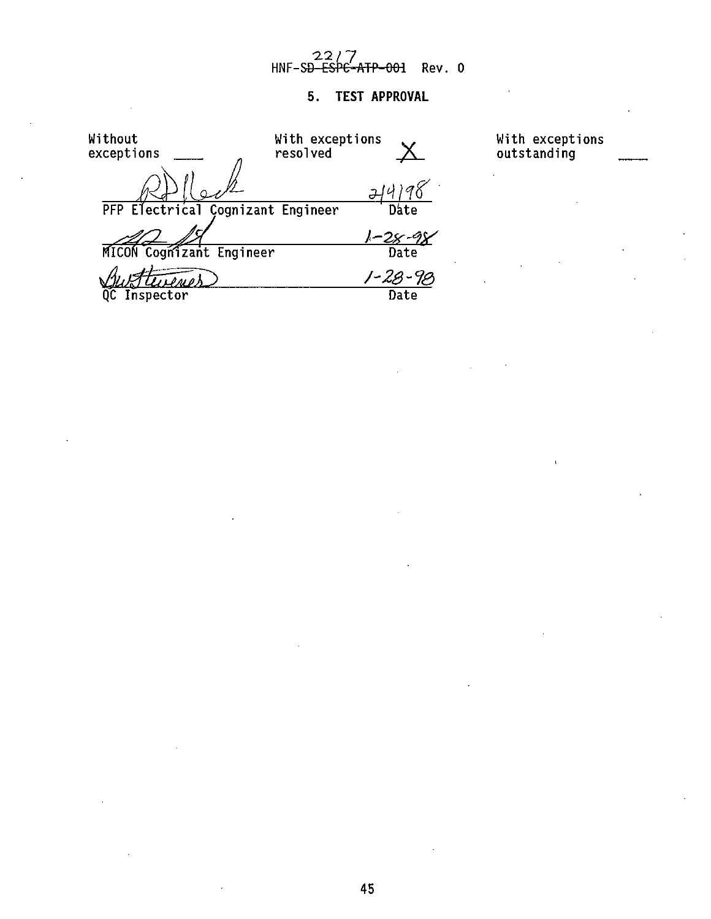HNF-~~SD-ESPC-ATP-001~~ 2217 Rev. 0

## 5. TEST APPROVAL

Without exceptions \_\_\_\_ With exceptions resolved X With exceptions outstanding \_\_\_\_

| | |
|---|---|
| (signature) | 2/4/98 |
| PFP Electrical Cognizant Engineer | Date |
| (signature) | 1-28-98 |
| MICON Cognizant Engineer | Date |
| (signature) | 1-28-98 |
| QC Inspector | Date |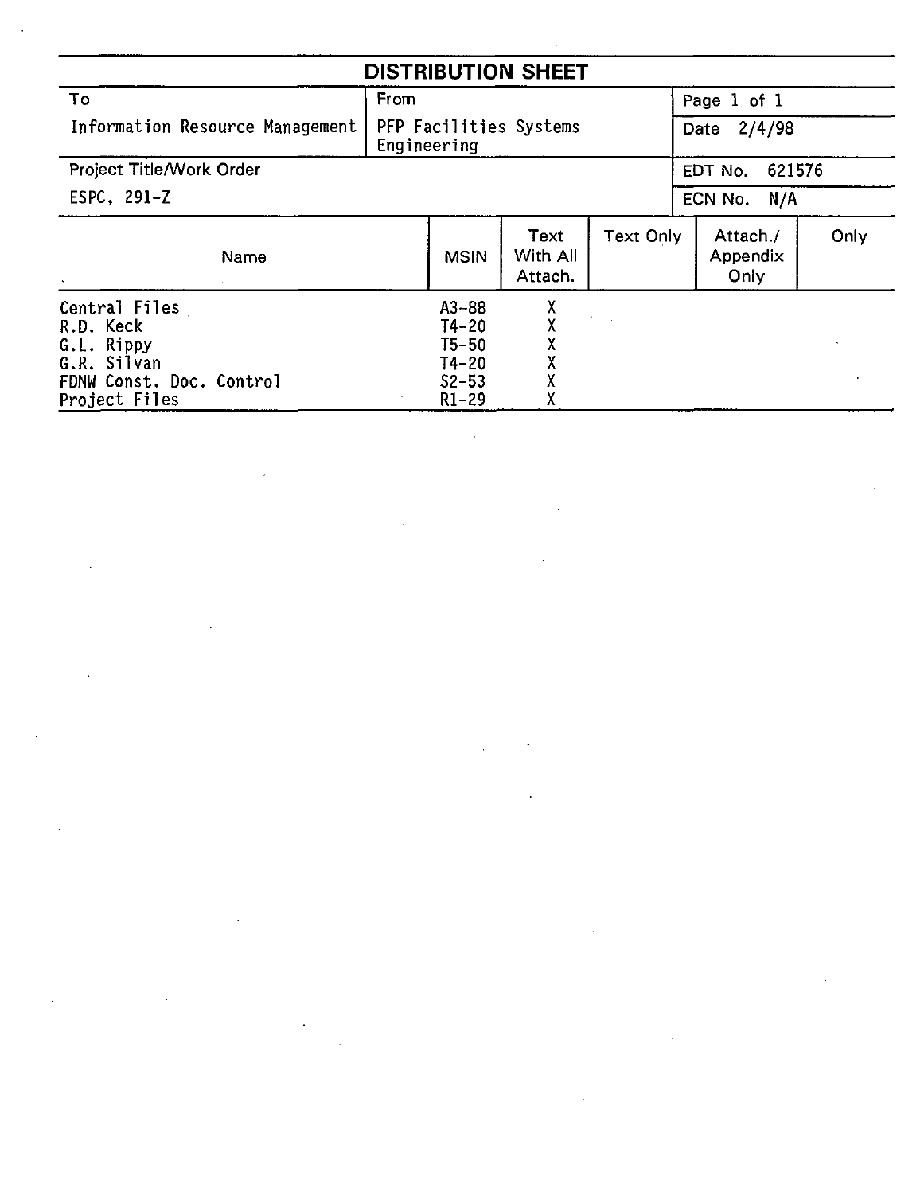# DISTRIBUTION SHEET

| | | |
|---|---|---|
| To | From | Page 1 of 1 |
| Information Resource Management | PFP Facilities Systems Engineering | Date 2/4/98 |
| Project Title/Work Order | | EDT No. 621576 |
| ESPC, 291-Z | | ECN No. N/A |

| Name | MSIN | Text With All Attach. | Text Only | Attach./ Appendix Only | Only |
|---|---|---|---|---|---|
| Central Files | A3-88 | X | | | |
| R.D. Keck | T4-20 | X | | | |
| G.L. Rippy | T5-50 | X | | | |
| G.R. Silvan | T4-20 | X | | | |
| FDNW Const. Doc. Control | S2-53 | X | | | |
| Project Files | R1-29 | X | | | |